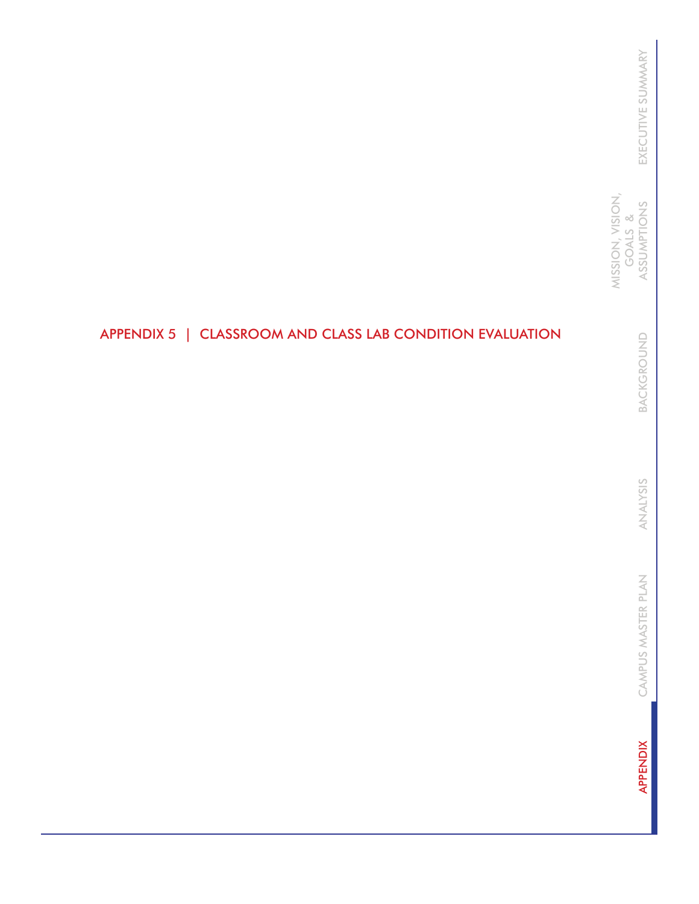# APPENDIX 5 | CLASSROOM AND CLASS LAB CONDITION EVALUATION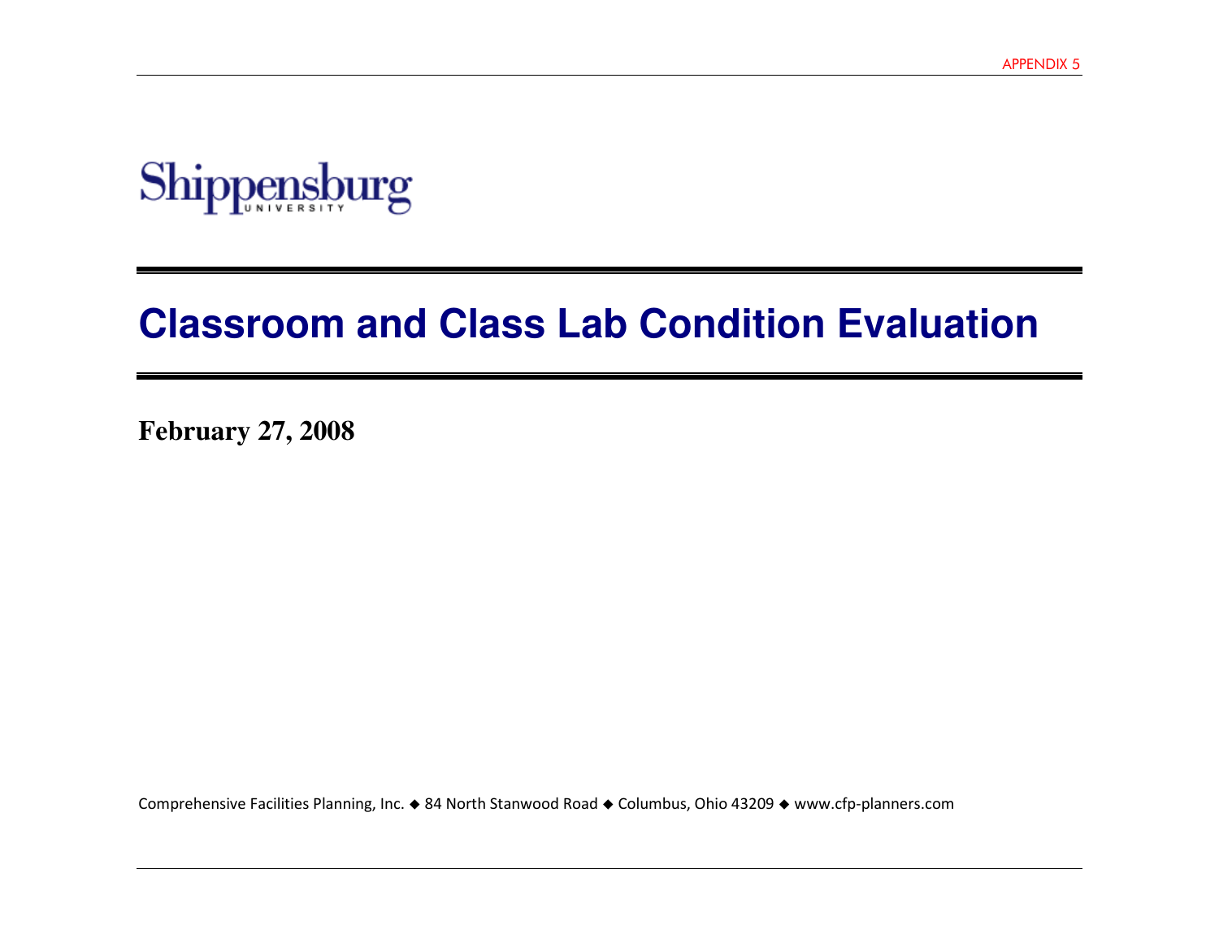Shippensburg
UNIVERSITY

# Classroom and Class Lab Condition Evaluation

**February 27, 2008**

Comprehensive Facilities Planning, Inc. ◆ 84 North Stanwood Road ◆ Columbus, Ohio 43209 ◆ www.cfp-planners.com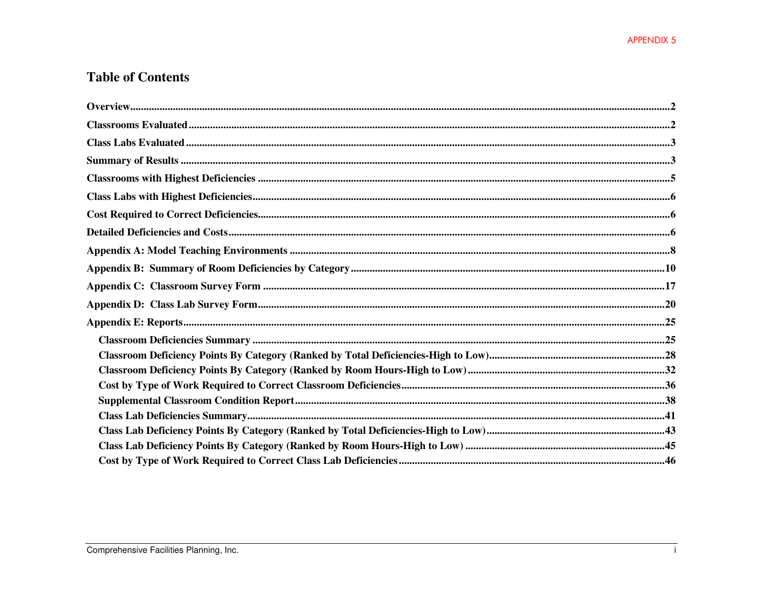# Table of Contents

**Overview** ....................................................................................... 2

**Classrooms Evaluated** ....................................................................................... 2

**Class Labs Evaluated** ....................................................................................... 3

**Summary of Results** ....................................................................................... 3

**Classrooms with Highest Deficiencies** ....................................................................................... 5

**Class Labs with Highest Deficiencies** ....................................................................................... 6

**Cost Required to Correct Deficiencies** ....................................................................................... 6

**Detailed Deficiencies and Costs** ....................................................................................... 6

**Appendix A: Model Teaching Environments** ....................................................................................... 8

**Appendix B: Summary of Room Deficiencies by Category** ....................................................................................... 10

**Appendix C: Classroom Survey Form** ....................................................................................... 17

**Appendix D: Class Lab Survey Form** ....................................................................................... 20

**Appendix E: Reports** ....................................................................................... 25

- **Classroom Deficiencies Summary** ....................................................................................... 25
- **Classroom Deficiency Points By Category (Ranked by Total Deficiencies-High to Low)** ....................................................................................... 28
- **Classroom Deficiency Points By Category (Ranked by Room Hours-High to Low)** ....................................................................................... 32
- **Cost by Type of Work Required to Correct Classroom Deficiencies** ....................................................................................... 36
- **Supplemental Classroom Condition Report** ....................................................................................... 38
- **Class Lab Deficiencies Summary** ....................................................................................... 41
- **Class Lab Deficiency Points By Category (Ranked by Total Deficiencies-High to Low)** ....................................................................................... 43
- **Class Lab Deficiency Points By Category (Ranked by Room Hours-High to Low)** ....................................................................................... 45
- **Cost by Type of Work Required to Correct Class Lab Deficiencies** ....................................................................................... 46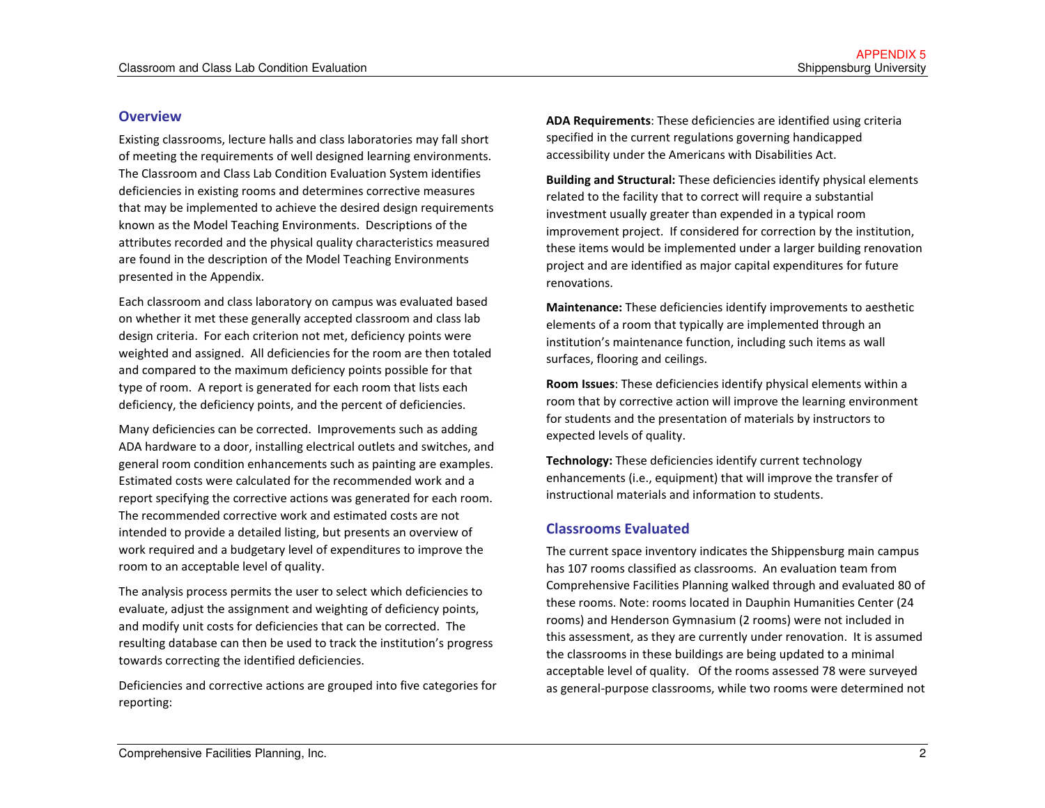## Overview

Existing classrooms, lecture halls and class laboratories may fall short of meeting the requirements of well designed learning environments. The Classroom and Class Lab Condition Evaluation System identifies deficiencies in existing rooms and determines corrective measures that may be implemented to achieve the desired design requirements known as the Model Teaching Environments. Descriptions of the attributes recorded and the physical quality characteristics measured are found in the description of the Model Teaching Environments presented in the Appendix.

Each classroom and class laboratory on campus was evaluated based on whether it met these generally accepted classroom and class lab design criteria. For each criterion not met, deficiency points were weighted and assigned. All deficiencies for the room are then totaled and compared to the maximum deficiency points possible for that type of room. A report is generated for each room that lists each deficiency, the deficiency points, and the percent of deficiencies.

Many deficiencies can be corrected. Improvements such as adding ADA hardware to a door, installing electrical outlets and switches, and general room condition enhancements such as painting are examples. Estimated costs were calculated for the recommended work and a report specifying the corrective actions was generated for each room. The recommended corrective work and estimated costs are not intended to provide a detailed listing, but presents an overview of work required and a budgetary level of expenditures to improve the room to an acceptable level of quality.

The analysis process permits the user to select which deficiencies to evaluate, adjust the assignment and weighting of deficiency points, and modify unit costs for deficiencies that can be corrected. The resulting database can then be used to track the institution's progress towards correcting the identified deficiencies.

Deficiencies and corrective actions are grouped into five categories for reporting:

**ADA Requirements**: These deficiencies are identified using criteria specified in the current regulations governing handicapped accessibility under the Americans with Disabilities Act.

**Building and Structural:** These deficiencies identify physical elements related to the facility that to correct will require a substantial investment usually greater than expended in a typical room improvement project. If considered for correction by the institution, these items would be implemented under a larger building renovation project and are identified as major capital expenditures for future renovations.

**Maintenance:** These deficiencies identify improvements to aesthetic elements of a room that typically are implemented through an institution's maintenance function, including such items as wall surfaces, flooring and ceilings.

**Room Issues**: These deficiencies identify physical elements within a room that by corrective action will improve the learning environment for students and the presentation of materials by instructors to expected levels of quality.

**Technology:** These deficiencies identify current technology enhancements (i.e., equipment) that will improve the transfer of instructional materials and information to students.

## Classrooms Evaluated

The current space inventory indicates the Shippensburg main campus has 107 rooms classified as classrooms. An evaluation team from Comprehensive Facilities Planning walked through and evaluated 80 of these rooms. Note: rooms located in Dauphin Humanities Center (24 rooms) and Henderson Gymnasium (2 rooms) were not included in this assessment, as they are currently under renovation. It is assumed the classrooms in these buildings are being updated to a minimal acceptable level of quality. Of the rooms assessed 78 were surveyed as general-purpose classrooms, while two rooms were determined not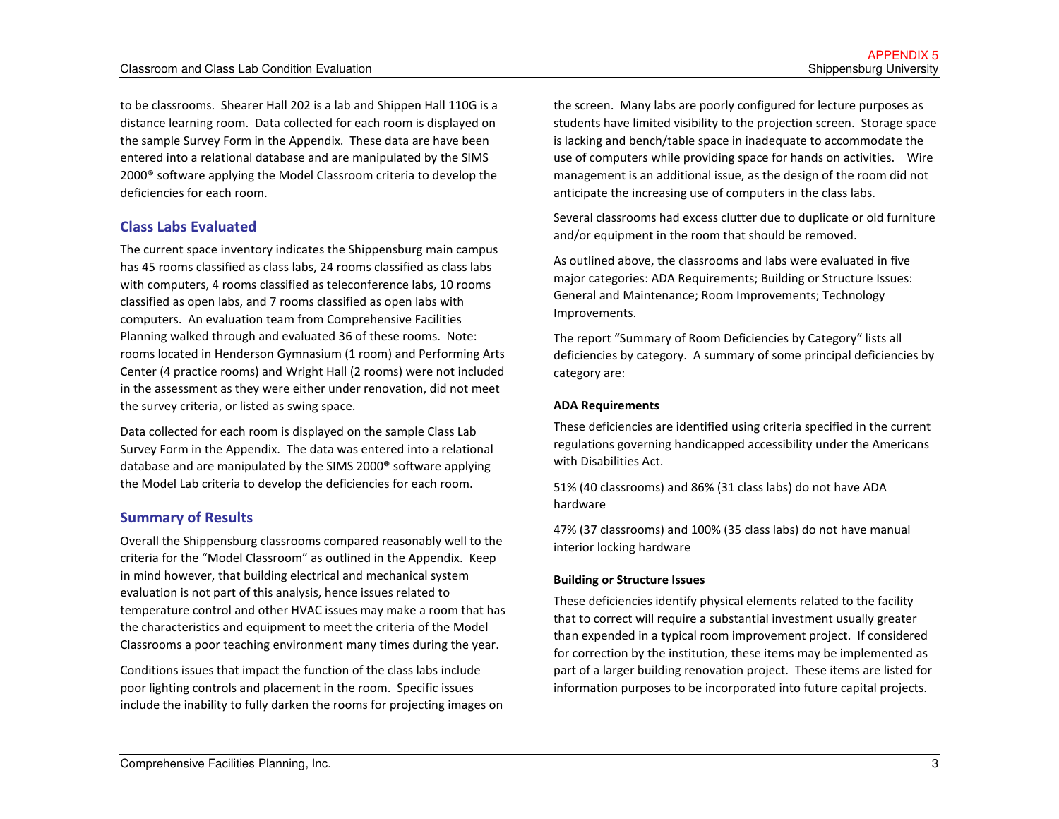to be classrooms. Shearer Hall 202 is a lab and Shippen Hall 110G is a distance learning room. Data collected for each room is displayed on the sample Survey Form in the Appendix. These data are have been entered into a relational database and are manipulated by the SIMS 2000® software applying the Model Classroom criteria to develop the deficiencies for each room.

## Class Labs Evaluated

The current space inventory indicates the Shippensburg main campus has 45 rooms classified as class labs, 24 rooms classified as class labs with computers, 4 rooms classified as teleconference labs, 10 rooms classified as open labs, and 7 rooms classified as open labs with computers. An evaluation team from Comprehensive Facilities Planning walked through and evaluated 36 of these rooms. Note: rooms located in Henderson Gymnasium (1 room) and Performing Arts Center (4 practice rooms) and Wright Hall (2 rooms) were not included in the assessment as they were either under renovation, did not meet the survey criteria, or listed as swing space.

Data collected for each room is displayed on the sample Class Lab Survey Form in the Appendix. The data was entered into a relational database and are manipulated by the SIMS 2000® software applying the Model Lab criteria to develop the deficiencies for each room.

## Summary of Results

Overall the Shippensburg classrooms compared reasonably well to the criteria for the "Model Classroom" as outlined in the Appendix. Keep in mind however, that building electrical and mechanical system evaluation is not part of this analysis, hence issues related to temperature control and other HVAC issues may make a room that has the characteristics and equipment to meet the criteria of the Model Classrooms a poor teaching environment many times during the year.

Conditions issues that impact the function of the class labs include poor lighting controls and placement in the room. Specific issues include the inability to fully darken the rooms for projecting images on the screen. Many labs are poorly configured for lecture purposes as students have limited visibility to the projection screen. Storage space is lacking and bench/table space in inadequate to accommodate the use of computers while providing space for hands on activities. Wire management is an additional issue, as the design of the room did not anticipate the increasing use of computers in the class labs.

Several classrooms had excess clutter due to duplicate or old furniture and/or equipment in the room that should be removed.

As outlined above, the classrooms and labs were evaluated in five major categories: ADA Requirements; Building or Structure Issues: General and Maintenance; Room Improvements; Technology Improvements.

The report "Summary of Room Deficiencies by Category" lists all deficiencies by category. A summary of some principal deficiencies by category are:

**ADA Requirements**

These deficiencies are identified using criteria specified in the current regulations governing handicapped accessibility under the Americans with Disabilities Act.

51% (40 classrooms) and 86% (31 class labs) do not have ADA hardware

47% (37 classrooms) and 100% (35 class labs) do not have manual interior locking hardware

**Building or Structure Issues**

These deficiencies identify physical elements related to the facility that to correct will require a substantial investment usually greater than expended in a typical room improvement project. If considered for correction by the institution, these items may be implemented as part of a larger building renovation project. These items are listed for information purposes to be incorporated into future capital projects.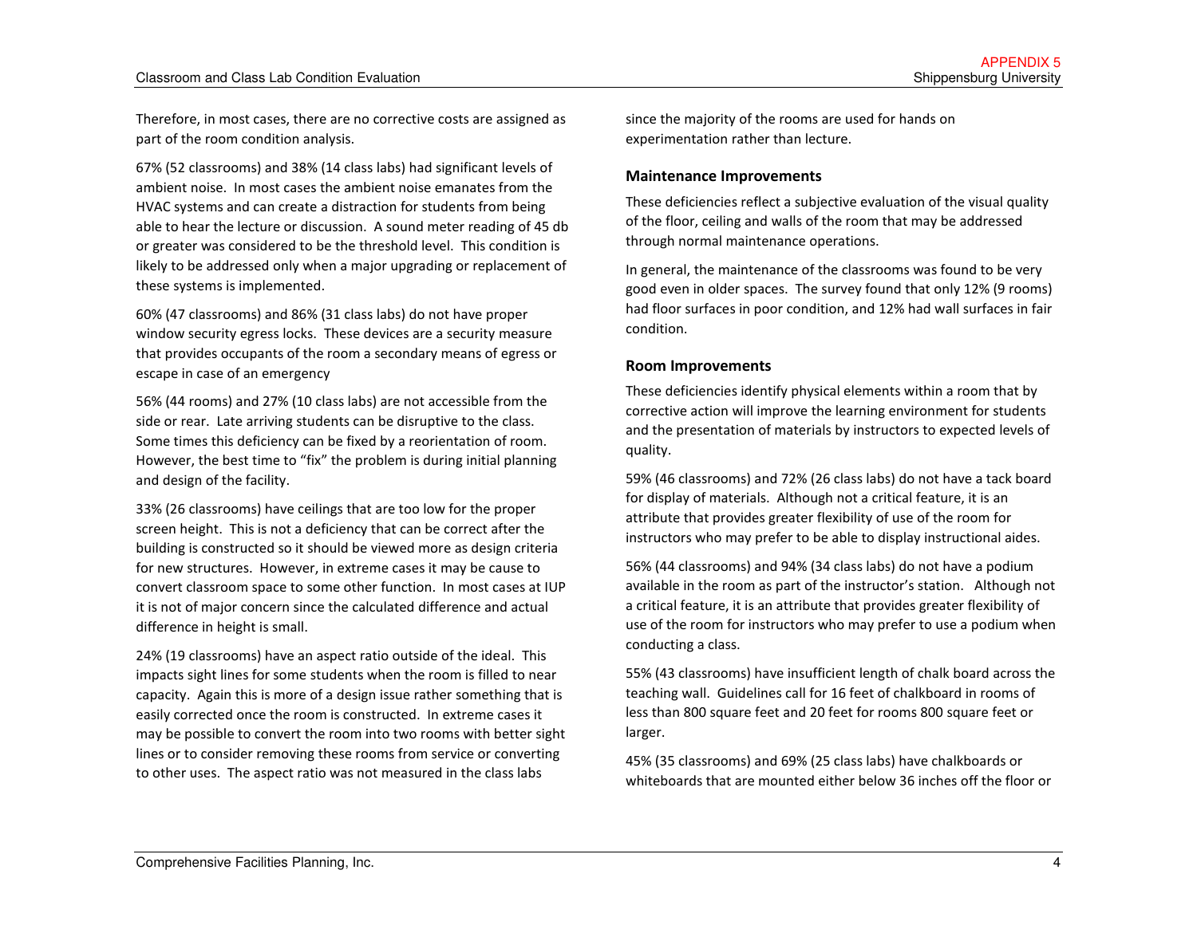Therefore, in most cases, there are no corrective costs are assigned as part of the room condition analysis.

67% (52 classrooms) and 38% (14 class labs) had significant levels of ambient noise. In most cases the ambient noise emanates from the HVAC systems and can create a distraction for students from being able to hear the lecture or discussion. A sound meter reading of 45 db or greater was considered to be the threshold level. This condition is likely to be addressed only when a major upgrading or replacement of these systems is implemented.

60% (47 classrooms) and 86% (31 class labs) do not have proper window security egress locks. These devices are a security measure that provides occupants of the room a secondary means of egress or escape in case of an emergency

56% (44 rooms) and 27% (10 class labs) are not accessible from the side or rear. Late arriving students can be disruptive to the class. Some times this deficiency can be fixed by a reorientation of room. However, the best time to "fix" the problem is during initial planning and design of the facility.

33% (26 classrooms) have ceilings that are too low for the proper screen height. This is not a deficiency that can be correct after the building is constructed so it should be viewed more as design criteria for new structures. However, in extreme cases it may be cause to convert classroom space to some other function. In most cases at IUP it is not of major concern since the calculated difference and actual difference in height is small.

24% (19 classrooms) have an aspect ratio outside of the ideal. This impacts sight lines for some students when the room is filled to near capacity. Again this is more of a design issue rather something that is easily corrected once the room is constructed. In extreme cases it may be possible to convert the room into two rooms with better sight lines or to consider removing these rooms from service or converting to other uses. The aspect ratio was not measured in the class labs since the majority of the rooms are used for hands on experimentation rather than lecture.

### Maintenance Improvements

These deficiencies reflect a subjective evaluation of the visual quality of the floor, ceiling and walls of the room that may be addressed through normal maintenance operations.

In general, the maintenance of the classrooms was found to be very good even in older spaces. The survey found that only 12% (9 rooms) had floor surfaces in poor condition, and 12% had wall surfaces in fair condition.

### Room Improvements

These deficiencies identify physical elements within a room that by corrective action will improve the learning environment for students and the presentation of materials by instructors to expected levels of quality.

59% (46 classrooms) and 72% (26 class labs) do not have a tack board for display of materials. Although not a critical feature, it is an attribute that provides greater flexibility of use of the room for instructors who may prefer to be able to display instructional aides.

56% (44 classrooms) and 94% (34 class labs) do not have a podium available in the room as part of the instructor's station. Although not a critical feature, it is an attribute that provides greater flexibility of use of the room for instructors who may prefer to use a podium when conducting a class.

55% (43 classrooms) have insufficient length of chalk board across the teaching wall. Guidelines call for 16 feet of chalkboard in rooms of less than 800 square feet and 20 feet for rooms 800 square feet or larger.

45% (35 classrooms) and 69% (25 class labs) have chalkboards or whiteboards that are mounted either below 36 inches off the floor or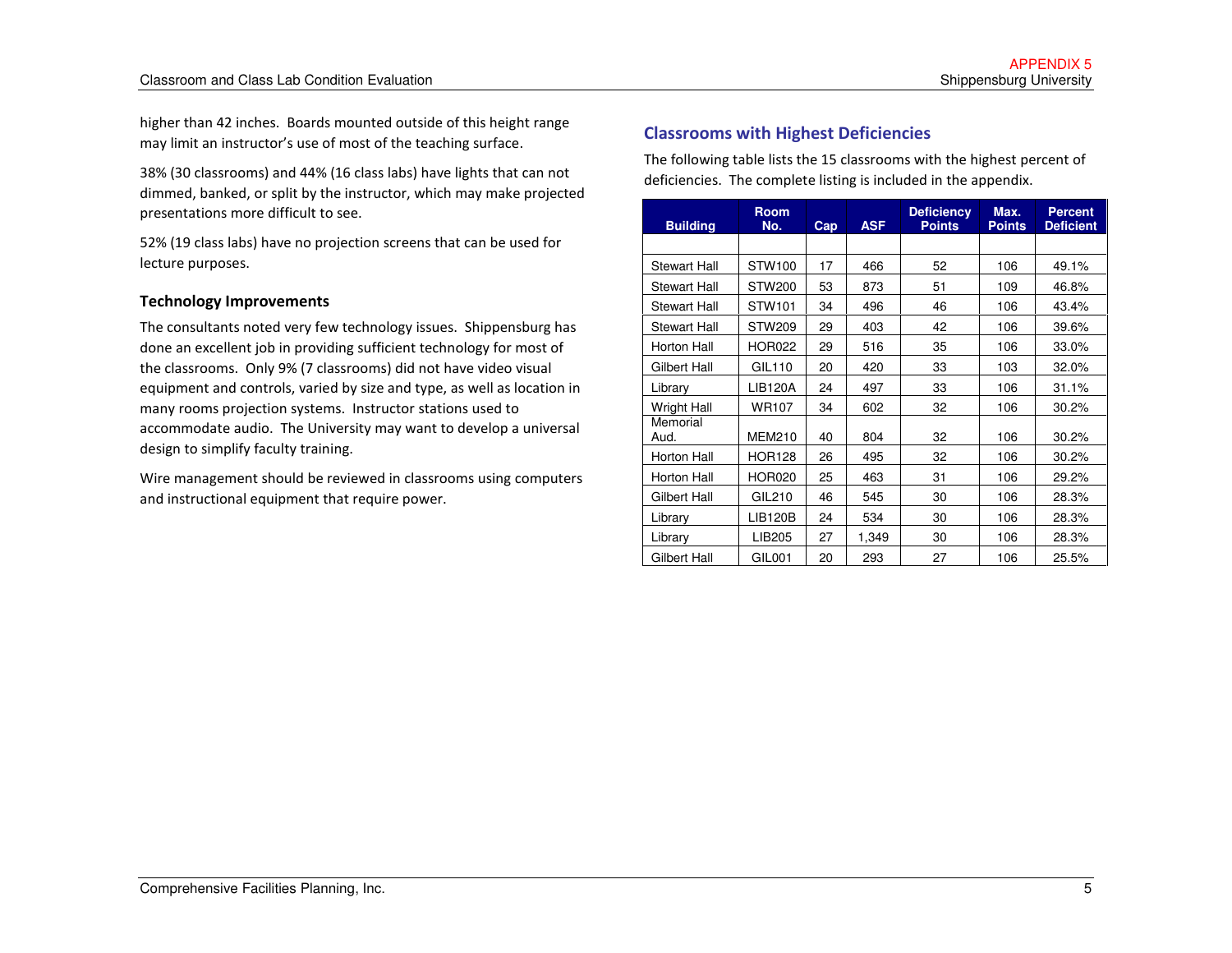higher than 42 inches. Boards mounted outside of this height range may limit an instructor's use of most of the teaching surface.

38% (30 classrooms) and 44% (16 class labs) have lights that can not dimmed, banked, or split by the instructor, which may make projected presentations more difficult to see.

52% (19 class labs) have no projection screens that can be used for lecture purposes.

### Technology Improvements

The consultants noted very few technology issues. Shippensburg has done an excellent job in providing sufficient technology for most of the classrooms. Only 9% (7 classrooms) did not have video visual equipment and controls, varied by size and type, as well as location in many rooms projection systems. Instructor stations used to accommodate audio. The University may want to develop a universal design to simplify faculty training.

Wire management should be reviewed in classrooms using computers and instructional equipment that require power.

## Classrooms with Highest Deficiencies

The following table lists the 15 classrooms with the highest percent of deficiencies. The complete listing is included in the appendix.

| Building | Room No. | Cap | ASF | Deficiency Points | Max. Points | Percent Deficient |
|---|---|---|---|---|---|---|
| Stewart Hall | STW100 | 17 | 466 | 52 | 106 | 49.1% |
| Stewart Hall | STW200 | 53 | 873 | 51 | 109 | 46.8% |
| Stewart Hall | STW101 | 34 | 496 | 46 | 106 | 43.4% |
| Stewart Hall | STW209 | 29 | 403 | 42 | 106 | 39.6% |
| Horton Hall | HOR022 | 29 | 516 | 35 | 106 | 33.0% |
| Gilbert Hall | GIL110 | 20 | 420 | 33 | 103 | 32.0% |
| Library | LIB120A | 24 | 497 | 33 | 106 | 31.1% |
| Wright Hall | WR107 | 34 | 602 | 32 | 106 | 30.2% |
| Memorial Aud. | MEM210 | 40 | 804 | 32 | 106 | 30.2% |
| Horton Hall | HOR128 | 26 | 495 | 32 | 106 | 30.2% |
| Horton Hall | HOR020 | 25 | 463 | 31 | 106 | 29.2% |
| Gilbert Hall | GIL210 | 46 | 545 | 30 | 106 | 28.3% |
| Library | LIB120B | 24 | 534 | 30 | 106 | 28.3% |
| Library | LIB205 | 27 | 1,349 | 30 | 106 | 28.3% |
| Gilbert Hall | GIL001 | 20 | 293 | 27 | 106 | 25.5% |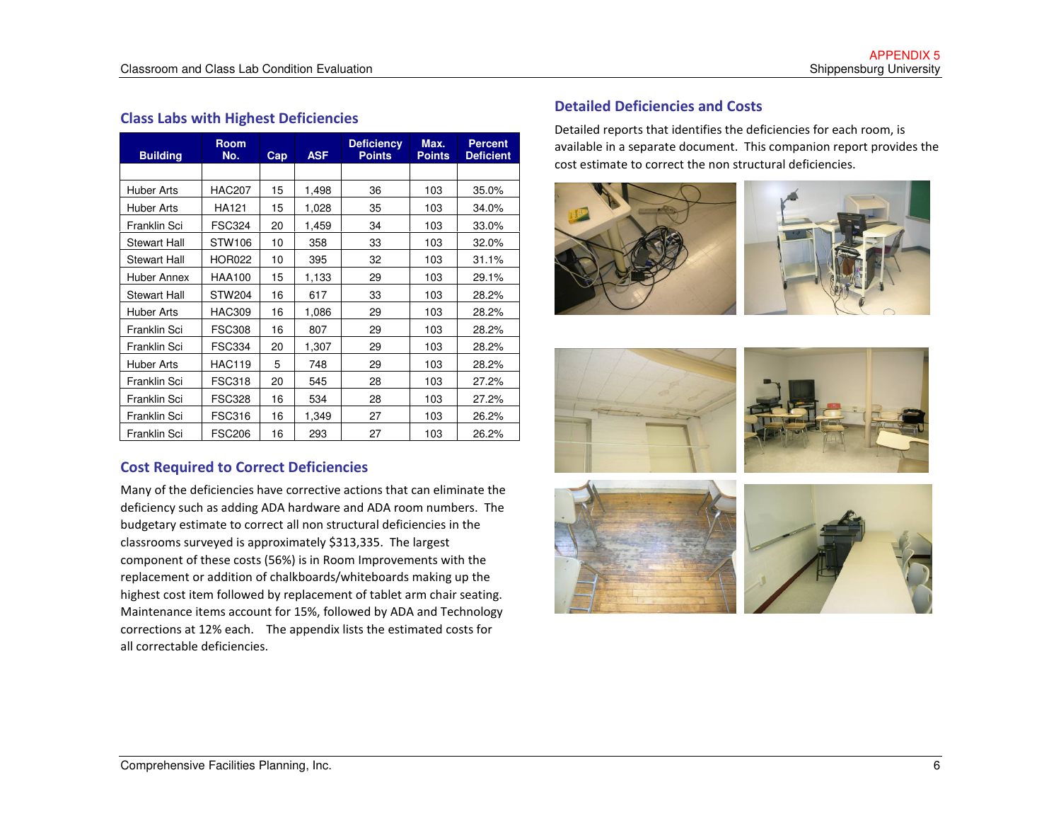## Class Labs with Highest Deficiencies

| Building | Room No. | Cap | ASF | Deficiency Points | Max. Points | Percent Deficient |
|---|---|---|---|---|---|---|
| | | | | | | |
| Huber Arts | HAC207 | 15 | 1,498 | 36 | 103 | 35.0% |
| Huber Arts | HA121 | 15 | 1,028 | 35 | 103 | 34.0% |
| Franklin Sci | FSC324 | 20 | 1,459 | 34 | 103 | 33.0% |
| Stewart Hall | STW106 | 10 | 358 | 33 | 103 | 32.0% |
| Stewart Hall | HOR022 | 10 | 395 | 32 | 103 | 31.1% |
| Huber Annex | HAA100 | 15 | 1,133 | 29 | 103 | 29.1% |
| Stewart Hall | STW204 | 16 | 617 | 33 | 103 | 28.2% |
| Huber Arts | HAC309 | 16 | 1,086 | 29 | 103 | 28.2% |
| Franklin Sci | FSC308 | 16 | 807 | 29 | 103 | 28.2% |
| Franklin Sci | FSC334 | 20 | 1,307 | 29 | 103 | 28.2% |
| Huber Arts | HAC119 | 5 | 748 | 29 | 103 | 28.2% |
| Franklin Sci | FSC318 | 20 | 545 | 28 | 103 | 27.2% |
| Franklin Sci | FSC328 | 16 | 534 | 28 | 103 | 27.2% |
| Franklin Sci | FSC316 | 16 | 1,349 | 27 | 103 | 26.2% |
| Franklin Sci | FSC206 | 16 | 293 | 27 | 103 | 26.2% |

## Cost Required to Correct Deficiencies

Many of the deficiencies have corrective actions that can eliminate the deficiency such as adding ADA hardware and ADA room numbers. The budgetary estimate to correct all non structural deficiencies in the classrooms surveyed is approximately $313,335. The largest component of these costs (56%) is in Room Improvements with the replacement or addition of chalkboards/whiteboards making up the highest cost item followed by replacement of tablet arm chair seating. Maintenance items account for 15%, followed by ADA and Technology corrections at 12% each. The appendix lists the estimated costs for all correctable deficiencies.

## Detailed Deficiencies and Costs

Detailed reports that identifies the deficiencies for each room, is available in a separate document. This companion report provides the cost estimate to correct the non structural deficiencies.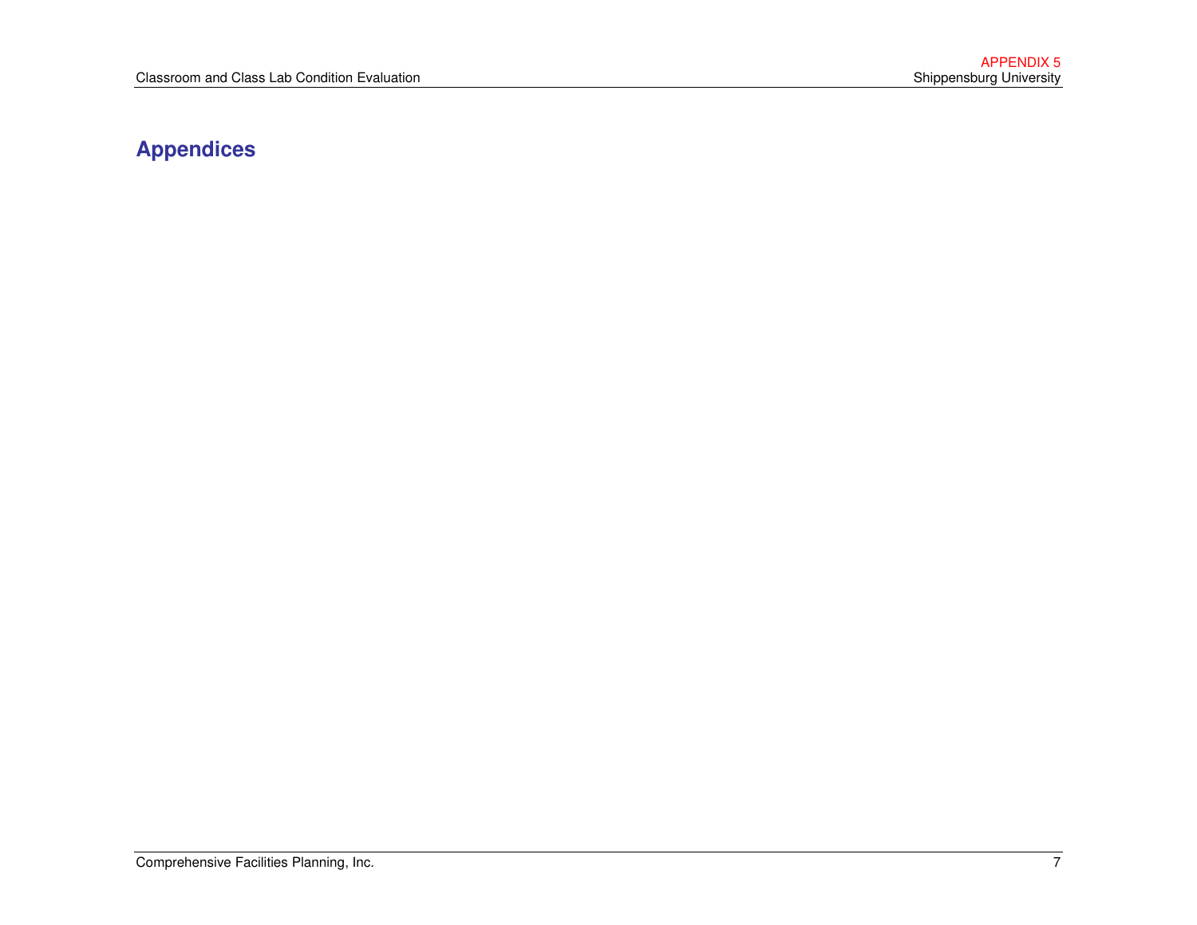# Appendices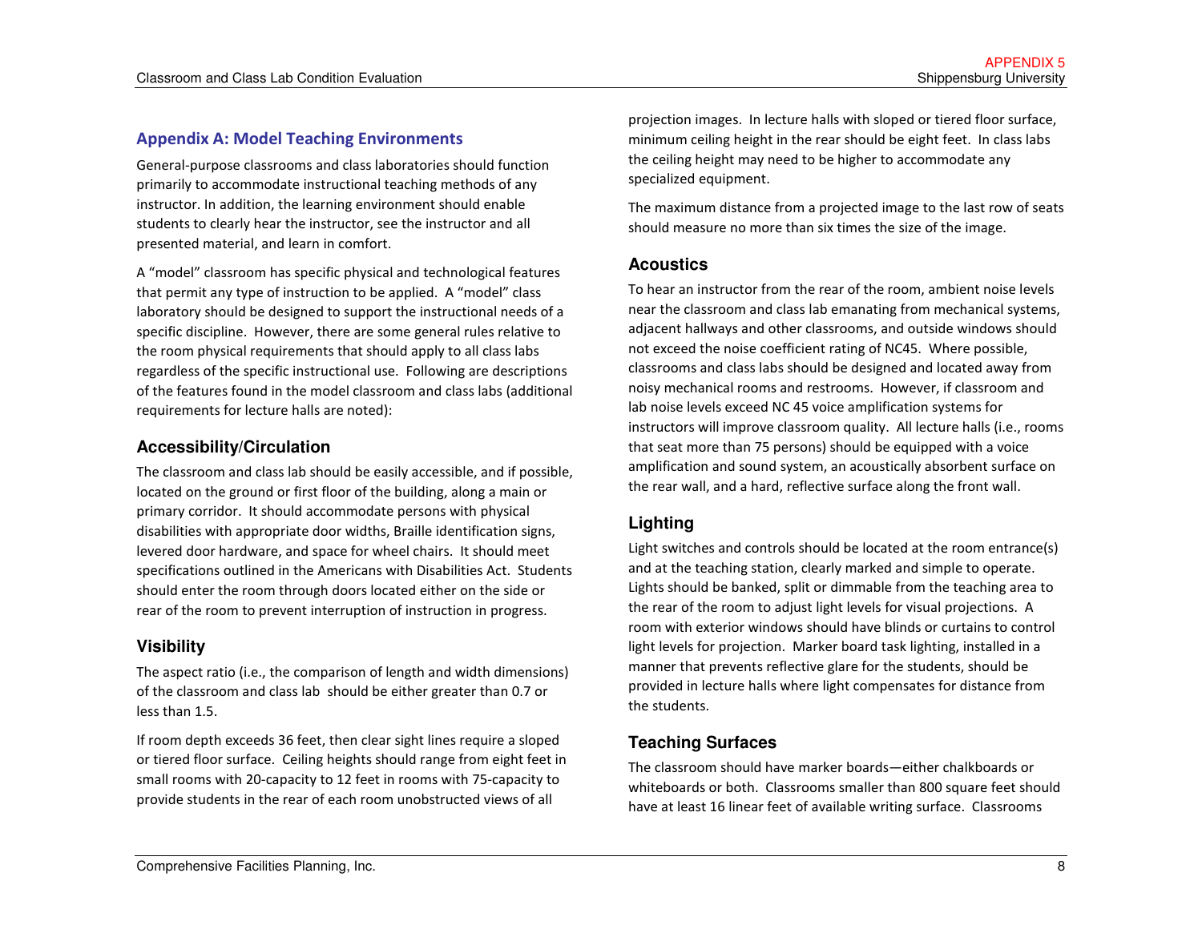## Appendix A: Model Teaching Environments

General-purpose classrooms and class laboratories should function primarily to accommodate instructional teaching methods of any instructor. In addition, the learning environment should enable students to clearly hear the instructor, see the instructor and all presented material, and learn in comfort.

A "model" classroom has specific physical and technological features that permit any type of instruction to be applied. A "model" class laboratory should be designed to support the instructional needs of a specific discipline. However, there are some general rules relative to the room physical requirements that should apply to all class labs regardless of the specific instructional use. Following are descriptions of the features found in the model classroom and class labs (additional requirements for lecture halls are noted):

### Accessibility/Circulation

The classroom and class lab should be easily accessible, and if possible, located on the ground or first floor of the building, along a main or primary corridor. It should accommodate persons with physical disabilities with appropriate door widths, Braille identification signs, levered door hardware, and space for wheel chairs. It should meet specifications outlined in the Americans with Disabilities Act. Students should enter the room through doors located either on the side or rear of the room to prevent interruption of instruction in progress.

### Visibility

The aspect ratio (i.e., the comparison of length and width dimensions) of the classroom and class lab should be either greater than 0.7 or less than 1.5.

If room depth exceeds 36 feet, then clear sight lines require a sloped or tiered floor surface. Ceiling heights should range from eight feet in small rooms with 20-capacity to 12 feet in rooms with 75-capacity to provide students in the rear of each room unobstructed views of all projection images. In lecture halls with sloped or tiered floor surface, minimum ceiling height in the rear should be eight feet. In class labs the ceiling height may need to be higher to accommodate any specialized equipment.

The maximum distance from a projected image to the last row of seats should measure no more than six times the size of the image.

### Acoustics

To hear an instructor from the rear of the room, ambient noise levels near the classroom and class lab emanating from mechanical systems, adjacent hallways and other classrooms, and outside windows should not exceed the noise coefficient rating of NC45. Where possible, classrooms and class labs should be designed and located away from noisy mechanical rooms and restrooms. However, if classroom and lab noise levels exceed NC 45 voice amplification systems for instructors will improve classroom quality. All lecture halls (i.e., rooms that seat more than 75 persons) should be equipped with a voice amplification and sound system, an acoustically absorbent surface on the rear wall, and a hard, reflective surface along the front wall.

### Lighting

Light switches and controls should be located at the room entrance(s) and at the teaching station, clearly marked and simple to operate. Lights should be banked, split or dimmable from the teaching area to the rear of the room to adjust light levels for visual projections. A room with exterior windows should have blinds or curtains to control light levels for projection. Marker board task lighting, installed in a manner that prevents reflective glare for the students, should be provided in lecture halls where light compensates for distance from the students.

### Teaching Surfaces

The classroom should have marker boards—either chalkboards or whiteboards or both. Classrooms smaller than 800 square feet should have at least 16 linear feet of available writing surface. Classrooms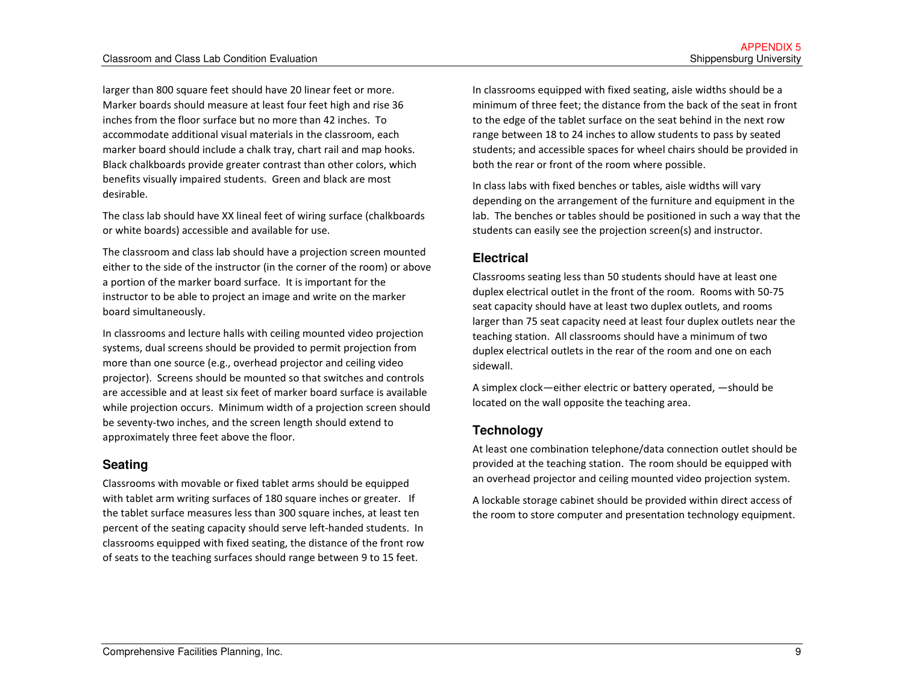larger than 800 square feet should have 20 linear feet or more. Marker boards should measure at least four feet high and rise 36 inches from the floor surface but no more than 42 inches. To accommodate additional visual materials in the classroom, each marker board should include a chalk tray, chart rail and map hooks. Black chalkboards provide greater contrast than other colors, which benefits visually impaired students. Green and black are most desirable.

The class lab should have XX lineal feet of wiring surface (chalkboards or white boards) accessible and available for use.

The classroom and class lab should have a projection screen mounted either to the side of the instructor (in the corner of the room) or above a portion of the marker board surface. It is important for the instructor to be able to project an image and write on the marker board simultaneously.

In classrooms and lecture halls with ceiling mounted video projection systems, dual screens should be provided to permit projection from more than one source (e.g., overhead projector and ceiling video projector). Screens should be mounted so that switches and controls are accessible and at least six feet of marker board surface is available while projection occurs. Minimum width of a projection screen should be seventy-two inches, and the screen length should extend to approximately three feet above the floor.

## Seating

Classrooms with movable or fixed tablet arms should be equipped with tablet arm writing surfaces of 180 square inches or greater. If the tablet surface measures less than 300 square inches, at least ten percent of the seating capacity should serve left-handed students. In classrooms equipped with fixed seating, the distance of the front row of seats to the teaching surfaces should range between 9 to 15 feet.

In classrooms equipped with fixed seating, aisle widths should be a minimum of three feet; the distance from the back of the seat in front to the edge of the tablet surface on the seat behind in the next row range between 18 to 24 inches to allow students to pass by seated students; and accessible spaces for wheel chairs should be provided in both the rear or front of the room where possible.

In class labs with fixed benches or tables, aisle widths will vary depending on the arrangement of the furniture and equipment in the lab. The benches or tables should be positioned in such a way that the students can easily see the projection screen(s) and instructor.

## Electrical

Classrooms seating less than 50 students should have at least one duplex electrical outlet in the front of the room. Rooms with 50-75 seat capacity should have at least two duplex outlets, and rooms larger than 75 seat capacity need at least four duplex outlets near the teaching station. All classrooms should have a minimum of two duplex electrical outlets in the rear of the room and one on each sidewall.

A simplex clock—either electric or battery operated, —should be located on the wall opposite the teaching area.

## Technology

At least one combination telephone/data connection outlet should be provided at the teaching station. The room should be equipped with an overhead projector and ceiling mounted video projection system.

A lockable storage cabinet should be provided within direct access of the room to store computer and presentation technology equipment.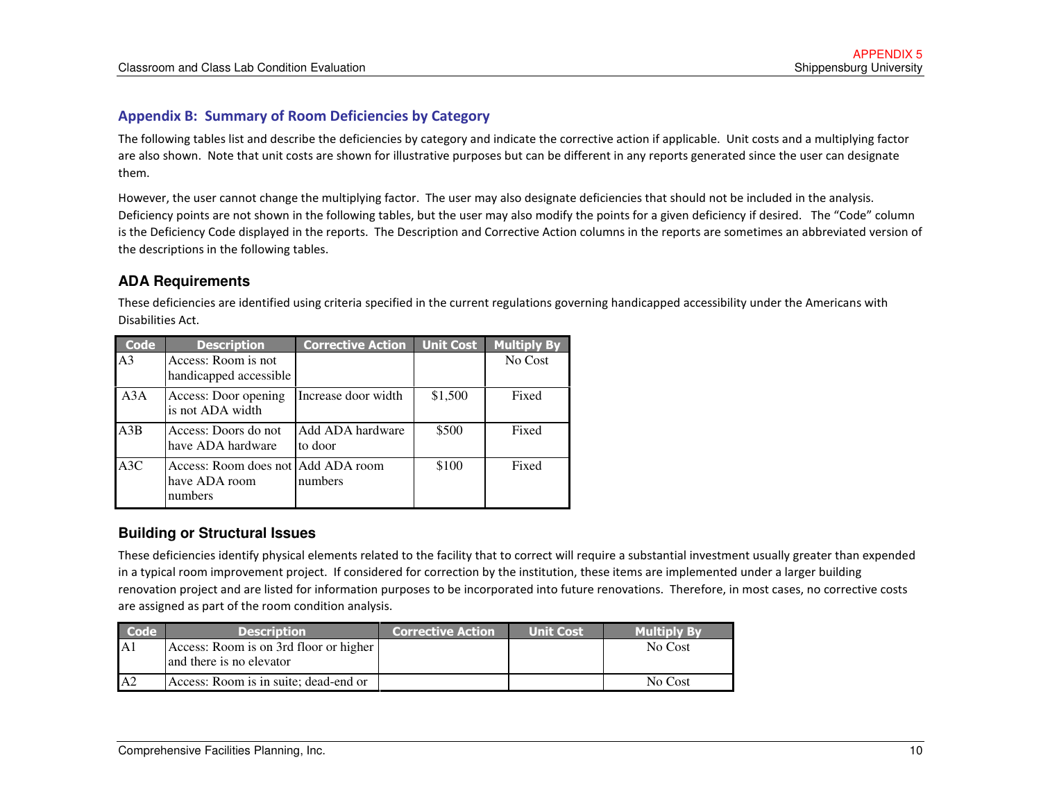## Appendix B: Summary of Room Deficiencies by Category

The following tables list and describe the deficiencies by category and indicate the corrective action if applicable. Unit costs and a multiplying factor are also shown. Note that unit costs are shown for illustrative purposes but can be different in any reports generated since the user can designate them.

However, the user cannot change the multiplying factor. The user may also designate deficiencies that should not be included in the analysis. Deficiency points are not shown in the following tables, but the user may also modify the points for a given deficiency if desired. The "Code" column is the Deficiency Code displayed in the reports. The Description and Corrective Action columns in the reports are sometimes an abbreviated version of the descriptions in the following tables.

### ADA Requirements

These deficiencies are identified using criteria specified in the current regulations governing handicapped accessibility under the Americans with Disabilities Act.

| Code | Description | Corrective Action | Unit Cost | Multiply By |
|---|---|---|---|---|
| A3 | Access: Room is not handicapped accessible | | | No Cost |
| A3A | Access: Door opening is not ADA width | Increase door width | $1,500 | Fixed |
| A3B | Access: Doors do not have ADA hardware | Add ADA hardware to door | $500 | Fixed |
| A3C | Access: Room does not have ADA room numbers | Add ADA room numbers | $100 | Fixed |

### Building or Structural Issues

These deficiencies identify physical elements related to the facility that to correct will require a substantial investment usually greater than expended in a typical room improvement project. If considered for correction by the institution, these items are implemented under a larger building renovation project and are listed for information purposes to be incorporated into future renovations. Therefore, in most cases, no corrective costs are assigned as part of the room condition analysis.

| Code | Description | Corrective Action | Unit Cost | Multiply By |
|---|---|---|---|---|
| A1 | Access: Room is on 3rd floor or higher and there is no elevator | | | No Cost |
| A2 | Access: Room is in suite; dead-end or | | | No Cost |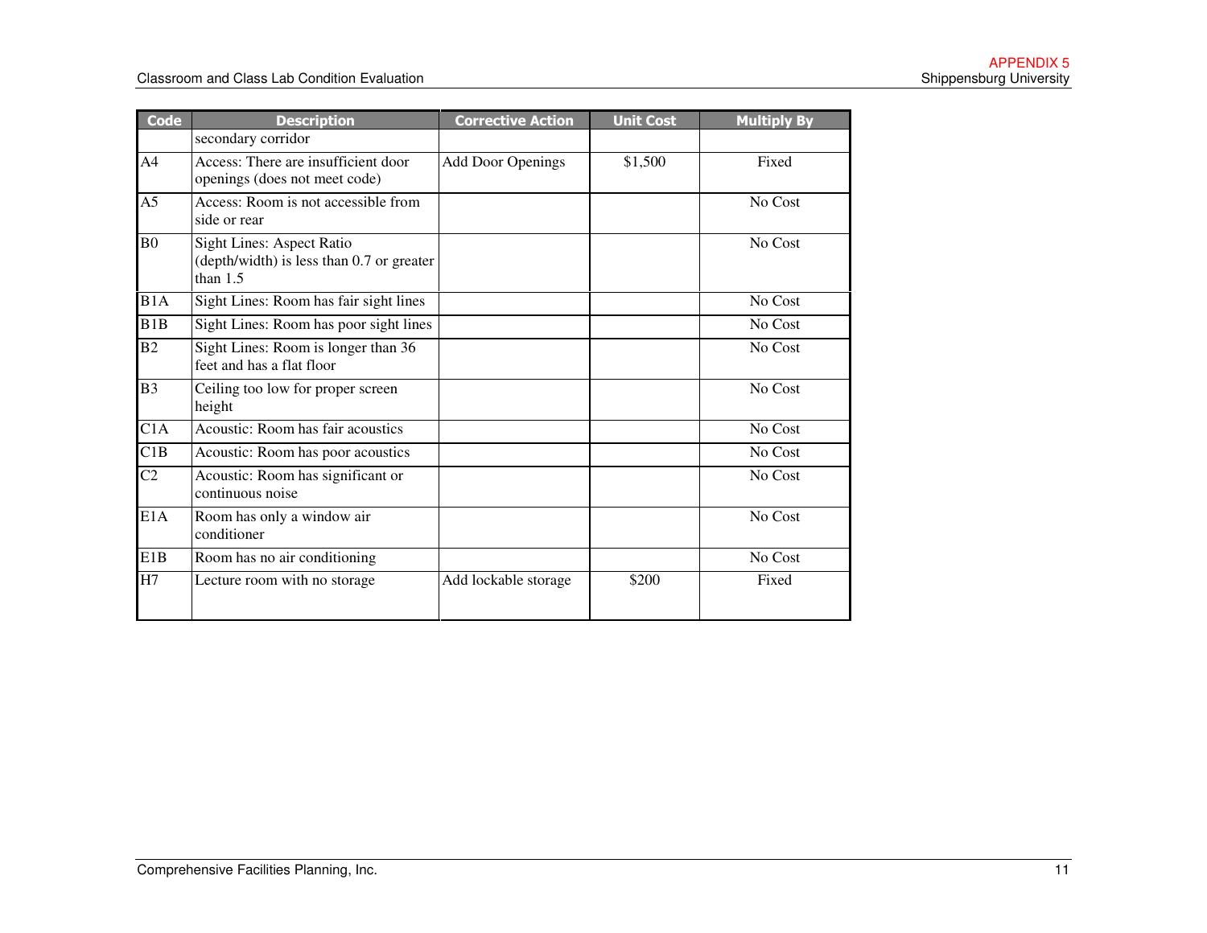| Code | Description | Corrective Action | Unit Cost | Multiply By |
|---|---|---|---|---|
| | secondary corridor | | | |
| A4 | Access: There are insufficient door openings (does not meet code) | Add Door Openings | $1,500 | Fixed |
| A5 | Access: Room is not accessible from side or rear | | | No Cost |
| B0 | Sight Lines: Aspect Ratio (depth/width) is less than 0.7 or greater than 1.5 | | | No Cost |
| B1A | Sight Lines: Room has fair sight lines | | | No Cost |
| B1B | Sight Lines: Room has poor sight lines | | | No Cost |
| B2 | Sight Lines: Room is longer than 36 feet and has a flat floor | | | No Cost |
| B3 | Ceiling too low for proper screen height | | | No Cost |
| C1A | Acoustic: Room has fair acoustics | | | No Cost |
| C1B | Acoustic: Room has poor acoustics | | | No Cost |
| C2 | Acoustic: Room has significant or continuous noise | | | No Cost |
| E1A | Room has only a window air conditioner | | | No Cost |
| E1B | Room has no air conditioning | | | No Cost |
| H7 | Lecture room with no storage | Add lockable storage | $200 | Fixed |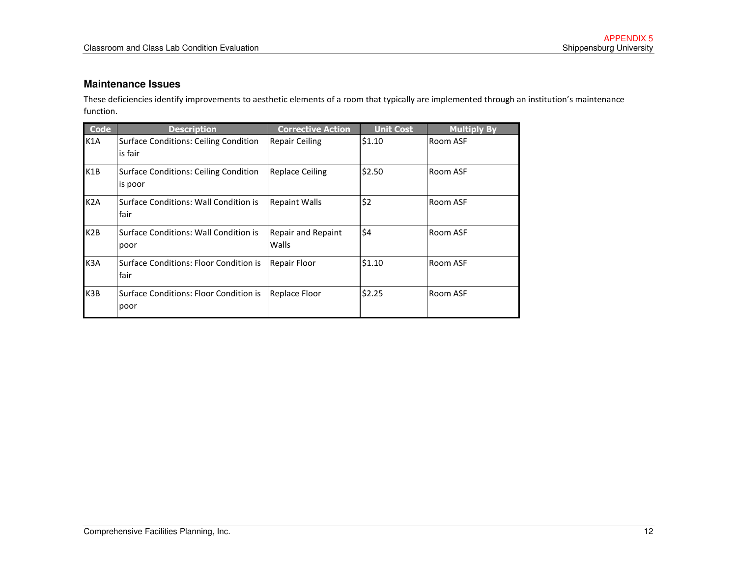## Maintenance Issues

These deficiencies identify improvements to aesthetic elements of a room that typically are implemented through an institution's maintenance function.

| Code | Description | Corrective Action | Unit Cost | Multiply By |
|---|---|---|---|---|
| K1A | Surface Conditions: Ceiling Condition is fair | Repair Ceiling | $1.10 | Room ASF |
| K1B | Surface Conditions: Ceiling Condition is poor | Replace Ceiling | $2.50 | Room ASF |
| K2A | Surface Conditions: Wall Condition is fair | Repaint Walls | $2 | Room ASF |
| K2B | Surface Conditions: Wall Condition is poor | Repair and Repaint Walls | $4 | Room ASF |
| K3A | Surface Conditions: Floor Condition is fair | Repair Floor | $1.10 | Room ASF |
| K3B | Surface Conditions: Floor Condition is poor | Replace Floor | $2.25 | Room ASF |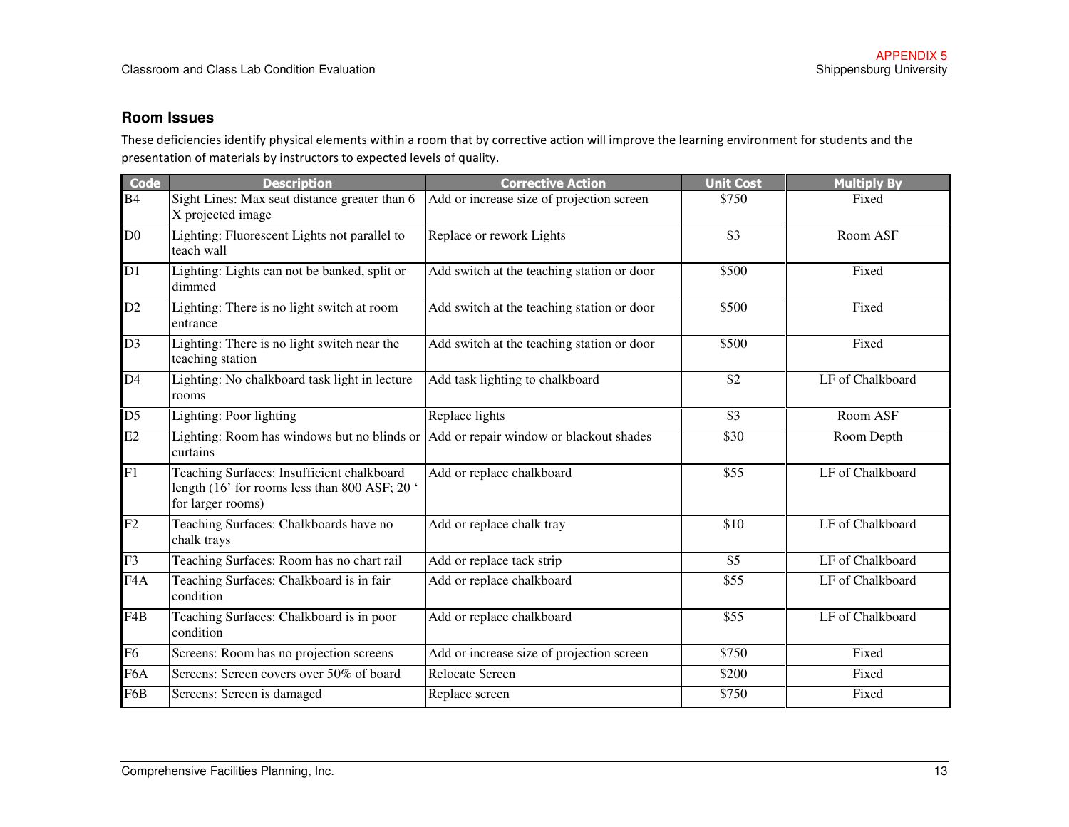## Room Issues

These deficiencies identify physical elements within a room that by corrective action will improve the learning environment for students and the presentation of materials by instructors to expected levels of quality.

| Code | Description | Corrective Action | Unit Cost | Multiply By |
|---|---|---|---|---|
| B4 | Sight Lines: Max seat distance greater than 6 X projected image | Add or increase size of projection screen | $750 | Fixed |
| D0 | Lighting: Fluorescent Lights not parallel to teach wall | Replace or rework Lights | $3 | Room ASF |
| D1 | Lighting: Lights can not be banked, split or dimmed | Add switch at the teaching station or door | $500 | Fixed |
| D2 | Lighting: There is no light switch at room entrance | Add switch at the teaching station or door | $500 | Fixed |
| D3 | Lighting: There is no light switch near the teaching station | Add switch at the teaching station or door | $500 | Fixed |
| D4 | Lighting: No chalkboard task light in lecture rooms | Add task lighting to chalkboard | $2 | LF of Chalkboard |
| D5 | Lighting: Poor lighting | Replace lights | $3 | Room ASF |
| E2 | Lighting: Room has windows but no blinds or curtains | Add or repair window or blackout shades | $30 | Room Depth |
| F1 | Teaching Surfaces: Insufficient chalkboard length (16' for rooms less than 800 ASF; 20 ' for larger rooms) | Add or replace chalkboard | $55 | LF of Chalkboard |
| F2 | Teaching Surfaces: Chalkboards have no chalk trays | Add or replace chalk tray | $10 | LF of Chalkboard |
| F3 | Teaching Surfaces: Room has no chart rail | Add or replace tack strip | $5 | LF of Chalkboard |
| F4A | Teaching Surfaces: Chalkboard is in fair condition | Add or replace chalkboard | $55 | LF of Chalkboard |
| F4B | Teaching Surfaces: Chalkboard is in poor condition | Add or replace chalkboard | $55 | LF of Chalkboard |
| F6 | Screens: Room has no projection screens | Add or increase size of projection screen | $750 | Fixed |
| F6A | Screens: Screen covers over 50% of board | Relocate Screen | $200 | Fixed |
| F6B | Screens: Screen is damaged | Replace screen | $750 | Fixed |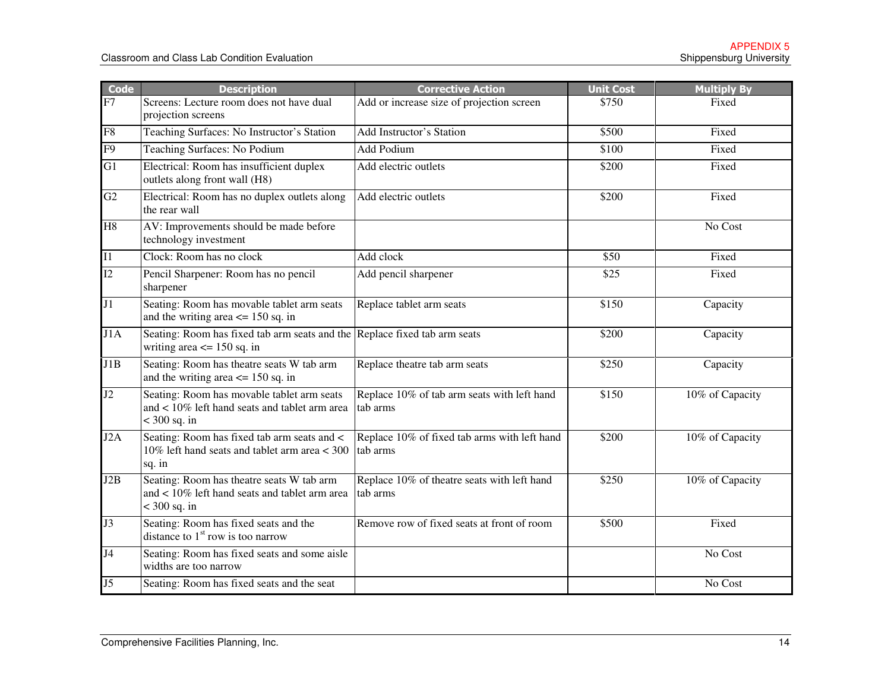| Code | Description | Corrective Action | Unit Cost | Multiply By |
|---|---|---|---|---|
| F7 | Screens: Lecture room does not have dual projection screens | Add or increase size of projection screen | $750 | Fixed |
| F8 | Teaching Surfaces: No Instructor's Station | Add Instructor's Station | $500 | Fixed |
| F9 | Teaching Surfaces: No Podium | Add Podium | $100 | Fixed |
| G1 | Electrical: Room has insufficient duplex outlets along front wall (H8) | Add electric outlets | $200 | Fixed |
| G2 | Electrical: Room has no duplex outlets along the rear wall | Add electric outlets | $200 | Fixed |
| H8 | AV: Improvements should be made before technology investment | | | No Cost |
| I1 | Clock: Room has no clock | Add clock | $50 | Fixed |
| I2 | Pencil Sharpener: Room has no pencil sharpener | Add pencil sharpener | $25 | Fixed |
| J1 | Seating: Room has movable tablet arm seats and the writing area <= 150 sq. in | Replace tablet arm seats | $150 | Capacity |
| J1A | Seating: Room has fixed tab arm seats and the writing area <= 150 sq. in | Replace fixed tab arm seats | $200 | Capacity |
| J1B | Seating: Room has theatre seats W tab arm and the writing area <= 150 sq. in | Replace theatre tab arm seats | $250 | Capacity |
| J2 | Seating: Room has movable tablet arm seats and < 10% left hand seats and tablet arm area < 300 sq. in | Replace 10% of tab arm seats with left hand tab arms | $150 | 10% of Capacity |
| J2A | Seating: Room has fixed tab arm seats and < 10% left hand seats and tablet arm area < 300 sq. in | Replace 10% of fixed tab arms with left hand tab arms | $200 | 10% of Capacity |
| J2B | Seating: Room has theatre seats W tab arm and < 10% left hand seats and tablet arm area < 300 sq. in | Replace 10% of theatre seats with left hand tab arms | $250 | 10% of Capacity |
| J3 | Seating: Room has fixed seats and the distance to 1st row is too narrow | Remove row of fixed seats at front of room | $500 | Fixed |
| J4 | Seating: Room has fixed seats and some aisle widths are too narrow | | | No Cost |
| J5 | Seating: Room has fixed seats and the seat | | | No Cost |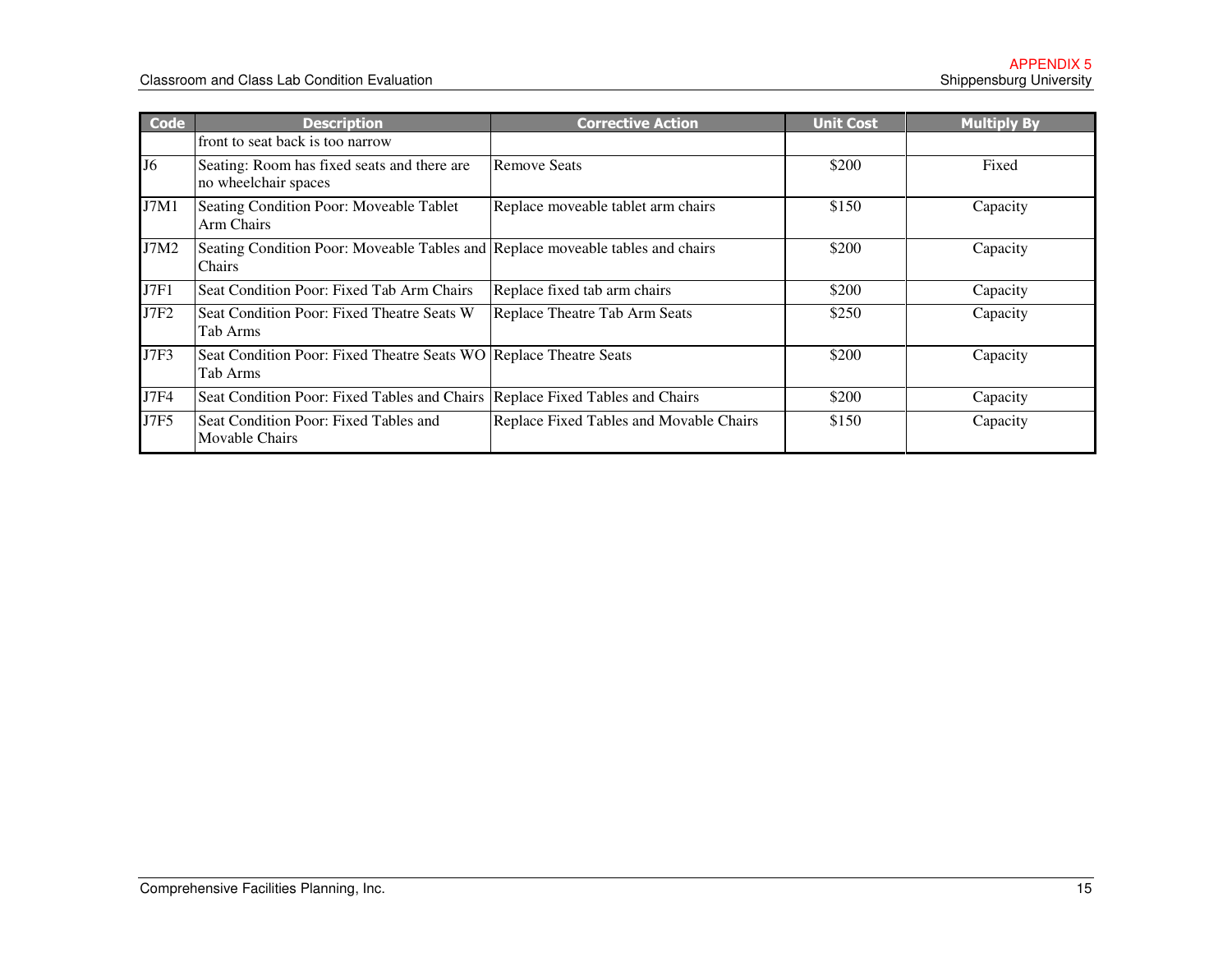| Code | Description | Corrective Action | Unit Cost | Multiply By |
|---|---|---|---|---|
| | front to seat back is too narrow | | | |
| J6 | Seating: Room has fixed seats and there are no wheelchair spaces | Remove Seats | $200 | Fixed |
| J7M1 | Seating Condition Poor: Moveable Tablet Arm Chairs | Replace moveable tablet arm chairs | $150 | Capacity |
| J7M2 | Seating Condition Poor: Moveable Tables and Chairs | Replace moveable tables and chairs | $200 | Capacity |
| J7F1 | Seat Condition Poor: Fixed Tab Arm Chairs | Replace fixed tab arm chairs | $200 | Capacity |
| J7F2 | Seat Condition Poor: Fixed Theatre Seats W Tab Arms | Replace Theatre Tab Arm Seats | $250 | Capacity |
| J7F3 | Seat Condition Poor: Fixed Theatre Seats WO Tab Arms | Replace Theatre Seats | $200 | Capacity |
| J7F4 | Seat Condition Poor: Fixed Tables and Chairs | Replace Fixed Tables and Chairs | $200 | Capacity |
| J7F5 | Seat Condition Poor: Fixed Tables and Movable Chairs | Replace Fixed Tables and Movable Chairs | $150 | Capacity |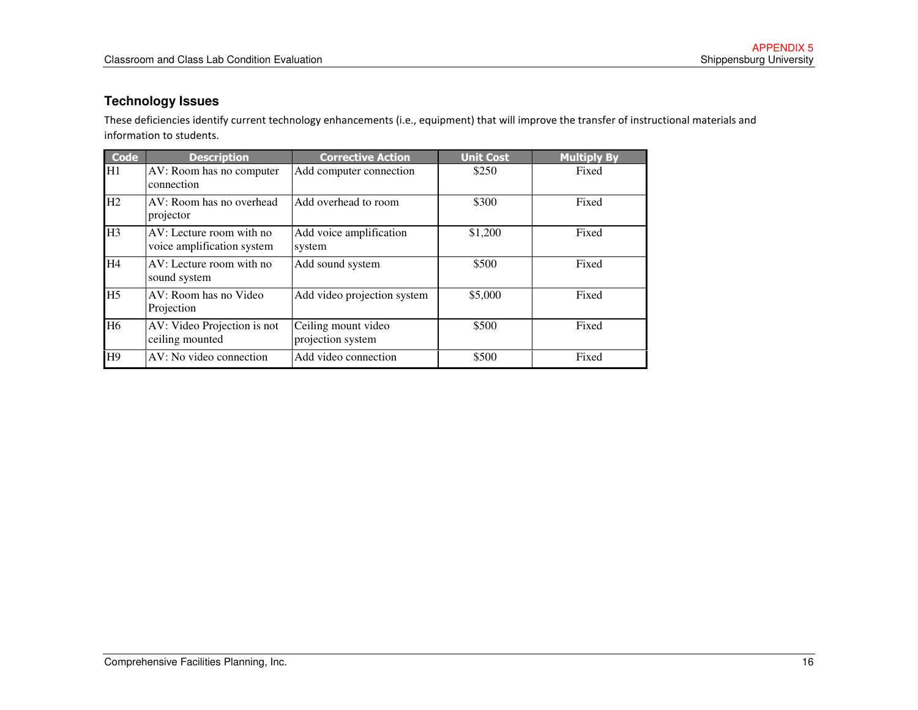## Technology Issues

These deficiencies identify current technology enhancements (i.e., equipment) that will improve the transfer of instructional materials and information to students.

| Code | Description | Corrective Action | Unit Cost | Multiply By |
|---|---|---|---|---|
| H1 | AV: Room has no computer connection | Add computer connection | $250 | Fixed |
| H2 | AV: Room has no overhead projector | Add overhead to room | $300 | Fixed |
| H3 | AV: Lecture room with no voice amplification system | Add voice amplification system | $1,200 | Fixed |
| H4 | AV: Lecture room with no sound system | Add sound system | $500 | Fixed |
| H5 | AV: Room has no Video Projection | Add video projection system | $5,000 | Fixed |
| H6 | AV: Video Projection is not ceiling mounted | Ceiling mount video projection system | $500 | Fixed |
| H9 | AV: No video connection | Add video connection | $500 | Fixed |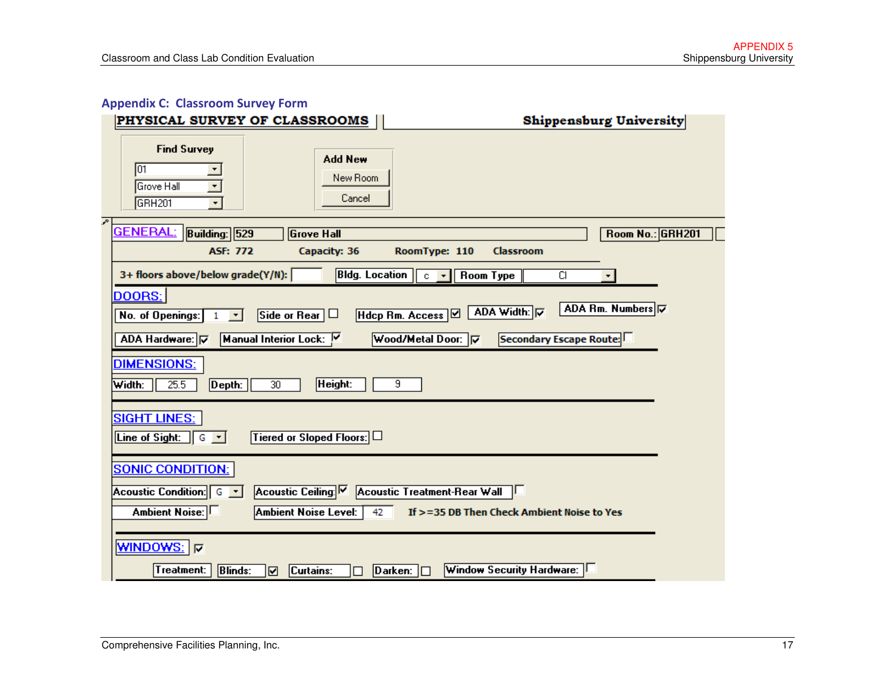## Appendix C: Classroom Survey Form

**PHYSICAL SURVEY OF CLASSROOMS** | **Shippensburg University**

**Find Survey**
- 01
- Grove Hall
- GRH201

**Add New**
- New Room
- Cancel

**GENERAL:** Building: 529 | Grove Hall | Room No.: GRH201

ASF: 772 | Capacity: 36 | RoomType: 110 | Classroom

3+ floors above/below grade(Y/N): | Bldg. Location: c | Room Type: Cl

**DOORS:**

No. of Openings: 1 | Side or Rear: ☐ | Hdcp Rm. Access: ☑ | ADA Width: ☑ | ADA Rm. Numbers: ☑

ADA Hardware: ☑ | Manual Interior Lock: ☑ | Wood/Metal Door: ☑ | Secondary Escape Route: ☐

**DIMENSIONS:**

Width: 25.5 | Depth: 30 | Height: 9

**SIGHT LINES:**

Line of Sight: G | Tiered or Sloped Floors: ☐

**SONIC CONDITION:**

Acoustic Condition: G | Acoustic Ceiling: ☑ | Acoustic Treatment-Rear Wall: ☐

Ambient Noise: ☐ | Ambient Noise Level: 42 | If >=35 DB Then Check Ambient Noise to Yes

**WINDOWS:** ☑

Treatment: | Blinds: ☑ | Curtains: ☐ | Darken: ☐ | Window Security Hardware: ☐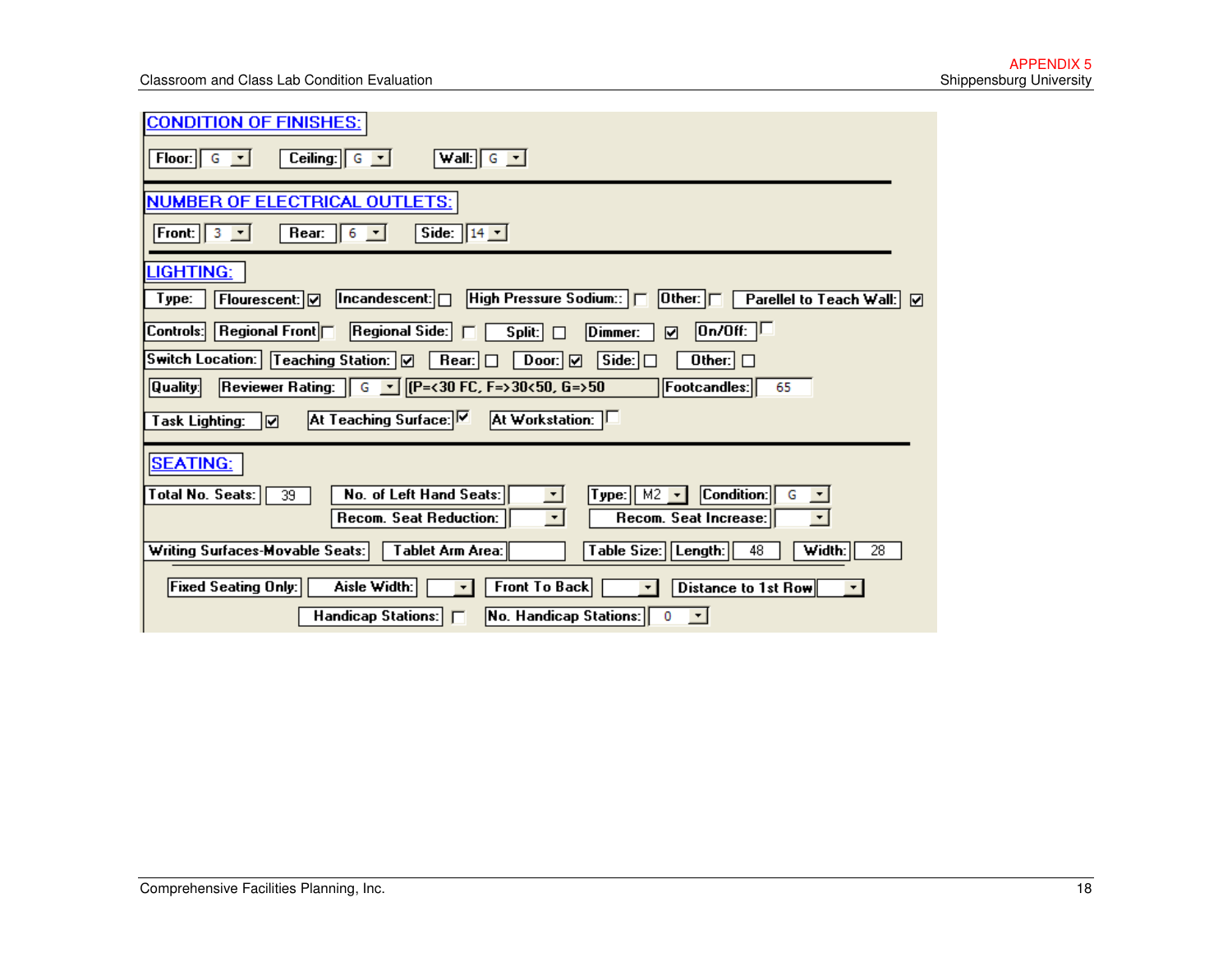# CONDITION OF FINISHES:

Floor: G    Ceiling: G    Wall: G

## NUMBER OF ELECTRICAL OUTLETS:

Front: 3    Rear: 6    Side: 14

## LIGHTING:

Type: Flourescent: ☑ Incandescent: ☐ High Pressure Sodium:: ☐ Other: ☐ Parellel to Teach Wall: ☑

Controls: Regional Front ☐ Regional Side: ☐ Split: ☐ Dimmer: ☑ On/Off: ☐

Switch Location: Teaching Station: ☑ Rear: ☐ Door: ☑ Side: ☐ Other: ☐

Quality: Reviewer Rating: G (P=<30 FC, F=>30<50, G=>50 Footcandles: 65

Task Lighting: ☑ At Teaching Surface: ☑ At Workstation: ☐

## SEATING:

Total No. Seats: 39    No. of Left Hand Seats:    Type: M2    Condition: G

Recom. Seat Reduction:    Recom. Seat Increase:

Writing Surfaces-Movable Seats: Tablet Arm Area:    Table Size: Length: 48    Width: 28

Fixed Seating Only: Aisle Width:    Front To Back    Distance to 1st Row

Handicap Stations: ☐    No. Handicap Stations: 0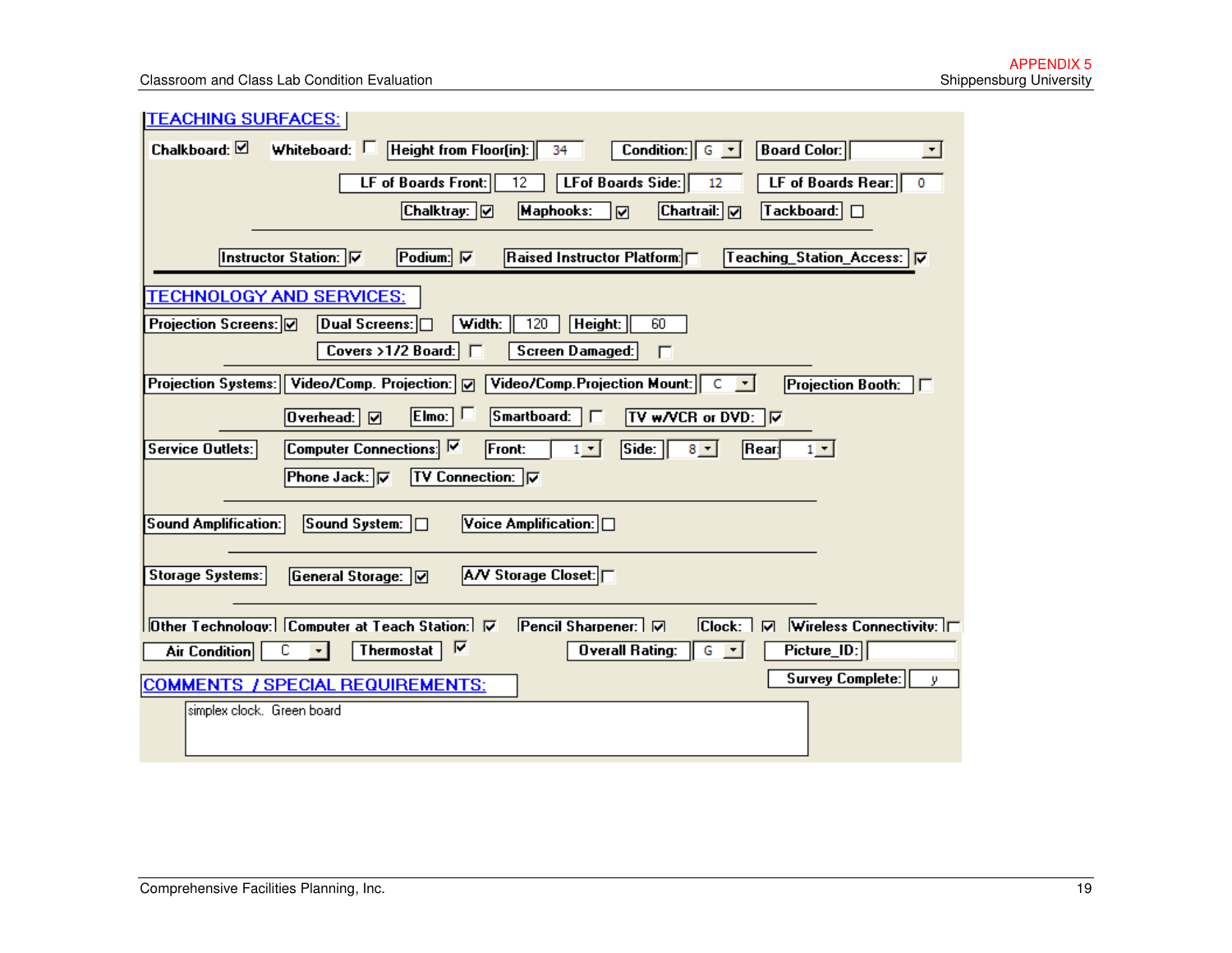APPENDIX 5

## TEACHING SURFACES:

Chalkboard: ☑ Whiteboard: ☐ Height from Floor(in): 34 Condition: G Board Color:

LF of Boards Front: 12 LFof Boards Side: 12 LF of Boards Rear: 0

Chalktray: ☑ Maphooks: ☑ Chartrail: ☑ Tackboard: ☐

Instructor Station: ☑ Podium: ☑ Raised Instructor Platform: ☐ Teaching_Station_Access: ☑

## TECHNOLOGY AND SERVICES:

Projection Screens: ☑ Dual Screens: ☐ Width: 120 Height: 60

Covers >1/2 Board: ☐ Screen Damaged: ☐

Projection Systems: Video/Comp. Projection: ☑ Video/Comp.Projection Mount: C Projection Booth: ☐

Overhead: ☑ Elmo: ☐ Smartboard: ☐ TV w/VCR or DVD: ☑

Service Outlets: Computer Connections: ☑ Front: 1 Side: 8 Rear: 1

Phone Jack: ☑ TV Connection: ☑

Sound Amplification: Sound System: ☐ Voice Amplification: ☐

Storage Systems: General Storage: ☑ A/V Storage Closet: ☐

Other Technology: Computer at Teach Station: ☑ Pencil Sharpener: ☑ Clock: ☑ Wireless Connectivity: ☐

Air Condition: C Thermostat: ☑ Overall Rating: G Picture_ID:

Survey Complete: y

## COMMENTS / SPECIAL REQUIREMENTS:

simplex clock. Green board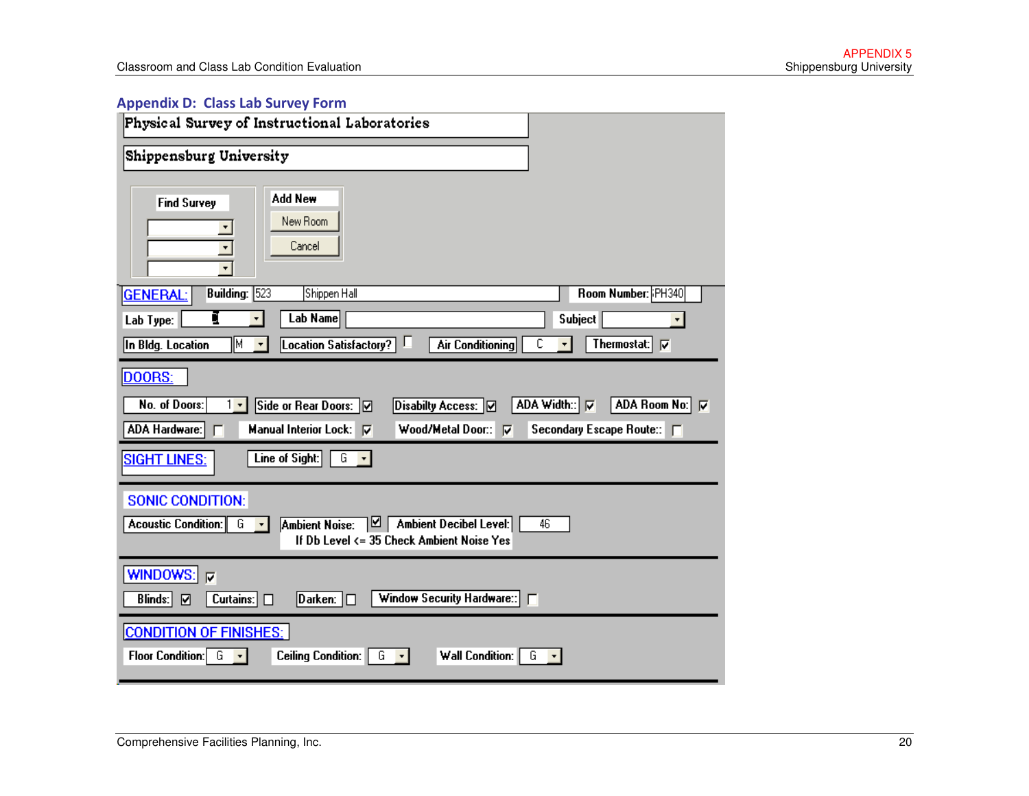## Appendix D: Class Lab Survey Form

**Physical Survey of Instructional Laboratories**

**Shippensburg University**

Find Survey

Add New

New Room

Cancel

**GENERAL:**

Building: 523 Shippen Hall | Room Number: PH340

Lab Type: | Lab Name: | Subject:

In Bldg. Location: M | Location Satisfactory? ☐ | Air Conditioning: C | Thermostat: ☑

**DOORS:**

No. of Doors: 1 | Side or Rear Doors: ☑ | Disabilty Access: ☑ | ADA Width:: ☑ | ADA Room No: ☑

ADA Hardware: ☐ | Manual Interior Lock: ☑ | Wood/Metal Door:: ☑ | Secondary Escape Route:: ☐

**SIGHT LINES:**

Line of Sight: G

**SONIC CONDITION:**

Acoustic Condition: G | Ambient Noise: ☑ | Ambient Decibel Level: 46

If Db Level <= 35 Check Ambient Noise Yes

**WINDOWS:** ☑

Blinds: ☑ | Curtains: ☐ | Darken: ☐ | Window Security Hardware:: ☐

**CONDITION OF FINISHES:**

Floor Condition: G | Ceiling Condition: G | Wall Condition: G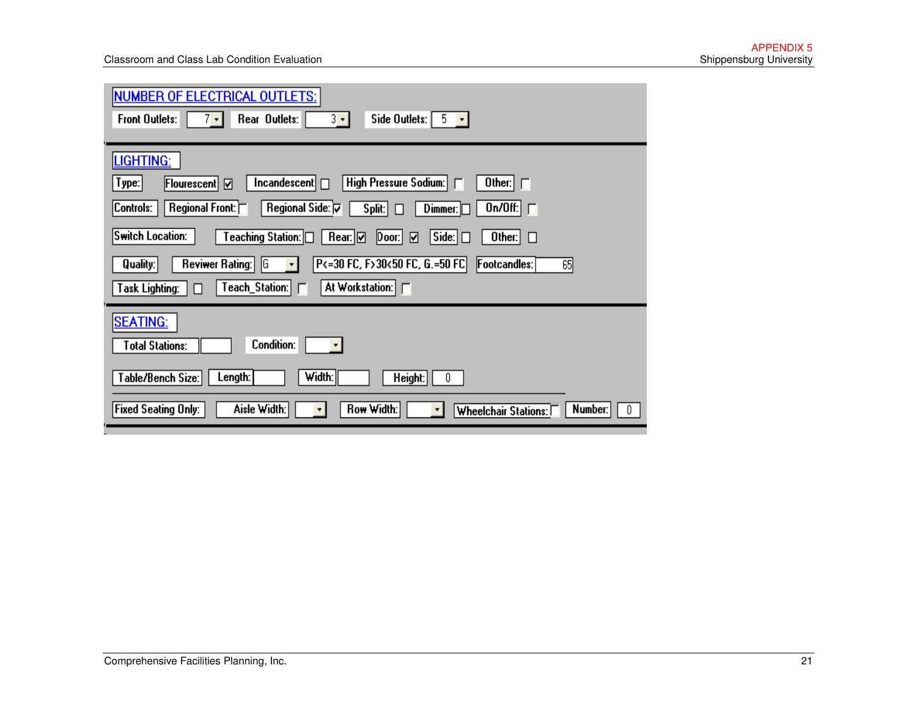## NUMBER OF ELECTRICAL OUTLETS:

Front Outlets: 7 | Rear Outlets: 3 | Side Outlets: 5

## LIGHTING:

**Type:** Flourescent ☑ | Incandescent ☐ | High Pressure Sodium: ☐ | Other: ☐

**Controls:** Regional Front: ☐ | Regional Side: ☑ | Split: ☐ | Dimmer: ☐ | On/Off: ☐

**Switch Location:** Teaching Station: ☐ | Rear: ☑ | Door: ☑ | Side: ☐ | Other: ☐

**Quality:** Reviwer Rating: G | P<=30 FC, F>30<50 FC, G.=50 FC | Footcandles: 65

**Task Lighting:** ☐ | Teach_Station: ☐ | At Workstation: ☐

## SEATING:

Total Stations: | Condition:

**Table/Bench Size:** Length: | Width: | Height: 0

**Fixed Seating Only:** Aisle Width: | Row Width: | Wheelchair Stations: ☐ | Number: 0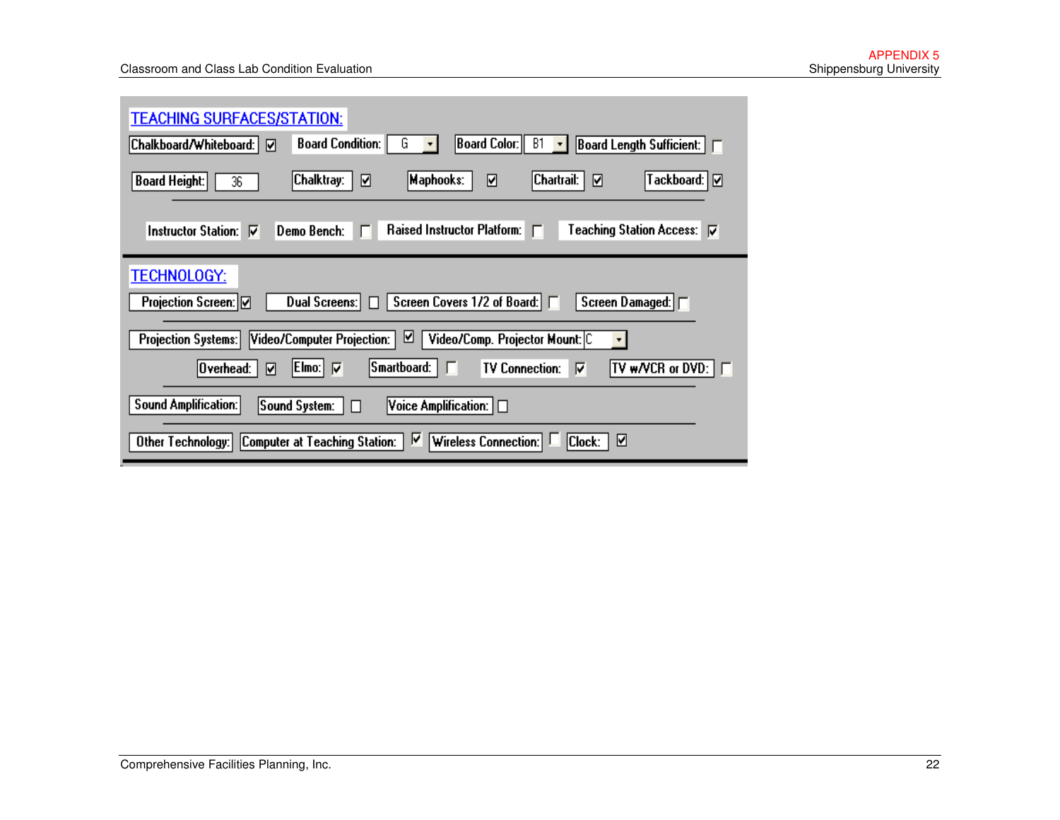## TEACHING SURFACES/STATION:

Chalkboard/Whiteboard: ☑ | Board Condition: G | Board Color: B1 | Board Length Sufficient: ☐

Board Height: 36 | Chalktray: ☑ | Maphooks: ☑ | Chartrail: ☑ | Tackboard: ☑

Instructor Station: ☑ | Demo Bench: ☐ | Raised Instructor Platform: ☐ | Teaching Station Access: ☑

## TECHNOLOGY:

Projection Screen: ☑ | Dual Screens: ☐ | Screen Covers 1/2 of Board: ☐ | Screen Damaged: ☐

Projection Systems: Video/Computer Projection: ☑ | Video/Comp. Projector Mount: C

Overhead: ☑ | Elmo: ☑ | Smartboard: ☐ | TV Connection: ☑ | TV w/VCR or DVD: ☐

Sound Amplification: Sound System: ☐ | Voice Amplification: ☐

Other Technology: Computer at Teaching Station: ☑ | Wireless Connection: ☐ | Clock: ☑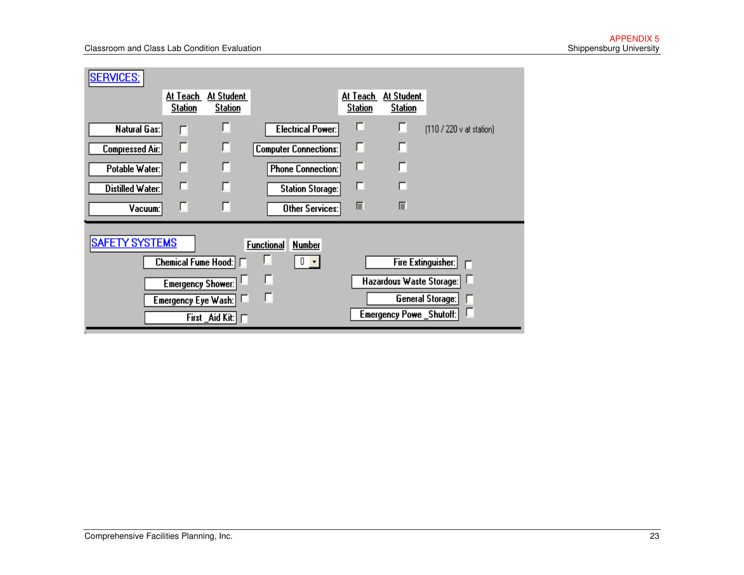## SERVICES:

| | At Teach Station | At Student Station | | At Teach Station | At Student Station | |
|---|---|---|---|---|---|---|
| Natural Gas: | ☐ | ☐ | Electrical Power: | ☐ | ☐ | (110 / 220 v at station) |
| Compressed Air: | ☐ | ☐ | Computer Connections: | ☐ | ☐ | |
| Potable Water: | ☐ | ☐ | Phone Connection: | ☐ | ☐ | |
| Distilled Water: | ☐ | ☐ | Station Storage: | ☐ | ☐ | |
| Vacuum: | ☐ | ☐ | Other Services: | ☐ | ☐ | |

## SAFETY SYSTEMS

| | | Functional | Number | | |
|---|---|---|---|---|---|
| Chemical Fume Hood: | ☐ | ☐ | 0 | Fire Extinguisher: | ☐ |
| Emergency Shower: | ☐ | ☐ | | Hazardous Waste Storage: | ☐ |
| Emergency Eye Wash: | ☐ | ☐ | | General Storage: | ☐ |
| First _Aid Kit: | ☐ | | | Emergency Powe _Shutoff: | ☐ |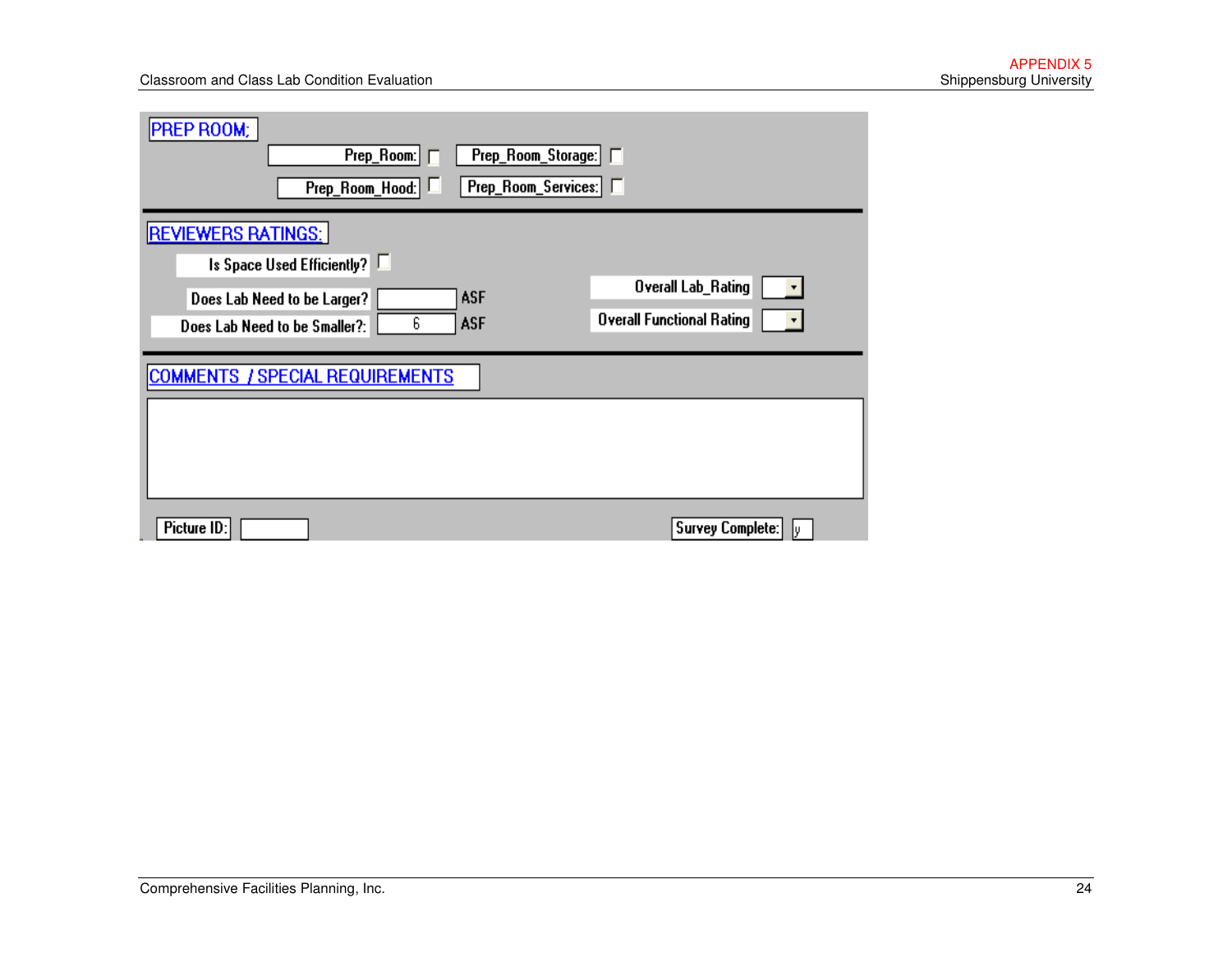## PREP ROOM;

Prep_Room: ☐ Prep_Room_Storage: ☐

Prep_Room_Hood: ☐ Prep_Room_Services: ☐

## REVIEWERS RATINGS:

Is Space Used Efficiently? ☐

Does Lab Need to be Larger? ______ ASF

Does Lab Need to be Smaller?: 6 ASF

Overall Lab_Rating

Overall Functional Rating

## COMMENTS / SPECIAL REQUIREMENTS

Picture ID:

Survey Complete: y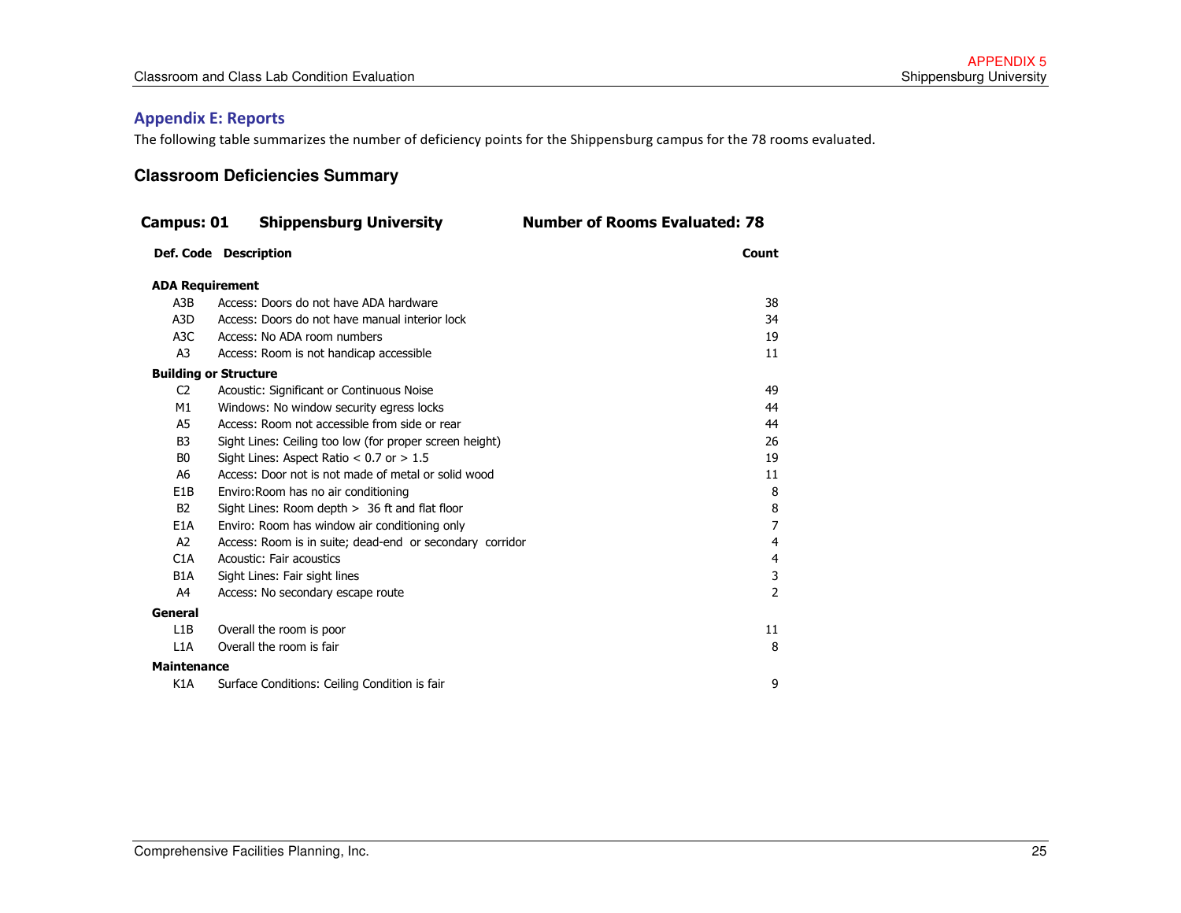## Appendix E: Reports

The following table summarizes the number of deficiency points for the Shippensburg campus for the 78 rooms evaluated.

### Classroom Deficiencies Summary

**Campus: 01 Shippensburg University Number of Rooms Evaluated: 78**

| Def. Code | Description | Count |
|---|---|---|
| **ADA Requirement** | | |
| A3B | Access: Doors do not have ADA hardware | 38 |
| A3D | Access: Doors do not have manual interior lock | 34 |
| A3C | Access: No ADA room numbers | 19 |
| A3 | Access: Room is not handicap accessible | 11 |
| **Building or Structure** | | |
| C2 | Acoustic: Significant or Continuous Noise | 49 |
| M1 | Windows: No window security egress locks | 44 |
| A5 | Access: Room not accessible from side or rear | 44 |
| B3 | Sight Lines: Ceiling too low (for proper screen height) | 26 |
| B0 | Sight Lines: Aspect Ratio < 0.7 or > 1.5 | 19 |
| A6 | Access: Door not is not made of metal or solid wood | 11 |
| E1B | Enviro:Room has no air conditioning | 8 |
| B2 | Sight Lines: Room depth > 36 ft and flat floor | 8 |
| E1A | Enviro: Room has window air conditioning only | 7 |
| A2 | Access: Room is in suite; dead-end or secondary corridor | 4 |
| C1A | Acoustic: Fair acoustics | 4 |
| B1A | Sight Lines: Fair sight lines | 3 |
| A4 | Access: No secondary escape route | 2 |
| **General** | | |
| L1B | Overall the room is poor | 11 |
| L1A | Overall the room is fair | 8 |
| **Maintenance** | | |
| K1A | Surface Conditions: Ceiling Condition is fair | 9 |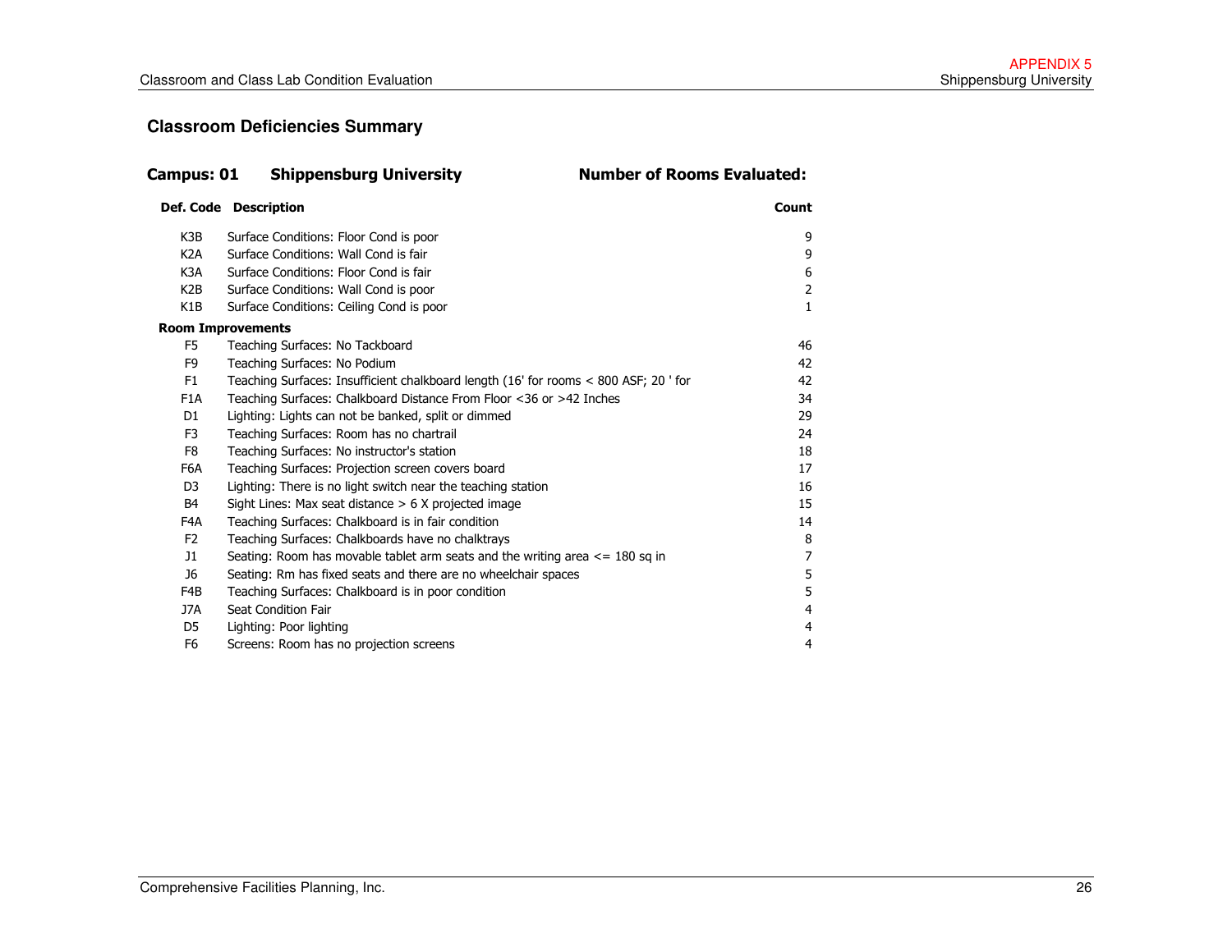## Classroom Deficiencies Summary

**Campus: 01 Shippensburg University** **Number of Rooms Evaluated:**

| Def. Code | Description | Count |
|---|---|---|
| K3B | Surface Conditions: Floor Cond is poor | 9 |
| K2A | Surface Conditions: Wall Cond is fair | 9 |
| K3A | Surface Conditions: Floor Cond is fair | 6 |
| K2B | Surface Conditions: Wall Cond is poor | 2 |
| K1B | Surface Conditions: Ceiling Cond is poor | 1 |
| **Room Improvements** | | |
| F5 | Teaching Surfaces: No Tackboard | 46 |
| F9 | Teaching Surfaces: No Podium | 42 |
| F1 | Teaching Surfaces: Insufficient chalkboard length (16' for rooms < 800 ASF; 20 ' for | 42 |
| F1A | Teaching Surfaces: Chalkboard Distance From Floor <36 or >42 Inches | 34 |
| D1 | Lighting: Lights can not be banked, split or dimmed | 29 |
| F3 | Teaching Surfaces: Room has no chartrail | 24 |
| F8 | Teaching Surfaces: No instructor's station | 18 |
| F6A | Teaching Surfaces: Projection screen covers board | 17 |
| D3 | Lighting: There is no light switch near the teaching station | 16 |
| B4 | Sight Lines: Max seat distance > 6 X projected image | 15 |
| F4A | Teaching Surfaces: Chalkboard is in fair condition | 14 |
| F2 | Teaching Surfaces: Chalkboards have no chalktrays | 8 |
| J1 | Seating: Room has movable tablet arm seats and the writing area <= 180 sq in | 7 |
| J6 | Seating: Rm has fixed seats and there are no wheelchair spaces | 5 |
| F4B | Teaching Surfaces: Chalkboard is in poor condition | 5 |
| J7A | Seat Condition Fair | 4 |
| D5 | Lighting: Poor lighting | 4 |
| F6 | Screens: Room has no projection screens | 4 |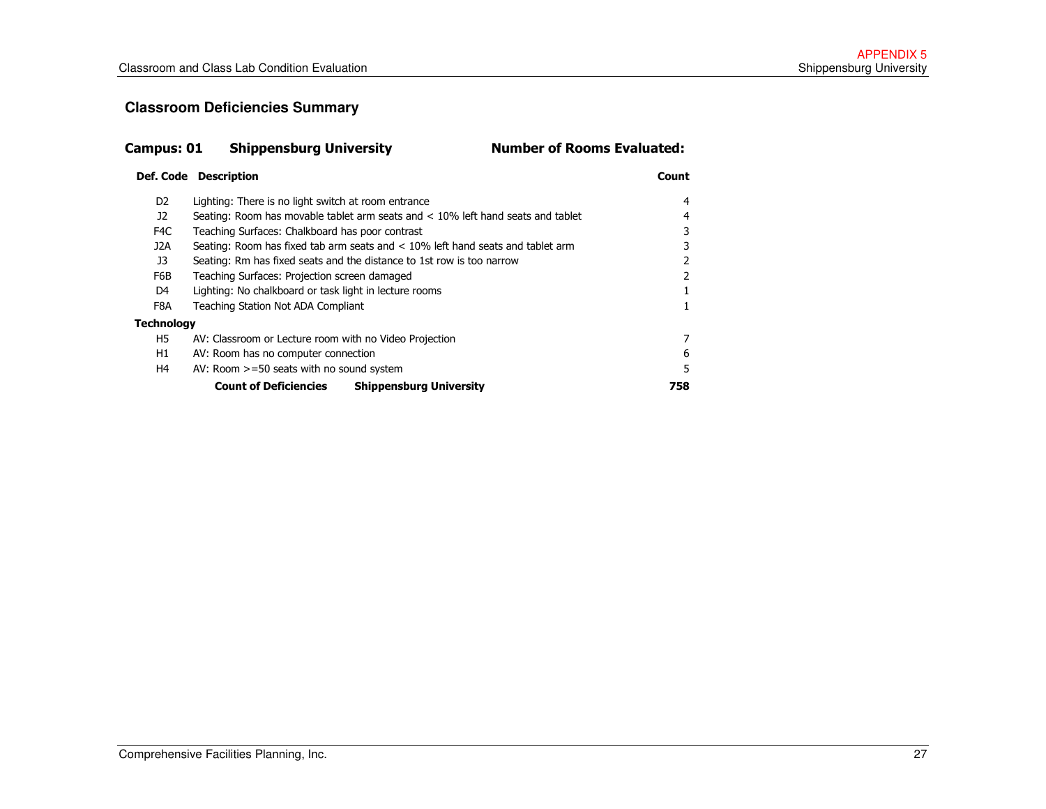## Classroom Deficiencies Summary

**Campus: 01 Shippensburg University** **Number of Rooms Evaluated:**

| Def. Code | Description | Count |
|---|---|---|
| D2 | Lighting: There is no light switch at room entrance | 4 |
| J2 | Seating: Room has movable tablet arm seats and < 10% left hand seats and tablet | 4 |
| F4C | Teaching Surfaces: Chalkboard has poor contrast | 3 |
| J2A | Seating: Room has fixed tab arm seats and < 10% left hand seats and tablet arm | 3 |
| J3 | Seating: Rm has fixed seats and the distance to 1st row is too narrow | 2 |
| F6B | Teaching Surfaces: Projection screen damaged | 2 |
| D4 | Lighting: No chalkboard or task light in lecture rooms | 1 |
| F8A | Teaching Station Not ADA Compliant | 1 |
| **Technology** | | |
| H5 | AV: Classroom or Lecture room with no Video Projection | 7 |
| H1 | AV: Room has no computer connection | 6 |
| H4 | AV: Room >=50 seats with no sound system | 5 |
| | **Count of Deficiencies Shippensburg University** | **758** |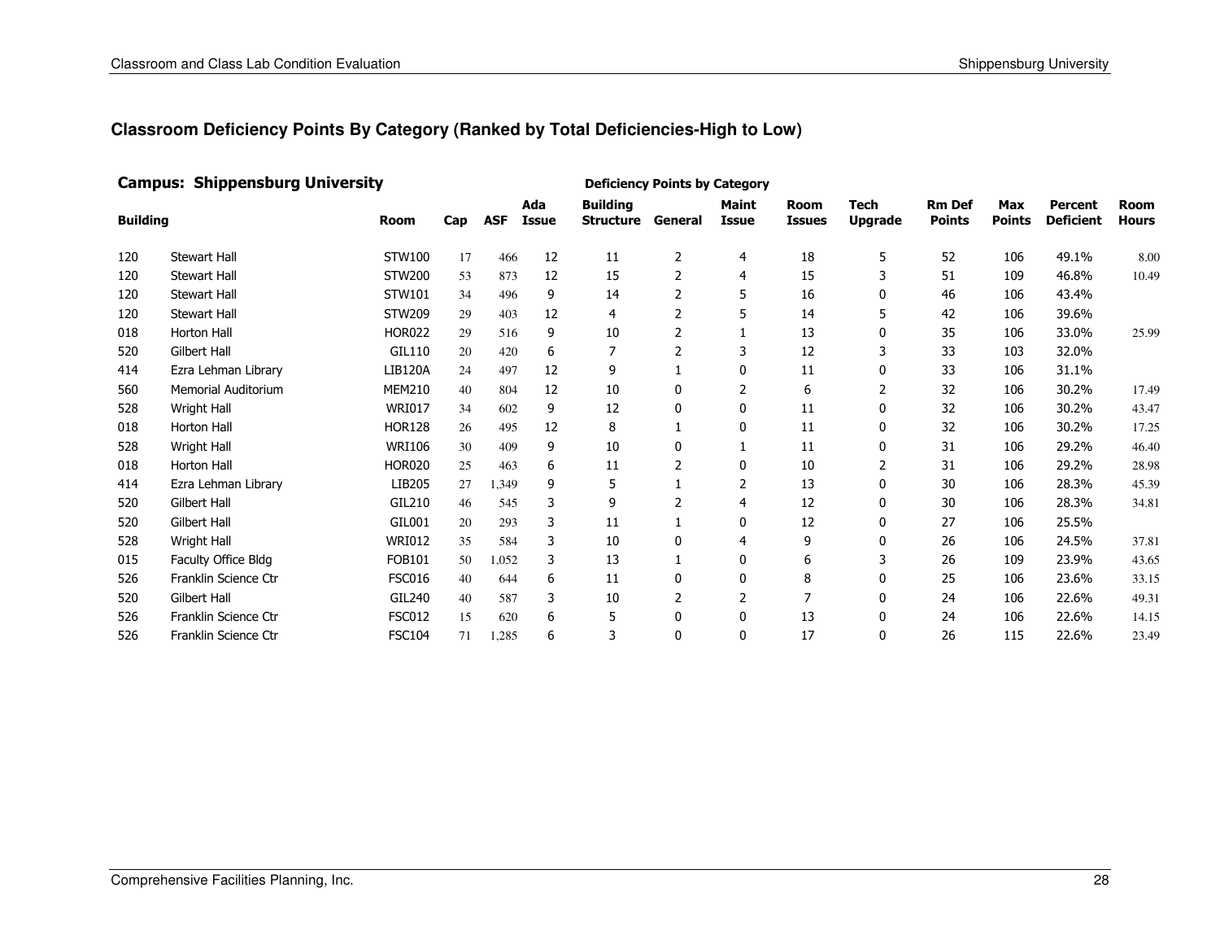## Classroom Deficiency Points By Category (Ranked by Total Deficiencies-High to Low)

**Campus: Shippensburg University**

| Building | | Room | Cap | ASF | Ada Issue | Building Structure | General | Maint Issue | Room Issues | Tech Upgrade | Rm Def Points | Max Points | Percent Deficient | Room Hours |
|---|---|---|---|---|---|---|---|---|---|---|---|---|---|---|
| | | | | | Deficiency Points by Category | | | | | | | | | |
| 120 | Stewart Hall | STW100 | 17 | 466 | 12 | 11 | 2 | 4 | 18 | 5 | 52 | 106 | 49.1% | 8.00 |
| 120 | Stewart Hall | STW200 | 53 | 873 | 12 | 15 | 2 | 4 | 15 | 3 | 51 | 109 | 46.8% | 10.49 |
| 120 | Stewart Hall | STW101 | 34 | 496 | 9 | 14 | 2 | 5 | 16 | 0 | 46 | 106 | 43.4% | |
| 120 | Stewart Hall | STW209 | 29 | 403 | 12 | 4 | 2 | 5 | 14 | 5 | 42 | 106 | 39.6% | |
| 018 | Horton Hall | HOR022 | 29 | 516 | 9 | 10 | 2 | 1 | 13 | 0 | 35 | 106 | 33.0% | 25.99 |
| 520 | Gilbert Hall | GIL110 | 20 | 420 | 6 | 7 | 2 | 3 | 12 | 3 | 33 | 103 | 32.0% | |
| 414 | Ezra Lehman Library | LIB120A | 24 | 497 | 12 | 9 | 1 | 0 | 11 | 0 | 33 | 106 | 31.1% | |
| 560 | Memorial Auditorium | MEM210 | 40 | 804 | 12 | 10 | 0 | 2 | 6 | 2 | 32 | 106 | 30.2% | 17.49 |
| 528 | Wright Hall | WRI017 | 34 | 602 | 9 | 12 | 0 | 0 | 11 | 0 | 32 | 106 | 30.2% | 43.47 |
| 018 | Horton Hall | HOR128 | 26 | 495 | 12 | 8 | 1 | 0 | 11 | 0 | 32 | 106 | 30.2% | 17.25 |
| 528 | Wright Hall | WRI106 | 30 | 409 | 9 | 10 | 0 | 1 | 11 | 0 | 31 | 106 | 29.2% | 46.40 |
| 018 | Horton Hall | HOR020 | 25 | 463 | 6 | 11 | 2 | 0 | 10 | 2 | 31 | 106 | 29.2% | 28.98 |
| 414 | Ezra Lehman Library | LIB205 | 27 | 1,349 | 9 | 5 | 1 | 2 | 13 | 0 | 30 | 106 | 28.3% | 45.39 |
| 520 | Gilbert Hall | GIL210 | 46 | 545 | 3 | 9 | 2 | 4 | 12 | 0 | 30 | 106 | 28.3% | 34.81 |
| 520 | Gilbert Hall | GIL001 | 20 | 293 | 3 | 11 | 1 | 0 | 12 | 0 | 27 | 106 | 25.5% | |
| 528 | Wright Hall | WRI012 | 35 | 584 | 3 | 10 | 0 | 4 | 9 | 0 | 26 | 106 | 24.5% | 37.81 |
| 015 | Faculty Office Bldg | FOB101 | 50 | 1,052 | 3 | 13 | 1 | 0 | 6 | 3 | 26 | 109 | 23.9% | 43.65 |
| 526 | Franklin Science Ctr | FSC016 | 40 | 644 | 6 | 11 | 0 | 0 | 8 | 0 | 25 | 106 | 23.6% | 33.15 |
| 520 | Gilbert Hall | GIL240 | 40 | 587 | 3 | 10 | 2 | 2 | 7 | 0 | 24 | 106 | 22.6% | 49.31 |
| 526 | Franklin Science Ctr | FSC012 | 15 | 620 | 6 | 5 | 0 | 0 | 13 | 0 | 24 | 106 | 22.6% | 14.15 |
| 526 | Franklin Science Ctr | FSC104 | 71 | 1,285 | 6 | 3 | 0 | 0 | 17 | 0 | 26 | 115 | 22.6% | 23.49 |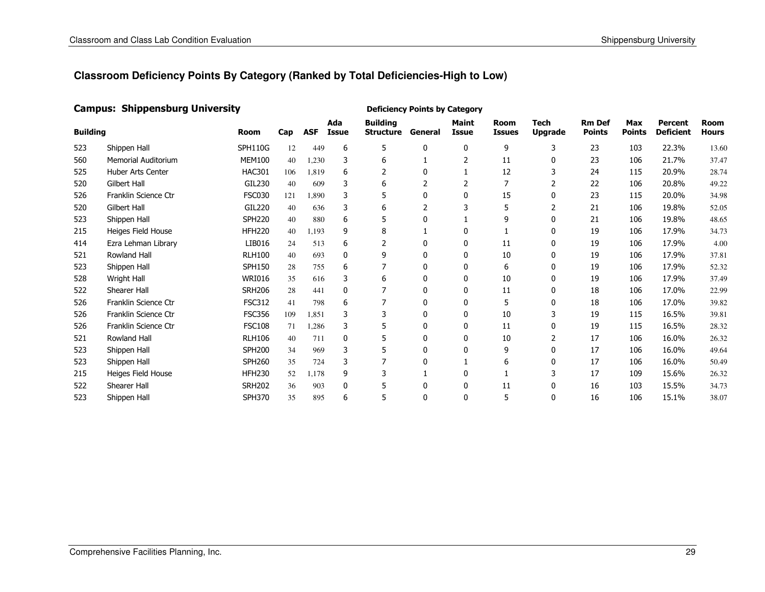## Classroom Deficiency Points By Category (Ranked by Total Deficiencies-High to Low)

### Campus: Shippensburg University

| Building | | Room | Cap | ASF | Ada Issue | Building Structure | General | Maint Issue | Room Issues | Tech Upgrade | Rm Def Points | Max Points | Percent Deficient | Room Hours |
|---|---|---|---|---|---|---|---|---|---|---|---|---|---|---|
| | | | | | | Deficiency Points by Category | | | | | | | | |
| 523 | Shippen Hall | SPH110G | 12 | 449 | 6 | 5 | 0 | 0 | 9 | 3 | 23 | 103 | 22.3% | 13.60 |
| 560 | Memorial Auditorium | MEM100 | 40 | 1,230 | 3 | 6 | 1 | 2 | 11 | 0 | 23 | 106 | 21.7% | 37.47 |
| 525 | Huber Arts Center | HAC301 | 106 | 1,819 | 6 | 2 | 0 | 1 | 12 | 3 | 24 | 115 | 20.9% | 28.74 |
| 520 | Gilbert Hall | GIL230 | 40 | 609 | 3 | 6 | 2 | 2 | 7 | 2 | 22 | 106 | 20.8% | 49.22 |
| 526 | Franklin Science Ctr | FSC030 | 121 | 1,890 | 3 | 5 | 0 | 0 | 15 | 0 | 23 | 115 | 20.0% | 34.98 |
| 520 | Gilbert Hall | GIL220 | 40 | 636 | 3 | 6 | 2 | 3 | 5 | 2 | 21 | 106 | 19.8% | 52.05 |
| 523 | Shippen Hall | SPH220 | 40 | 880 | 6 | 5 | 0 | 1 | 9 | 0 | 21 | 106 | 19.8% | 48.65 |
| 215 | Heiges Field House | HFH220 | 40 | 1,193 | 9 | 8 | 1 | 0 | 1 | 0 | 19 | 106 | 17.9% | 34.73 |
| 414 | Ezra Lehman Library | LIB016 | 24 | 513 | 6 | 2 | 0 | 0 | 11 | 0 | 19 | 106 | 17.9% | 4.00 |
| 521 | Rowland Hall | RLH100 | 40 | 693 | 0 | 9 | 0 | 0 | 10 | 0 | 19 | 106 | 17.9% | 37.81 |
| 523 | Shippen Hall | SPH150 | 28 | 755 | 6 | 7 | 0 | 0 | 6 | 0 | 19 | 106 | 17.9% | 52.32 |
| 528 | Wright Hall | WRI016 | 35 | 616 | 3 | 6 | 0 | 0 | 10 | 0 | 19 | 106 | 17.9% | 37.49 |
| 522 | Shearer Hall | SRH206 | 28 | 441 | 0 | 7 | 0 | 0 | 11 | 0 | 18 | 106 | 17.0% | 22.99 |
| 526 | Franklin Science Ctr | FSC312 | 41 | 798 | 6 | 7 | 0 | 0 | 5 | 0 | 18 | 106 | 17.0% | 39.82 |
| 526 | Franklin Science Ctr | FSC356 | 109 | 1,851 | 3 | 3 | 0 | 0 | 10 | 3 | 19 | 115 | 16.5% | 39.81 |
| 526 | Franklin Science Ctr | FSC108 | 71 | 1,286 | 3 | 5 | 0 | 0 | 11 | 0 | 19 | 115 | 16.5% | 28.32 |
| 521 | Rowland Hall | RLH106 | 40 | 711 | 0 | 5 | 0 | 0 | 10 | 2 | 17 | 106 | 16.0% | 26.32 |
| 523 | Shippen Hall | SPH200 | 34 | 969 | 3 | 5 | 0 | 0 | 9 | 0 | 17 | 106 | 16.0% | 49.64 |
| 523 | Shippen Hall | SPH260 | 35 | 724 | 3 | 7 | 0 | 1 | 6 | 0 | 17 | 106 | 16.0% | 50.49 |
| 215 | Heiges Field House | HFH230 | 52 | 1,178 | 9 | 3 | 1 | 0 | 1 | 3 | 17 | 109 | 15.6% | 26.32 |
| 522 | Shearer Hall | SRH202 | 36 | 903 | 0 | 5 | 0 | 0 | 11 | 0 | 16 | 103 | 15.5% | 34.73 |
| 523 | Shippen Hall | SPH370 | 35 | 895 | 6 | 5 | 0 | 0 | 5 | 0 | 16 | 106 | 15.1% | 38.07 |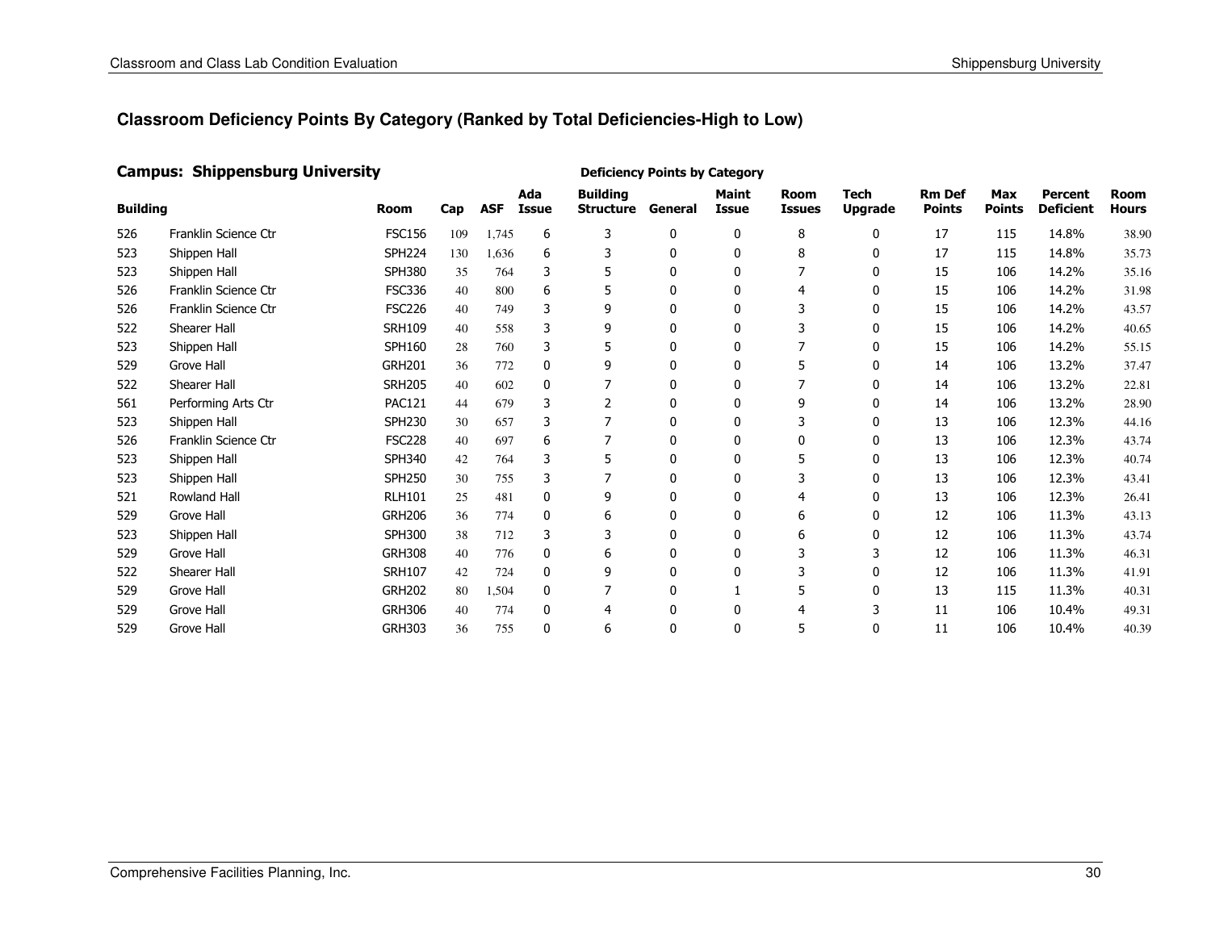## Classroom Deficiency Points By Category (Ranked by Total Deficiencies-High to Low)

### Campus: Shippensburg University

| Building | | Room | Cap | ASF | Ada Issue | Building Structure | General | Maint Issue | Room Issues | Tech Upgrade | Rm Def Points | Max Points | Percent Deficient | Room Hours |
|---|---|---|---|---|---|---|---|---|---|---|---|---|---|---|
| | | | | | | Deficiency Points by Category | | | | | | | | |
| 526 | Franklin Science Ctr | FSC156 | 109 | 1,745 | 6 | 3 | 0 | 0 | 8 | 0 | 17 | 115 | 14.8% | 38.90 |
| 523 | Shippen Hall | SPH224 | 130 | 1,636 | 6 | 3 | 0 | 0 | 8 | 0 | 17 | 115 | 14.8% | 35.73 |
| 523 | Shippen Hall | SPH380 | 35 | 764 | 3 | 5 | 0 | 0 | 7 | 0 | 15 | 106 | 14.2% | 35.16 |
| 526 | Franklin Science Ctr | FSC336 | 40 | 800 | 6 | 5 | 0 | 0 | 4 | 0 | 15 | 106 | 14.2% | 31.98 |
| 526 | Franklin Science Ctr | FSC226 | 40 | 749 | 3 | 9 | 0 | 0 | 3 | 0 | 15 | 106 | 14.2% | 43.57 |
| 522 | Shearer Hall | SRH109 | 40 | 558 | 3 | 9 | 0 | 0 | 3 | 0 | 15 | 106 | 14.2% | 40.65 |
| 523 | Shippen Hall | SPH160 | 28 | 760 | 3 | 5 | 0 | 0 | 7 | 0 | 15 | 106 | 14.2% | 55.15 |
| 529 | Grove Hall | GRH201 | 36 | 772 | 0 | 9 | 0 | 0 | 5 | 0 | 14 | 106 | 13.2% | 37.47 |
| 522 | Shearer Hall | SRH205 | 40 | 602 | 0 | 7 | 0 | 0 | 7 | 0 | 14 | 106 | 13.2% | 22.81 |
| 561 | Performing Arts Ctr | PAC121 | 44 | 679 | 3 | 2 | 0 | 0 | 9 | 0 | 14 | 106 | 13.2% | 28.90 |
| 523 | Shippen Hall | SPH230 | 30 | 657 | 3 | 7 | 0 | 0 | 3 | 0 | 13 | 106 | 12.3% | 44.16 |
| 526 | Franklin Science Ctr | FSC228 | 40 | 697 | 6 | 7 | 0 | 0 | 0 | 0 | 13 | 106 | 12.3% | 43.74 |
| 523 | Shippen Hall | SPH340 | 42 | 764 | 3 | 5 | 0 | 0 | 5 | 0 | 13 | 106 | 12.3% | 40.74 |
| 523 | Shippen Hall | SPH250 | 30 | 755 | 3 | 7 | 0 | 0 | 3 | 0 | 13 | 106 | 12.3% | 43.41 |
| 521 | Rowland Hall | RLH101 | 25 | 481 | 0 | 9 | 0 | 0 | 4 | 0 | 13 | 106 | 12.3% | 26.41 |
| 529 | Grove Hall | GRH206 | 36 | 774 | 0 | 6 | 0 | 0 | 6 | 0 | 12 | 106 | 11.3% | 43.13 |
| 523 | Shippen Hall | SPH300 | 38 | 712 | 3 | 3 | 0 | 0 | 6 | 0 | 12 | 106 | 11.3% | 43.74 |
| 529 | Grove Hall | GRH308 | 40 | 776 | 0 | 6 | 0 | 0 | 3 | 3 | 12 | 106 | 11.3% | 46.31 |
| 522 | Shearer Hall | SRH107 | 42 | 724 | 0 | 9 | 0 | 0 | 3 | 0 | 12 | 106 | 11.3% | 41.91 |
| 529 | Grove Hall | GRH202 | 80 | 1,504 | 0 | 7 | 0 | 1 | 5 | 0 | 13 | 115 | 11.3% | 40.31 |
| 529 | Grove Hall | GRH306 | 40 | 774 | 0 | 4 | 0 | 0 | 4 | 3 | 11 | 106 | 10.4% | 49.31 |
| 529 | Grove Hall | GRH303 | 36 | 755 | 0 | 6 | 0 | 0 | 5 | 0 | 11 | 106 | 10.4% | 40.39 |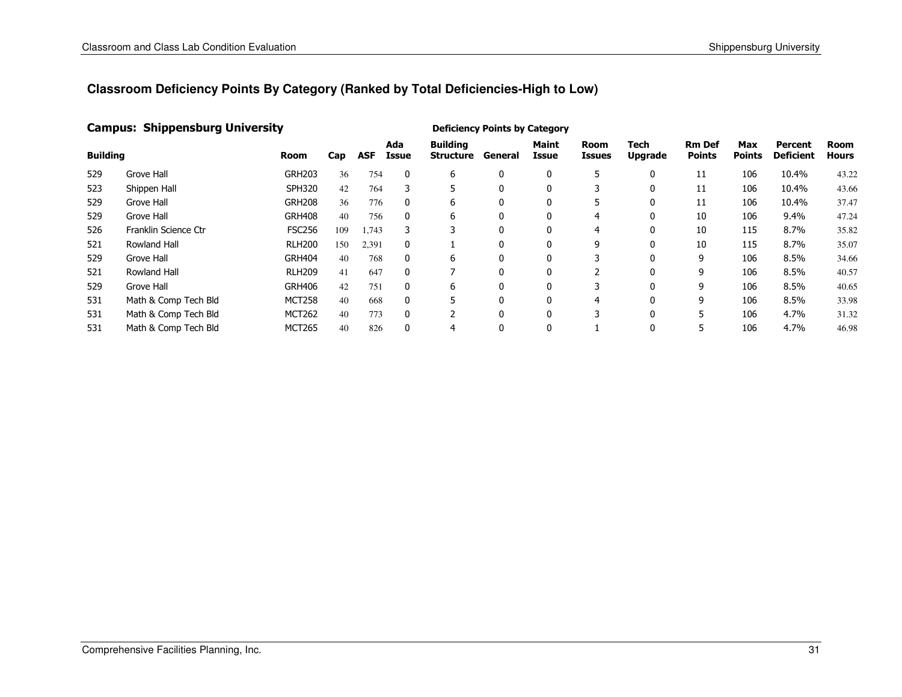## Classroom Deficiency Points By Category (Ranked by Total Deficiencies-High to Low)

### Campus: Shippensburg University

| Building | | Room | Cap | ASF | Ada Issue | Building Structure | General | Maint Issue | Room Issues | Tech Upgrade | Rm Def Points | Max Points | Percent Deficient | Room Hours |
|---|---|---|---|---|---|---|---|---|---|---|---|---|---|---|
| | | | | | | Deficiency Points by Category | | | | | | | | |
| 529 | Grove Hall | GRH203 | 36 | 754 | 0 | 6 | 0 | 0 | 5 | 0 | 11 | 106 | 10.4% | 43.22 |
| 523 | Shippen Hall | SPH320 | 42 | 764 | 3 | 5 | 0 | 0 | 3 | 0 | 11 | 106 | 10.4% | 43.66 |
| 529 | Grove Hall | GRH208 | 36 | 776 | 0 | 6 | 0 | 0 | 5 | 0 | 11 | 106 | 10.4% | 37.47 |
| 529 | Grove Hall | GRH408 | 40 | 756 | 0 | 6 | 0 | 0 | 4 | 0 | 10 | 106 | 9.4% | 47.24 |
| 526 | Franklin Science Ctr | FSC256 | 109 | 1,743 | 3 | 3 | 0 | 0 | 4 | 0 | 10 | 115 | 8.7% | 35.82 |
| 521 | Rowland Hall | RLH200 | 150 | 2,391 | 0 | 1 | 0 | 0 | 9 | 0 | 10 | 115 | 8.7% | 35.07 |
| 529 | Grove Hall | GRH404 | 40 | 768 | 0 | 6 | 0 | 0 | 3 | 0 | 9 | 106 | 8.5% | 34.66 |
| 521 | Rowland Hall | RLH209 | 41 | 647 | 0 | 7 | 0 | 0 | 2 | 0 | 9 | 106 | 8.5% | 40.57 |
| 529 | Grove Hall | GRH406 | 42 | 751 | 0 | 6 | 0 | 0 | 3 | 0 | 9 | 106 | 8.5% | 40.65 |
| 531 | Math & Comp Tech Bld | MCT258 | 40 | 668 | 0 | 5 | 0 | 0 | 4 | 0 | 9 | 106 | 8.5% | 33.98 |
| 531 | Math & Comp Tech Bld | MCT262 | 40 | 773 | 0 | 2 | 0 | 0 | 3 | 0 | 5 | 106 | 4.7% | 31.32 |
| 531 | Math & Comp Tech Bld | MCT265 | 40 | 826 | 0 | 4 | 0 | 0 | 1 | 0 | 5 | 106 | 4.7% | 46.98 |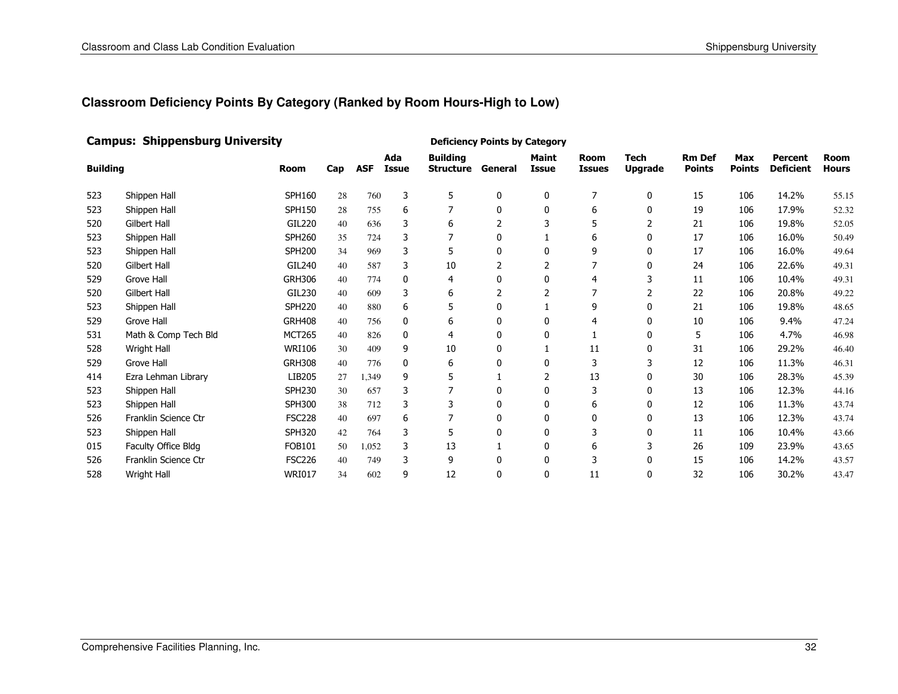## Classroom Deficiency Points By Category (Ranked by Room Hours-High to Low)

**Campus: Shippensburg University**

| Building | | Room | Cap | ASF | Ada Issue | Building Structure | General | Maint Issue | Room Issues | Tech Upgrade | Rm Def Points | Max Points | Percent Deficient | Room Hours |
|---|---|---|---|---|---|---|---|---|---|---|---|---|---|---|
| | | | | | | Deficiency Points by Category | | | | | | | | |
| 523 | Shippen Hall | SPH160 | 28 | 760 | 3 | 5 | 0 | 0 | 7 | 0 | 15 | 106 | 14.2% | 55.15 |
| 523 | Shippen Hall | SPH150 | 28 | 755 | 6 | 7 | 0 | 0 | 6 | 0 | 19 | 106 | 17.9% | 52.32 |
| 520 | Gilbert Hall | GIL220 | 40 | 636 | 3 | 6 | 2 | 3 | 5 | 2 | 21 | 106 | 19.8% | 52.05 |
| 523 | Shippen Hall | SPH260 | 35 | 724 | 3 | 7 | 0 | 1 | 6 | 0 | 17 | 106 | 16.0% | 50.49 |
| 523 | Shippen Hall | SPH200 | 34 | 969 | 3 | 5 | 0 | 0 | 9 | 0 | 17 | 106 | 16.0% | 49.64 |
| 520 | Gilbert Hall | GIL240 | 40 | 587 | 3 | 10 | 2 | 2 | 7 | 0 | 24 | 106 | 22.6% | 49.31 |
| 529 | Grove Hall | GRH306 | 40 | 774 | 0 | 4 | 0 | 0 | 4 | 3 | 11 | 106 | 10.4% | 49.31 |
| 520 | Gilbert Hall | GIL230 | 40 | 609 | 3 | 6 | 2 | 2 | 7 | 2 | 22 | 106 | 20.8% | 49.22 |
| 523 | Shippen Hall | SPH220 | 40 | 880 | 6 | 5 | 0 | 1 | 9 | 0 | 21 | 106 | 19.8% | 48.65 |
| 529 | Grove Hall | GRH408 | 40 | 756 | 0 | 6 | 0 | 0 | 4 | 0 | 10 | 106 | 9.4% | 47.24 |
| 531 | Math & Comp Tech Bld | MCT265 | 40 | 826 | 0 | 4 | 0 | 0 | 1 | 0 | 5 | 106 | 4.7% | 46.98 |
| 528 | Wright Hall | WRI106 | 30 | 409 | 9 | 10 | 0 | 1 | 11 | 0 | 31 | 106 | 29.2% | 46.40 |
| 529 | Grove Hall | GRH308 | 40 | 776 | 0 | 6 | 0 | 0 | 3 | 3 | 12 | 106 | 11.3% | 46.31 |
| 414 | Ezra Lehman Library | LIB205 | 27 | 1,349 | 9 | 5 | 1 | 2 | 13 | 0 | 30 | 106 | 28.3% | 45.39 |
| 523 | Shippen Hall | SPH230 | 30 | 657 | 3 | 7 | 0 | 0 | 3 | 0 | 13 | 106 | 12.3% | 44.16 |
| 523 | Shippen Hall | SPH300 | 38 | 712 | 3 | 3 | 0 | 0 | 6 | 0 | 12 | 106 | 11.3% | 43.74 |
| 526 | Franklin Science Ctr | FSC228 | 40 | 697 | 6 | 7 | 0 | 0 | 0 | 0 | 13 | 106 | 12.3% | 43.74 |
| 523 | Shippen Hall | SPH320 | 42 | 764 | 3 | 5 | 0 | 0 | 3 | 0 | 11 | 106 | 10.4% | 43.66 |
| 015 | Faculty Office Bldg | FOB101 | 50 | 1,052 | 3 | 13 | 1 | 0 | 6 | 3 | 26 | 109 | 23.9% | 43.65 |
| 526 | Franklin Science Ctr | FSC226 | 40 | 749 | 3 | 9 | 0 | 0 | 3 | 0 | 15 | 106 | 14.2% | 43.57 |
| 528 | Wright Hall | WRI017 | 34 | 602 | 9 | 12 | 0 | 0 | 11 | 0 | 32 | 106 | 30.2% | 43.47 |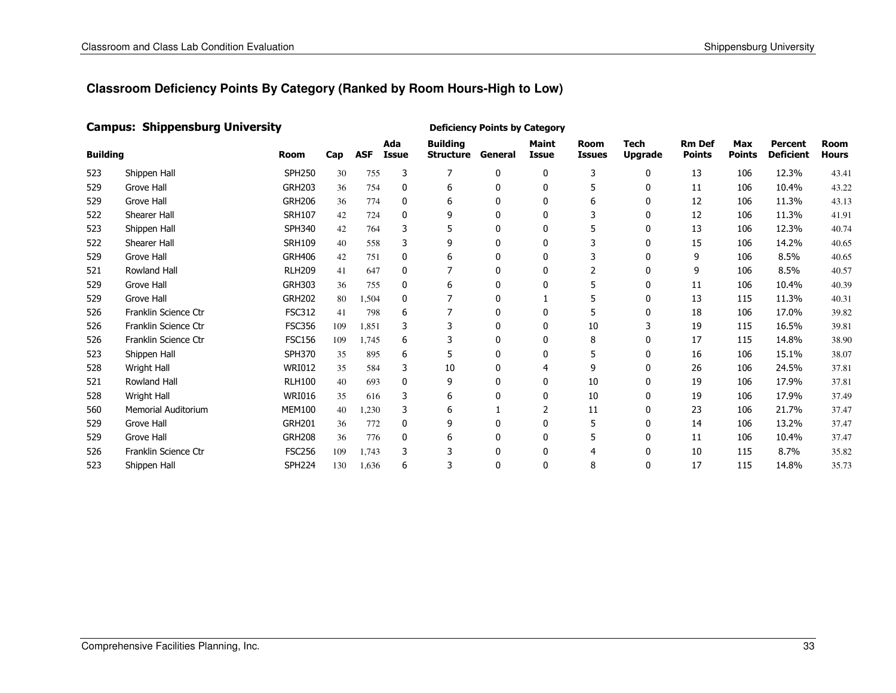## Classroom Deficiency Points By Category (Ranked by Room Hours-High to Low)

### Campus: Shippensburg University

| Building | | Room | Cap | ASF | Ada Issue | Building Structure | General | Maint Issue | Room Issues | Tech Upgrade | Rm Def Points | Max Points | Percent Deficient | Room Hours |
|---|---|---|---|---|---|---|---|---|---|---|---|---|---|---|
| | | | | | | Deficiency Points by Category | | | | | | | | |
| 523 | Shippen Hall | SPH250 | 30 | 755 | 3 | 7 | 0 | 0 | 3 | 0 | 13 | 106 | 12.3% | 43.41 |
| 529 | Grove Hall | GRH203 | 36 | 754 | 0 | 6 | 0 | 0 | 5 | 0 | 11 | 106 | 10.4% | 43.22 |
| 529 | Grove Hall | GRH206 | 36 | 774 | 0 | 6 | 0 | 0 | 6 | 0 | 12 | 106 | 11.3% | 43.13 |
| 522 | Shearer Hall | SRH107 | 42 | 724 | 0 | 9 | 0 | 0 | 3 | 0 | 12 | 106 | 11.3% | 41.91 |
| 523 | Shippen Hall | SPH340 | 42 | 764 | 3 | 5 | 0 | 0 | 5 | 0 | 13 | 106 | 12.3% | 40.74 |
| 522 | Shearer Hall | SRH109 | 40 | 558 | 3 | 9 | 0 | 0 | 3 | 0 | 15 | 106 | 14.2% | 40.65 |
| 529 | Grove Hall | GRH406 | 42 | 751 | 0 | 6 | 0 | 0 | 3 | 0 | 9 | 106 | 8.5% | 40.65 |
| 521 | Rowland Hall | RLH209 | 41 | 647 | 0 | 7 | 0 | 0 | 2 | 0 | 9 | 106 | 8.5% | 40.57 |
| 529 | Grove Hall | GRH303 | 36 | 755 | 0 | 6 | 0 | 0 | 5 | 0 | 11 | 106 | 10.4% | 40.39 |
| 529 | Grove Hall | GRH202 | 80 | 1,504 | 0 | 7 | 0 | 1 | 5 | 0 | 13 | 115 | 11.3% | 40.31 |
| 526 | Franklin Science Ctr | FSC312 | 41 | 798 | 6 | 7 | 0 | 0 | 5 | 0 | 18 | 106 | 17.0% | 39.82 |
| 526 | Franklin Science Ctr | FSC356 | 109 | 1,851 | 3 | 3 | 0 | 0 | 10 | 3 | 19 | 115 | 16.5% | 39.81 |
| 526 | Franklin Science Ctr | FSC156 | 109 | 1,745 | 6 | 3 | 0 | 0 | 8 | 0 | 17 | 115 | 14.8% | 38.90 |
| 523 | Shippen Hall | SPH370 | 35 | 895 | 6 | 5 | 0 | 0 | 5 | 0 | 16 | 106 | 15.1% | 38.07 |
| 528 | Wright Hall | WRI012 | 35 | 584 | 3 | 10 | 0 | 4 | 9 | 0 | 26 | 106 | 24.5% | 37.81 |
| 521 | Rowland Hall | RLH100 | 40 | 693 | 0 | 9 | 0 | 0 | 10 | 0 | 19 | 106 | 17.9% | 37.81 |
| 528 | Wright Hall | WRI016 | 35 | 616 | 3 | 6 | 0 | 0 | 10 | 0 | 19 | 106 | 17.9% | 37.49 |
| 560 | Memorial Auditorium | MEM100 | 40 | 1,230 | 3 | 6 | 1 | 2 | 11 | 0 | 23 | 106 | 21.7% | 37.47 |
| 529 | Grove Hall | GRH201 | 36 | 772 | 0 | 9 | 0 | 0 | 5 | 0 | 14 | 106 | 13.2% | 37.47 |
| 529 | Grove Hall | GRH208 | 36 | 776 | 0 | 6 | 0 | 0 | 5 | 0 | 11 | 106 | 10.4% | 37.47 |
| 526 | Franklin Science Ctr | FSC256 | 109 | 1,743 | 3 | 3 | 0 | 0 | 4 | 0 | 10 | 115 | 8.7% | 35.82 |
| 523 | Shippen Hall | SPH224 | 130 | 1,636 | 6 | 3 | 0 | 0 | 8 | 0 | 17 | 115 | 14.8% | 35.73 |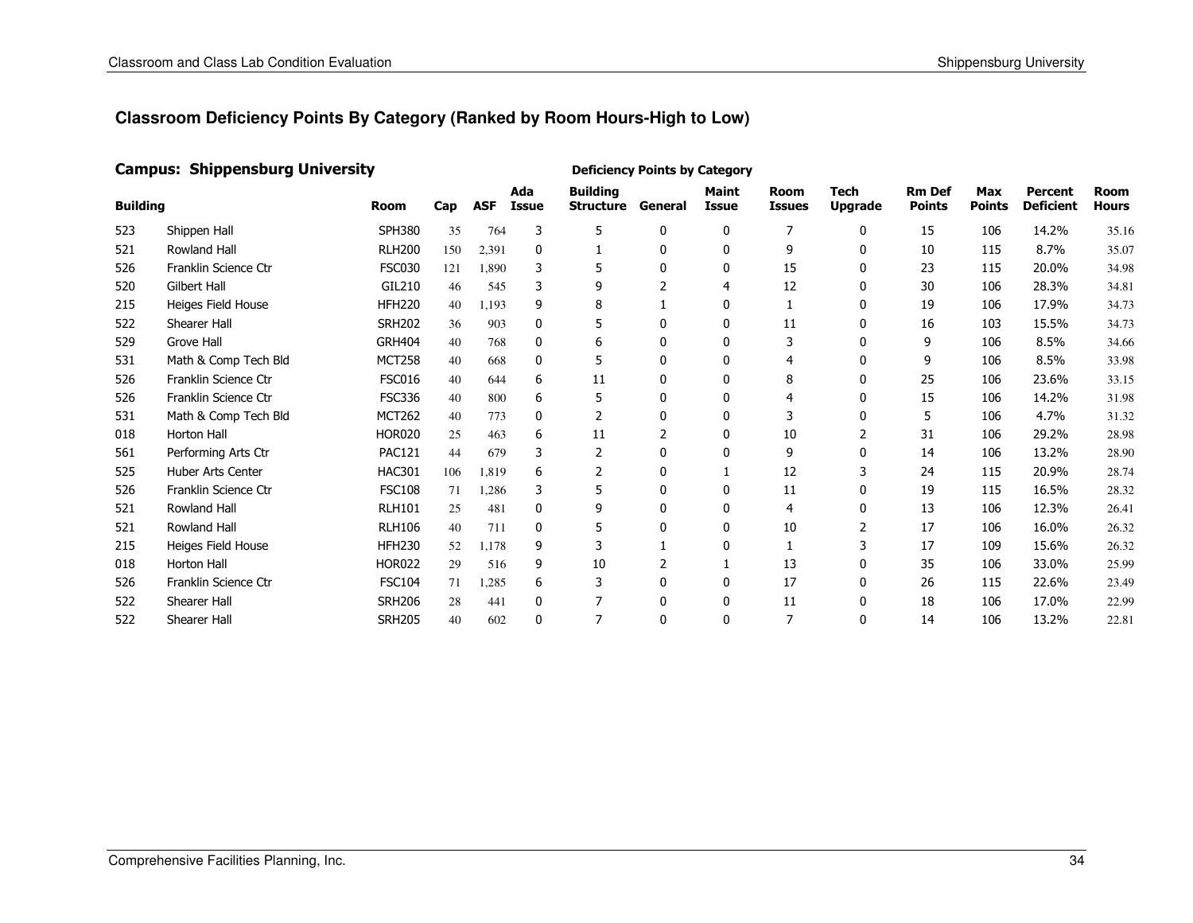## Classroom Deficiency Points By Category (Ranked by Room Hours-High to Low)

### Campus: Shippensburg University

| Building | | Room | Cap | ASF | Ada Issue | Building Structure | General | Maint Issue | Room Issues | Tech Upgrade | Rm Def Points | Max Points | Percent Deficient | Room Hours |
|---|---|---|---|---|---|---|---|---|---|---|---|---|---|---|
| | | | | | | Deficiency Points by Category | | | | | | | | |
| 523 | Shippen Hall | SPH380 | 35 | 764 | 3 | 5 | 0 | 0 | 7 | 0 | 15 | 106 | 14.2% | 35.16 |
| 521 | Rowland Hall | RLH200 | 150 | 2,391 | 0 | 1 | 0 | 0 | 9 | 0 | 10 | 115 | 8.7% | 35.07 |
| 526 | Franklin Science Ctr | FSC030 | 121 | 1,890 | 3 | 5 | 0 | 0 | 15 | 0 | 23 | 115 | 20.0% | 34.98 |
| 520 | Gilbert Hall | GIL210 | 46 | 545 | 3 | 9 | 2 | 4 | 12 | 0 | 30 | 106 | 28.3% | 34.81 |
| 215 | Heiges Field House | HFH220 | 40 | 1,193 | 9 | 8 | 1 | 0 | 1 | 0 | 19 | 106 | 17.9% | 34.73 |
| 522 | Shearer Hall | SRH202 | 36 | 903 | 0 | 5 | 0 | 0 | 11 | 0 | 16 | 103 | 15.5% | 34.73 |
| 529 | Grove Hall | GRH404 | 40 | 768 | 0 | 6 | 0 | 0 | 3 | 0 | 9 | 106 | 8.5% | 34.66 |
| 531 | Math & Comp Tech Bld | MCT258 | 40 | 668 | 0 | 5 | 0 | 0 | 4 | 0 | 9 | 106 | 8.5% | 33.98 |
| 526 | Franklin Science Ctr | FSC016 | 40 | 644 | 6 | 11 | 0 | 0 | 8 | 0 | 25 | 106 | 23.6% | 33.15 |
| 526 | Franklin Science Ctr | FSC336 | 40 | 800 | 6 | 5 | 0 | 0 | 4 | 0 | 15 | 106 | 14.2% | 31.98 |
| 531 | Math & Comp Tech Bld | MCT262 | 40 | 773 | 0 | 2 | 0 | 0 | 3 | 0 | 5 | 106 | 4.7% | 31.32 |
| 018 | Horton Hall | HOR020 | 25 | 463 | 6 | 11 | 2 | 0 | 10 | 2 | 31 | 106 | 29.2% | 28.98 |
| 561 | Performing Arts Ctr | PAC121 | 44 | 679 | 3 | 2 | 0 | 0 | 9 | 0 | 14 | 106 | 13.2% | 28.90 |
| 525 | Huber Arts Center | HAC301 | 106 | 1,819 | 6 | 2 | 0 | 1 | 12 | 3 | 24 | 115 | 20.9% | 28.74 |
| 526 | Franklin Science Ctr | FSC108 | 71 | 1,286 | 3 | 5 | 0 | 0 | 11 | 0 | 19 | 115 | 16.5% | 28.32 |
| 521 | Rowland Hall | RLH101 | 25 | 481 | 0 | 9 | 0 | 0 | 4 | 0 | 13 | 106 | 12.3% | 26.41 |
| 521 | Rowland Hall | RLH106 | 40 | 711 | 0 | 5 | 0 | 0 | 10 | 2 | 17 | 106 | 16.0% | 26.32 |
| 215 | Heiges Field House | HFH230 | 52 | 1,178 | 9 | 3 | 1 | 0 | 1 | 3 | 17 | 109 | 15.6% | 26.32 |
| 018 | Horton Hall | HOR022 | 29 | 516 | 9 | 10 | 2 | 1 | 13 | 0 | 35 | 106 | 33.0% | 25.99 |
| 526 | Franklin Science Ctr | FSC104 | 71 | 1,285 | 6 | 3 | 0 | 0 | 17 | 0 | 26 | 115 | 22.6% | 23.49 |
| 522 | Shearer Hall | SRH206 | 28 | 441 | 0 | 7 | 0 | 0 | 11 | 0 | 18 | 106 | 17.0% | 22.99 |
| 522 | Shearer Hall | SRH205 | 40 | 602 | 0 | 7 | 0 | 0 | 7 | 0 | 14 | 106 | 13.2% | 22.81 |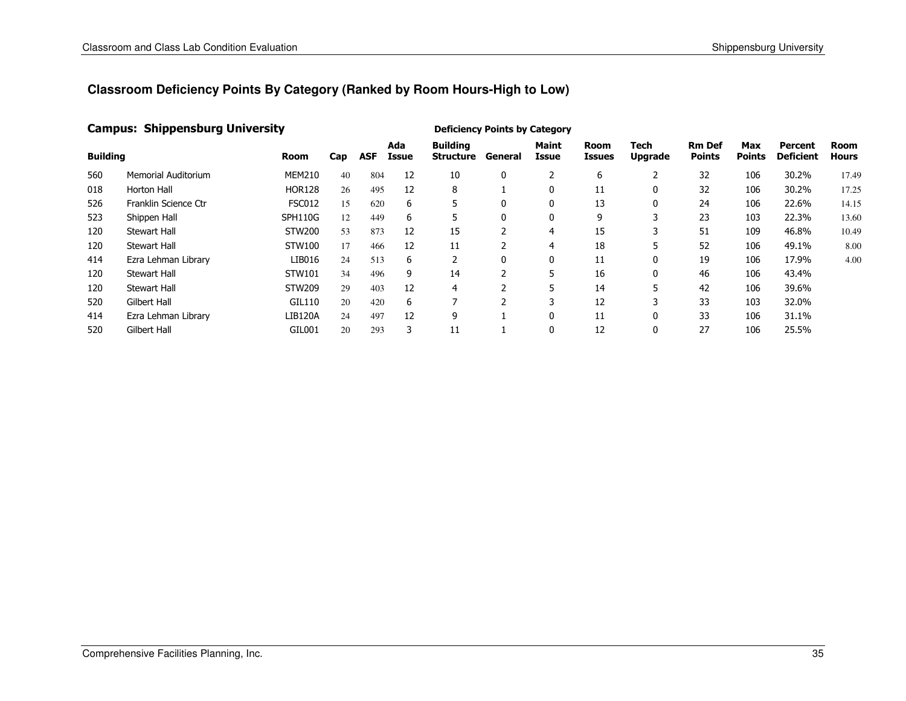## Classroom Deficiency Points By Category (Ranked by Room Hours-High to Low)

### Campus: Shippensburg University

| Building | | Room | Cap | ASF | Ada Issue | Building Structure | General | Maint Issue | Room Issues | Tech Upgrade | Rm Def Points | Max Points | Percent Deficient | Room Hours |
|---|---|---|---|---|---|---|---|---|---|---|---|---|---|---|
| | | | | | Deficiency Points by Category | | | | | | | | | |
| 560 | Memorial Auditorium | MEM210 | 40 | 804 | 12 | 10 | 0 | 2 | 6 | 2 | 32 | 106 | 30.2% | 17.49 |
| 018 | Horton Hall | HOR128 | 26 | 495 | 12 | 8 | 1 | 0 | 11 | 0 | 32 | 106 | 30.2% | 17.25 |
| 526 | Franklin Science Ctr | FSC012 | 15 | 620 | 6 | 5 | 0 | 0 | 13 | 0 | 24 | 106 | 22.6% | 14.15 |
| 523 | Shippen Hall | SPH110G | 12 | 449 | 6 | 5 | 0 | 0 | 9 | 3 | 23 | 103 | 22.3% | 13.60 |
| 120 | Stewart Hall | STW200 | 53 | 873 | 12 | 15 | 2 | 4 | 15 | 3 | 51 | 109 | 46.8% | 10.49 |
| 120 | Stewart Hall | STW100 | 17 | 466 | 12 | 11 | 2 | 4 | 18 | 5 | 52 | 106 | 49.1% | 8.00 |
| 414 | Ezra Lehman Library | LIB016 | 24 | 513 | 6 | 2 | 0 | 0 | 11 | 0 | 19 | 106 | 17.9% | 4.00 |
| 120 | Stewart Hall | STW101 | 34 | 496 | 9 | 14 | 2 | 5 | 16 | 0 | 46 | 106 | 43.4% | |
| 120 | Stewart Hall | STW209 | 29 | 403 | 12 | 4 | 2 | 5 | 14 | 5 | 42 | 106 | 39.6% | |
| 520 | Gilbert Hall | GIL110 | 20 | 420 | 6 | 7 | 2 | 3 | 12 | 3 | 33 | 103 | 32.0% | |
| 414 | Ezra Lehman Library | LIB120A | 24 | 497 | 12 | 9 | 1 | 0 | 11 | 0 | 33 | 106 | 31.1% | |
| 520 | Gilbert Hall | GIL001 | 20 | 293 | 3 | 11 | 1 | 0 | 12 | 0 | 27 | 106 | 25.5% | |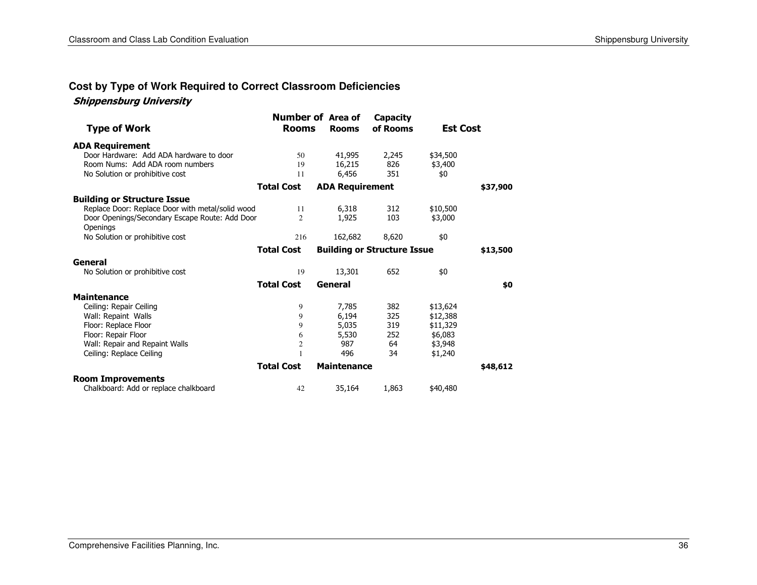## Cost by Type of Work Required to Correct Classroom Deficiencies

***Shippensburg University***

| Type of Work | Number of Rooms | Area of Rooms | Capacity of Rooms | Est Cost | |
|---|---|---|---|---|---|
| **ADA Requirement** | | | | | |
| Door Hardware: Add ADA hardware to door | 50 | 41,995 | 2,245 | $34,500 | |
| Room Nums: Add ADA room numbers | 19 | 16,215 | 826 | $3,400 | |
| No Solution or prohibitive cost | 11 | 6,456 | 351 | $0 | |
| | **Total Cost** | **ADA Requirement** | | | **$37,900** |
| **Building or Structure Issue** | | | | | |
| Replace Door: Replace Door with metal/solid wood | 11 | 6,318 | 312 | $10,500 | |
| Door Openings/Secondary Escape Route: Add Door Openings | 2 | 1,925 | 103 | $3,000 | |
| No Solution or prohibitive cost | 216 | 162,682 | 8,620 | $0 | |
| | **Total Cost** | **Building or Structure Issue** | | | **$13,500** |
| **General** | | | | | |
| No Solution or prohibitive cost | 19 | 13,301 | 652 | $0 | |
| | **Total Cost** | **General** | | | **$0** |
| **Maintenance** | | | | | |
| Ceiling: Repair Ceiling | 9 | 7,785 | 382 | $13,624 | |
| Wall: Repaint Walls | 9 | 6,194 | 325 | $12,388 | |
| Floor: Replace Floor | 9 | 5,035 | 319 | $11,329 | |
| Floor: Repair Floor | 6 | 5,530 | 252 | $6,083 | |
| Wall: Repair and Repaint Walls | 2 | 987 | 64 | $3,948 | |
| Ceiling: Replace Ceiling | 1 | 496 | 34 | $1,240 | |
| | **Total Cost** | **Maintenance** | | | **$48,612** |
| **Room Improvements** | | | | | |
| Chalkboard: Add or replace chalkboard | 42 | 35,164 | 1,863 | $40,480 | |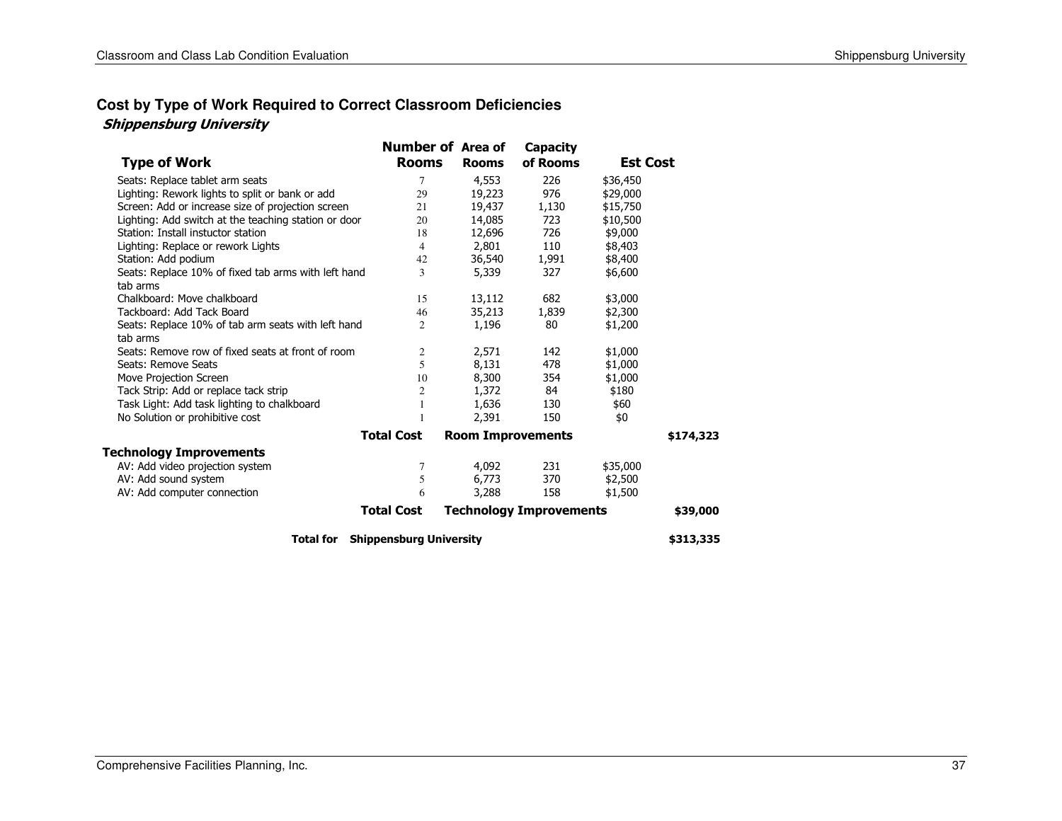## Cost by Type of Work Required to Correct Classroom Deficiencies

***Shippensburg University***

| Type of Work | Number of Rooms | Area of Rooms | Capacity of Rooms | Est Cost | |
|---|---|---|---|---|---|
| Seats: Replace tablet arm seats | 7 | 4,553 | 226 | $36,450 | |
| Lighting: Rework lights to split or bank or add | 29 | 19,223 | 976 | $29,000 | |
| Screen: Add or increase size of projection screen | 21 | 19,437 | 1,130 | $15,750 | |
| Lighting: Add switch at the teaching station or door | 20 | 14,085 | 723 | $10,500 | |
| Station: Install instuctor station | 18 | 12,696 | 726 | $9,000 | |
| Lighting: Replace or rework Lights | 4 | 2,801 | 110 | $8,403 | |
| Station: Add podium | 42 | 36,540 | 1,991 | $8,400 | |
| Seats: Replace 10% of fixed tab arms with left hand tab arms | 3 | 5,339 | 327 | $6,600 | |
| Chalkboard: Move chalkboard | 15 | 13,112 | 682 | $3,000 | |
| Tackboard: Add Tack Board | 46 | 35,213 | 1,839 | $2,300 | |
| Seats: Replace 10% of tab arm seats with left hand tab arms | 2 | 1,196 | 80 | $1,200 | |
| Seats: Remove row of fixed seats at front of room | 2 | 2,571 | 142 | $1,000 | |
| Seats: Remove Seats | 5 | 8,131 | 478 | $1,000 | |
| Move Projection Screen | 10 | 8,300 | 354 | $1,000 | |
| Tack Strip: Add or replace tack strip | 2 | 1,372 | 84 | $180 | |
| Task Light: Add task lighting to chalkboard | 1 | 1,636 | 130 | $60 | |
| No Solution or prohibitive cost | 1 | 2,391 | 150 | $0 | |
| | **Total Cost** | **Room Improvements** | | | **$174,323** |
| **Technology Improvements** | | | | | |
| AV: Add video projection system | 7 | 4,092 | 231 | $35,000 | |
| AV: Add sound system | 5 | 6,773 | 370 | $2,500 | |
| AV: Add computer connection | 6 | 3,288 | 158 | $1,500 | |
| | **Total Cost** | **Technology Improvements** | | | **$39,000** |
| **Total for** | **Shippensburg University** | | | | **$313,335** |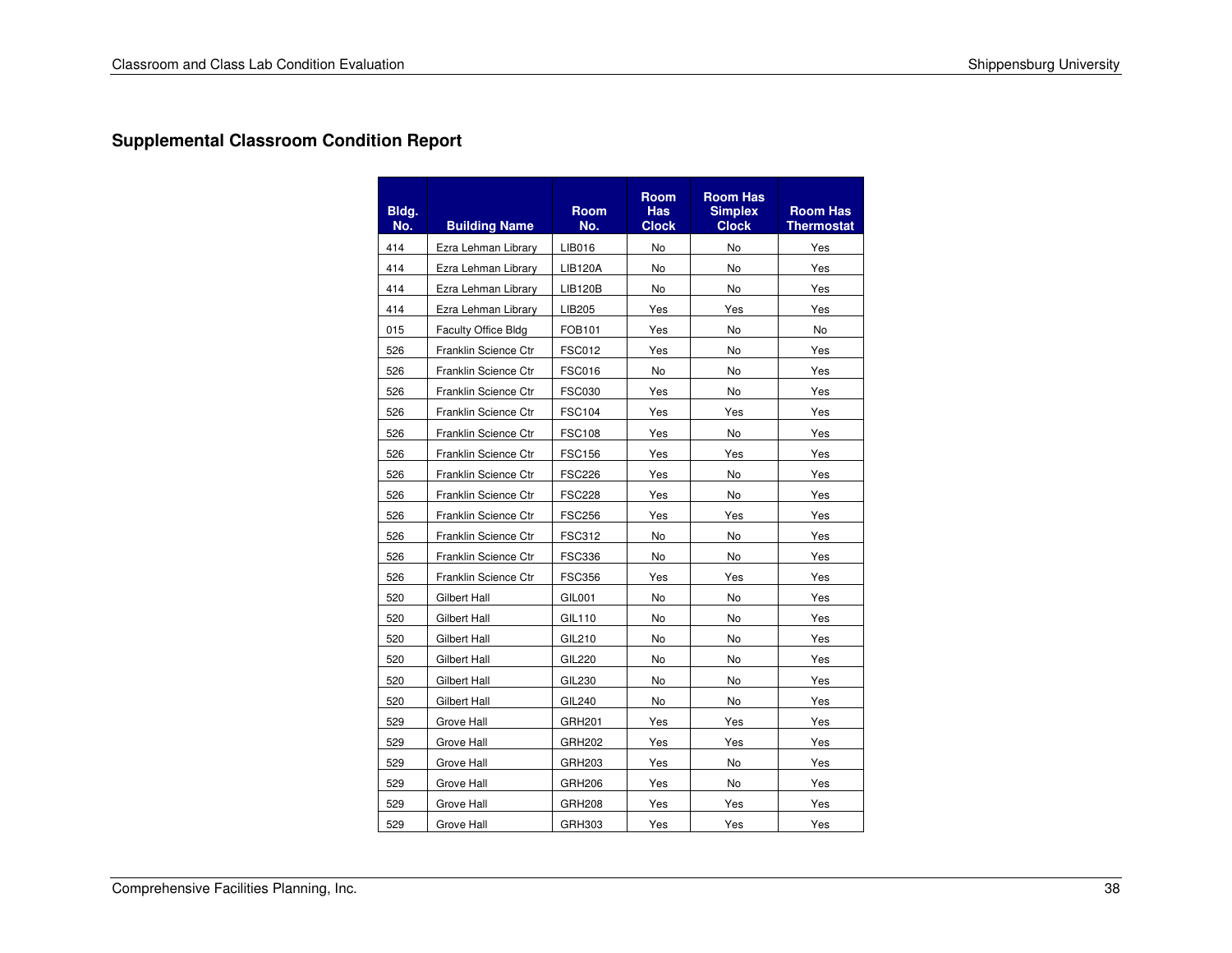## Supplemental Classroom Condition Report

| Bldg. No. | Building Name | Room No. | Room Has Clock | Room Has Simplex Clock | Room Has Thermostat |
|---|---|---|---|---|---|
| 414 | Ezra Lehman Library | LIB016 | No | No | Yes |
| 414 | Ezra Lehman Library | LIB120A | No | No | Yes |
| 414 | Ezra Lehman Library | LIB120B | No | No | Yes |
| 414 | Ezra Lehman Library | LIB205 | Yes | Yes | Yes |
| 015 | Faculty Office Bldg | FOB101 | Yes | No | No |
| 526 | Franklin Science Ctr | FSC012 | Yes | No | Yes |
| 526 | Franklin Science Ctr | FSC016 | No | No | Yes |
| 526 | Franklin Science Ctr | FSC030 | Yes | No | Yes |
| 526 | Franklin Science Ctr | FSC104 | Yes | Yes | Yes |
| 526 | Franklin Science Ctr | FSC108 | Yes | No | Yes |
| 526 | Franklin Science Ctr | FSC156 | Yes | Yes | Yes |
| 526 | Franklin Science Ctr | FSC226 | Yes | No | Yes |
| 526 | Franklin Science Ctr | FSC228 | Yes | No | Yes |
| 526 | Franklin Science Ctr | FSC256 | Yes | Yes | Yes |
| 526 | Franklin Science Ctr | FSC312 | No | No | Yes |
| 526 | Franklin Science Ctr | FSC336 | No | No | Yes |
| 526 | Franklin Science Ctr | FSC356 | Yes | Yes | Yes |
| 520 | Gilbert Hall | GIL001 | No | No | Yes |
| 520 | Gilbert Hall | GIL110 | No | No | Yes |
| 520 | Gilbert Hall | GIL210 | No | No | Yes |
| 520 | Gilbert Hall | GIL220 | No | No | Yes |
| 520 | Gilbert Hall | GIL230 | No | No | Yes |
| 520 | Gilbert Hall | GIL240 | No | No | Yes |
| 529 | Grove Hall | GRH201 | Yes | Yes | Yes |
| 529 | Grove Hall | GRH202 | Yes | Yes | Yes |
| 529 | Grove Hall | GRH203 | Yes | No | Yes |
| 529 | Grove Hall | GRH206 | Yes | No | Yes |
| 529 | Grove Hall | GRH208 | Yes | Yes | Yes |
| 529 | Grove Hall | GRH303 | Yes | Yes | Yes |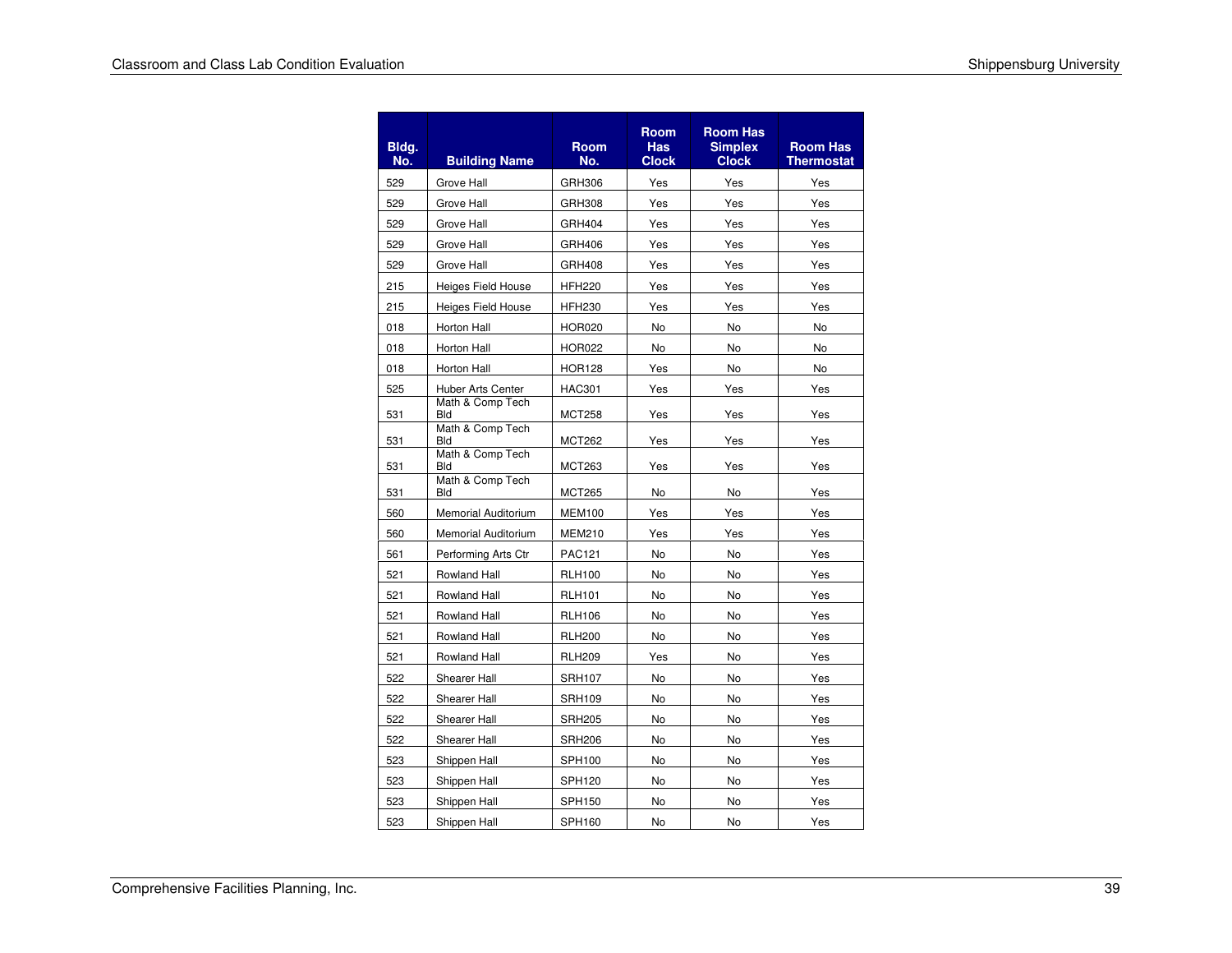| Bldg. No. | Building Name | Room No. | Room Has Clock | Room Has Simplex Clock | Room Has Thermostat |
|---|---|---|---|---|---|
| 529 | Grove Hall | GRH306 | Yes | Yes | Yes |
| 529 | Grove Hall | GRH308 | Yes | Yes | Yes |
| 529 | Grove Hall | GRH404 | Yes | Yes | Yes |
| 529 | Grove Hall | GRH406 | Yes | Yes | Yes |
| 529 | Grove Hall | GRH408 | Yes | Yes | Yes |
| 215 | Heiges Field House | HFH220 | Yes | Yes | Yes |
| 215 | Heiges Field House | HFH230 | Yes | Yes | Yes |
| 018 | Horton Hall | HOR020 | No | No | No |
| 018 | Horton Hall | HOR022 | No | No | No |
| 018 | Horton Hall | HOR128 | Yes | No | No |
| 525 | Huber Arts Center | HAC301 | Yes | Yes | Yes |
| 531 | Math & Comp Tech Bld | MCT258 | Yes | Yes | Yes |
| 531 | Math & Comp Tech Bld | MCT262 | Yes | Yes | Yes |
| 531 | Math & Comp Tech Bld | MCT263 | Yes | Yes | Yes |
| 531 | Math & Comp Tech Bld | MCT265 | No | No | Yes |
| 560 | Memorial Auditorium | MEM100 | Yes | Yes | Yes |
| 560 | Memorial Auditorium | MEM210 | Yes | Yes | Yes |
| 561 | Performing Arts Ctr | PAC121 | No | No | Yes |
| 521 | Rowland Hall | RLH100 | No | No | Yes |
| 521 | Rowland Hall | RLH101 | No | No | Yes |
| 521 | Rowland Hall | RLH106 | No | No | Yes |
| 521 | Rowland Hall | RLH200 | No | No | Yes |
| 521 | Rowland Hall | RLH209 | Yes | No | Yes |
| 522 | Shearer Hall | SRH107 | No | No | Yes |
| 522 | Shearer Hall | SRH109 | No | No | Yes |
| 522 | Shearer Hall | SRH205 | No | No | Yes |
| 522 | Shearer Hall | SRH206 | No | No | Yes |
| 523 | Shippen Hall | SPH100 | No | No | Yes |
| 523 | Shippen Hall | SPH120 | No | No | Yes |
| 523 | Shippen Hall | SPH150 | No | No | Yes |
| 523 | Shippen Hall | SPH160 | No | No | Yes |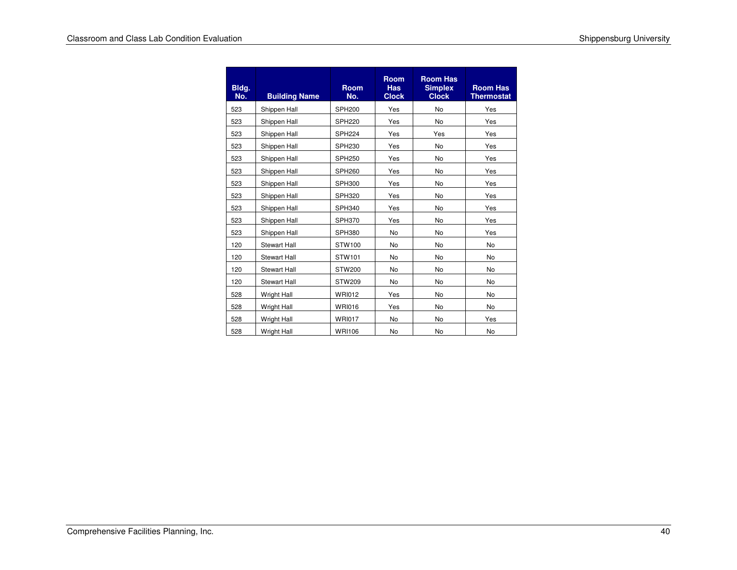| Bldg. No. | Building Name | Room No. | Room Has Clock | Room Has Simplex Clock | Room Has Thermostat |
|---|---|---|---|---|---|
| 523 | Shippen Hall | SPH200 | Yes | No | Yes |
| 523 | Shippen Hall | SPH220 | Yes | No | Yes |
| 523 | Shippen Hall | SPH224 | Yes | Yes | Yes |
| 523 | Shippen Hall | SPH230 | Yes | No | Yes |
| 523 | Shippen Hall | SPH250 | Yes | No | Yes |
| 523 | Shippen Hall | SPH260 | Yes | No | Yes |
| 523 | Shippen Hall | SPH300 | Yes | No | Yes |
| 523 | Shippen Hall | SPH320 | Yes | No | Yes |
| 523 | Shippen Hall | SPH340 | Yes | No | Yes |
| 523 | Shippen Hall | SPH370 | Yes | No | Yes |
| 523 | Shippen Hall | SPH380 | No | No | Yes |
| 120 | Stewart Hall | STW100 | No | No | No |
| 120 | Stewart Hall | STW101 | No | No | No |
| 120 | Stewart Hall | STW200 | No | No | No |
| 120 | Stewart Hall | STW209 | No | No | No |
| 528 | Wright Hall | WRI012 | Yes | No | No |
| 528 | Wright Hall | WRI016 | Yes | No | No |
| 528 | Wright Hall | WRI017 | No | No | Yes |
| 528 | Wright Hall | WRI106 | No | No | No |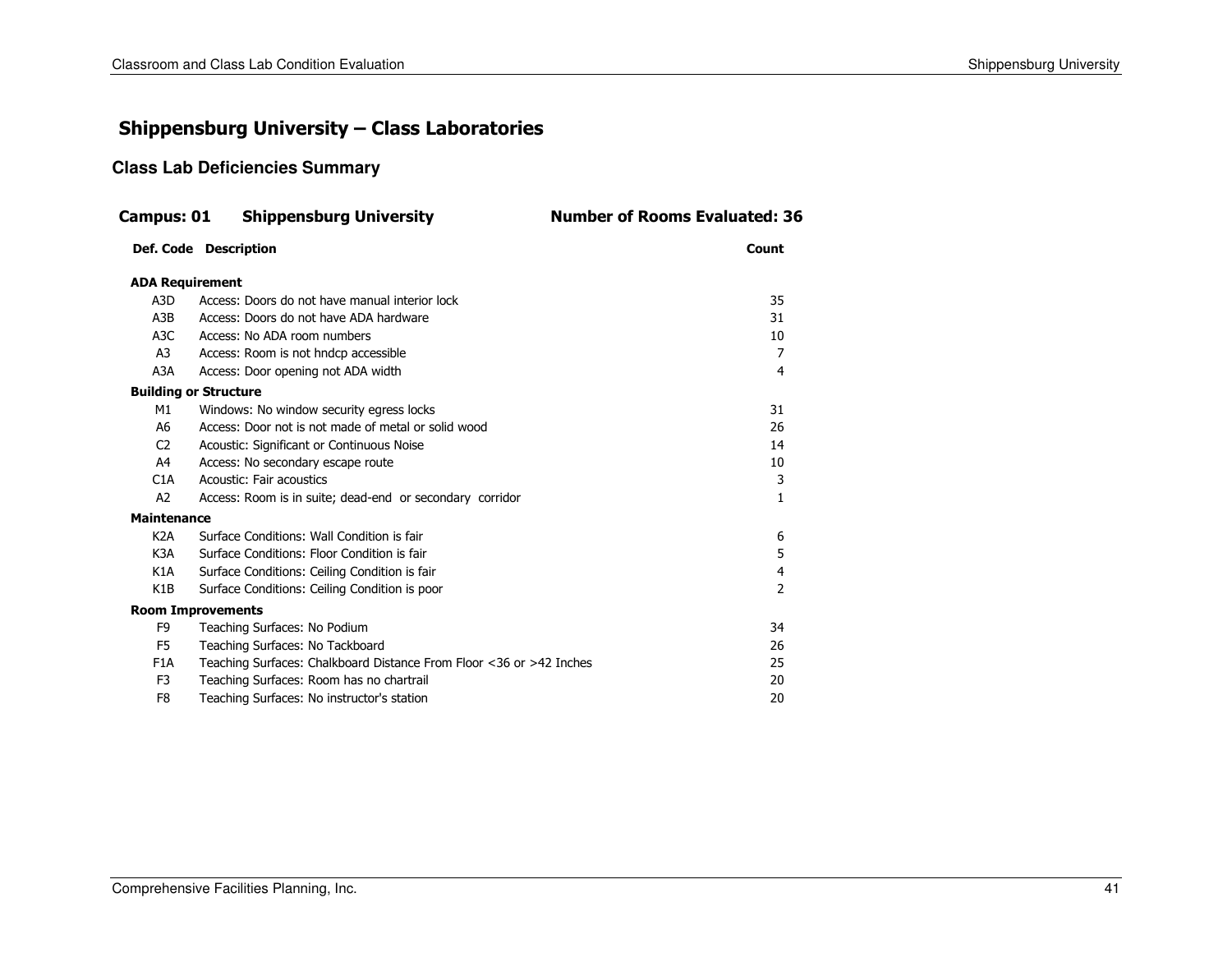## Shippensburg University – Class Laboratories

### Class Lab Deficiencies Summary

**Campus: 01 Shippensburg University** **Number of Rooms Evaluated: 36**

| Def. Code | Description | Count |
|---|---|---|
| **ADA Requirement** | | |
| A3D | Access: Doors do not have manual interior lock | 35 |
| A3B | Access: Doors do not have ADA hardware | 31 |
| A3C | Access: No ADA room numbers | 10 |
| A3 | Access: Room is not hndcp accessible | 7 |
| A3A | Access: Door opening not ADA width | 4 |
| **Building or Structure** | | |
| M1 | Windows: No window security egress locks | 31 |
| A6 | Access: Door not is not made of metal or solid wood | 26 |
| C2 | Acoustic: Significant or Continuous Noise | 14 |
| A4 | Access: No secondary escape route | 10 |
| C1A | Acoustic: Fair acoustics | 3 |
| A2 | Access: Room is in suite; dead-end or secondary corridor | 1 |
| **Maintenance** | | |
| K2A | Surface Conditions: Wall Condition is fair | 6 |
| K3A | Surface Conditions: Floor Condition is fair | 5 |
| K1A | Surface Conditions: Ceiling Condition is fair | 4 |
| K1B | Surface Conditions: Ceiling Condition is poor | 2 |
| **Room Improvements** | | |
| F9 | Teaching Surfaces: No Podium | 34 |
| F5 | Teaching Surfaces: No Tackboard | 26 |
| F1A | Teaching Surfaces: Chalkboard Distance From Floor <36 or >42 Inches | 25 |
| F3 | Teaching Surfaces: Room has no chartrail | 20 |
| F8 | Teaching Surfaces: No instructor's station | 20 |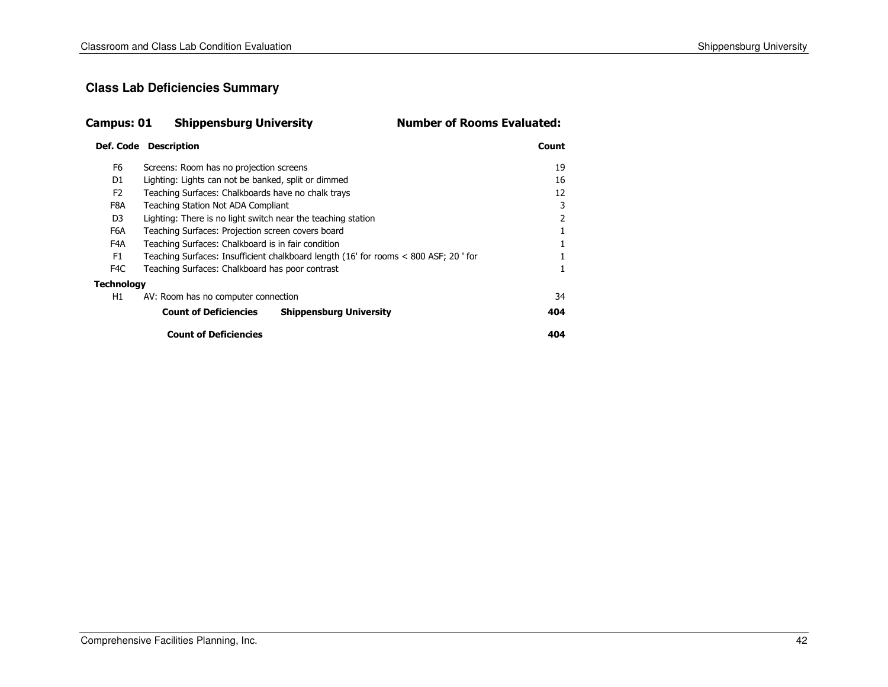## Class Lab Deficiencies Summary

**Campus: 01 Shippensburg University** **Number of Rooms Evaluated:**

| Def. Code | Description | Count |
|---|---|---|
| F6 | Screens: Room has no projection screens | 19 |
| D1 | Lighting: Lights can not be banked, split or dimmed | 16 |
| F2 | Teaching Surfaces: Chalkboards have no chalk trays | 12 |
| F8A | Teaching Station Not ADA Compliant | 3 |
| D3 | Lighting: There is no light switch near the teaching station | 2 |
| F6A | Teaching Surfaces: Projection screen covers board | 1 |
| F4A | Teaching Surfaces: Chalkboard is in fair condition | 1 |
| F1 | Teaching Surfaces: Insufficient chalkboard length (16' for rooms < 800 ASF; 20 ' for | 1 |
| F4C | Teaching Surfaces: Chalkboard has poor contrast | 1 |
| **Technology** | | |
| H1 | AV: Room has no computer connection | 34 |
| | **Count of Deficiencies Shippensburg University** | **404** |
| | **Count of Deficiencies** | **404** |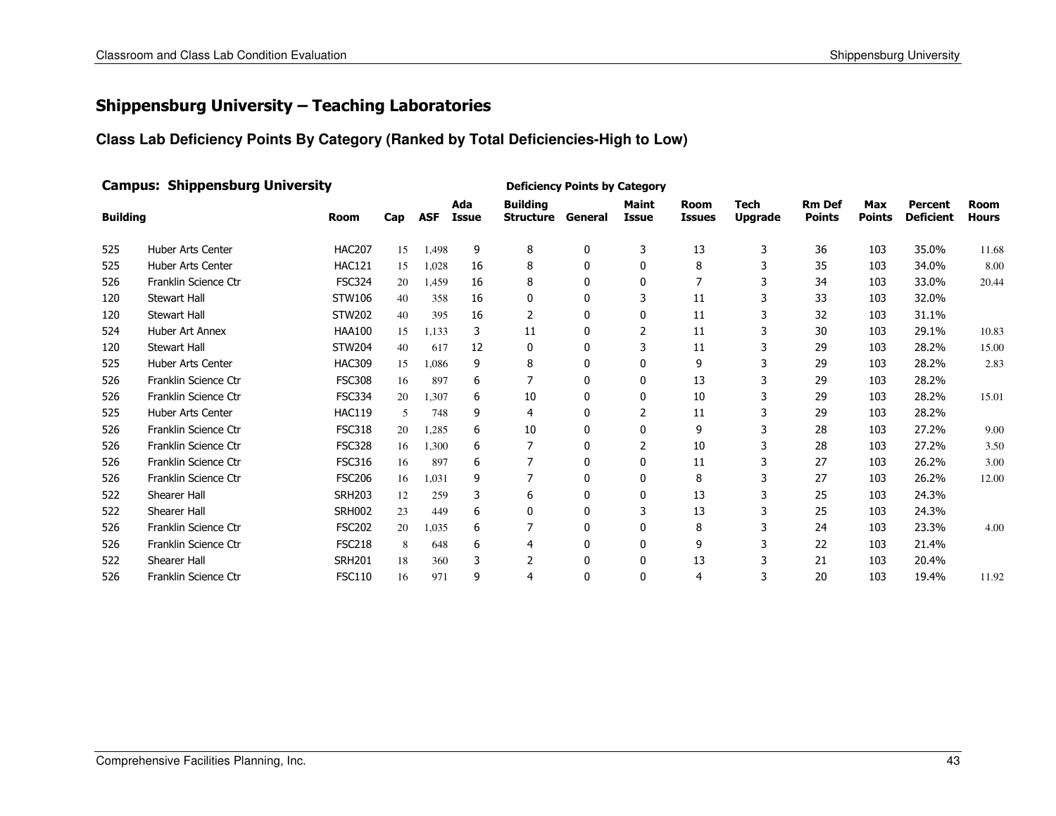## Shippensburg University – Teaching Laboratories

### Class Lab Deficiency Points By Category (Ranked by Total Deficiencies-High to Low)

**Campus: Shippensburg University**

| Building | | Room | Cap | ASF | Ada Issue | Building Structure | General | Maint Issue | Room Issues | Tech Upgrade | Rm Def Points | Max Points | Percent Deficient | Room Hours |
|---|---|---|---|---|---|---|---|---|---|---|---|---|---|---|
| | | | | | Deficiency Points by Category | | | | | | | | | |
| 525 | Huber Arts Center | HAC207 | 15 | 1,498 | 9 | 8 | 0 | 3 | 13 | 3 | 36 | 103 | 35.0% | 11.68 |
| 525 | Huber Arts Center | HAC121 | 15 | 1,028 | 16 | 8 | 0 | 0 | 8 | 3 | 35 | 103 | 34.0% | 8.00 |
| 526 | Franklin Science Ctr | FSC324 | 20 | 1,459 | 16 | 8 | 0 | 0 | 7 | 3 | 34 | 103 | 33.0% | 20.44 |
| 120 | Stewart Hall | STW106 | 40 | 358 | 16 | 0 | 0 | 3 | 11 | 3 | 33 | 103 | 32.0% | |
| 120 | Stewart Hall | STW202 | 40 | 395 | 16 | 2 | 0 | 0 | 11 | 3 | 32 | 103 | 31.1% | |
| 524 | Huber Art Annex | HAA100 | 15 | 1,133 | 3 | 11 | 0 | 2 | 11 | 3 | 30 | 103 | 29.1% | 10.83 |
| 120 | Stewart Hall | STW204 | 40 | 617 | 12 | 0 | 0 | 3 | 11 | 3 | 29 | 103 | 28.2% | 15.00 |
| 525 | Huber Arts Center | HAC309 | 15 | 1,086 | 9 | 8 | 0 | 0 | 9 | 3 | 29 | 103 | 28.2% | 2.83 |
| 526 | Franklin Science Ctr | FSC308 | 16 | 897 | 6 | 7 | 0 | 0 | 13 | 3 | 29 | 103 | 28.2% | |
| 526 | Franklin Science Ctr | FSC334 | 20 | 1,307 | 6 | 10 | 0 | 0 | 10 | 3 | 29 | 103 | 28.2% | 15.01 |
| 525 | Huber Arts Center | HAC119 | 5 | 748 | 9 | 4 | 0 | 2 | 11 | 3 | 29 | 103 | 28.2% | |
| 526 | Franklin Science Ctr | FSC318 | 20 | 1,285 | 6 | 10 | 0 | 0 | 9 | 3 | 28 | 103 | 27.2% | 9.00 |
| 526 | Franklin Science Ctr | FSC328 | 16 | 1,300 | 6 | 7 | 0 | 2 | 10 | 3 | 28 | 103 | 27.2% | 3.50 |
| 526 | Franklin Science Ctr | FSC316 | 16 | 897 | 6 | 7 | 0 | 0 | 11 | 3 | 27 | 103 | 26.2% | 3.00 |
| 526 | Franklin Science Ctr | FSC206 | 16 | 1,031 | 9 | 7 | 0 | 0 | 8 | 3 | 27 | 103 | 26.2% | 12.00 |
| 522 | Shearer Hall | SRH203 | 12 | 259 | 3 | 6 | 0 | 0 | 13 | 3 | 25 | 103 | 24.3% | |
| 522 | Shearer Hall | SRH002 | 23 | 449 | 6 | 0 | 0 | 3 | 13 | 3 | 25 | 103 | 24.3% | |
| 526 | Franklin Science Ctr | FSC202 | 20 | 1,035 | 6 | 7 | 0 | 0 | 8 | 3 | 24 | 103 | 23.3% | 4.00 |
| 526 | Franklin Science Ctr | FSC218 | 8 | 648 | 6 | 4 | 0 | 0 | 9 | 3 | 22 | 103 | 21.4% | |
| 522 | Shearer Hall | SRH201 | 18 | 360 | 3 | 2 | 0 | 0 | 13 | 3 | 21 | 103 | 20.4% | |
| 526 | Franklin Science Ctr | FSC110 | 16 | 971 | 9 | 4 | 0 | 0 | 4 | 3 | 20 | 103 | 19.4% | 11.92 |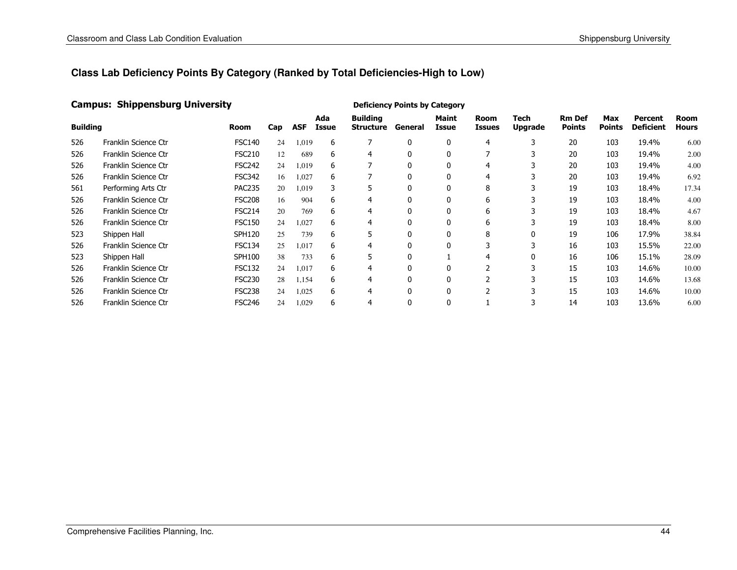## Class Lab Deficiency Points By Category (Ranked by Total Deficiencies-High to Low)

### Campus: Shippensburg University

| Building | | Room | Cap | ASF | Ada Issue | Building Structure | General | Maint Issue | Room Issues | Tech Upgrade | Rm Def Points | Max Points | Percent Deficient | Room Hours |
|---|---|---|---|---|---|---|---|---|---|---|---|---|---|---|
| | | | | | | Deficiency Points by Category | | | | | | | | |
| 526 | Franklin Science Ctr | FSC140 | 24 | 1,019 | 6 | 7 | 0 | 0 | 4 | 3 | 20 | 103 | 19.4% | 6.00 |
| 526 | Franklin Science Ctr | FSC210 | 12 | 689 | 6 | 4 | 0 | 0 | 7 | 3 | 20 | 103 | 19.4% | 2.00 |
| 526 | Franklin Science Ctr | FSC242 | 24 | 1,019 | 6 | 7 | 0 | 0 | 4 | 3 | 20 | 103 | 19.4% | 4.00 |
| 526 | Franklin Science Ctr | FSC342 | 16 | 1,027 | 6 | 7 | 0 | 0 | 4 | 3 | 20 | 103 | 19.4% | 6.92 |
| 561 | Performing Arts Ctr | PAC235 | 20 | 1,019 | 3 | 5 | 0 | 0 | 8 | 3 | 19 | 103 | 18.4% | 17.34 |
| 526 | Franklin Science Ctr | FSC208 | 16 | 904 | 6 | 4 | 0 | 0 | 6 | 3 | 19 | 103 | 18.4% | 4.00 |
| 526 | Franklin Science Ctr | FSC214 | 20 | 769 | 6 | 4 | 0 | 0 | 6 | 3 | 19 | 103 | 18.4% | 4.67 |
| 526 | Franklin Science Ctr | FSC150 | 24 | 1,027 | 6 | 4 | 0 | 0 | 6 | 3 | 19 | 103 | 18.4% | 8.00 |
| 523 | Shippen Hall | SPH120 | 25 | 739 | 6 | 5 | 0 | 0 | 8 | 0 | 19 | 106 | 17.9% | 38.84 |
| 526 | Franklin Science Ctr | FSC134 | 25 | 1,017 | 6 | 4 | 0 | 0 | 3 | 3 | 16 | 103 | 15.5% | 22.00 |
| 523 | Shippen Hall | SPH100 | 38 | 733 | 6 | 5 | 0 | 1 | 4 | 0 | 16 | 106 | 15.1% | 28.09 |
| 526 | Franklin Science Ctr | FSC132 | 24 | 1,017 | 6 | 4 | 0 | 0 | 2 | 3 | 15 | 103 | 14.6% | 10.00 |
| 526 | Franklin Science Ctr | FSC230 | 28 | 1,154 | 6 | 4 | 0 | 0 | 2 | 3 | 15 | 103 | 14.6% | 13.68 |
| 526 | Franklin Science Ctr | FSC238 | 24 | 1,025 | 6 | 4 | 0 | 0 | 2 | 3 | 15 | 103 | 14.6% | 10.00 |
| 526 | Franklin Science Ctr | FSC246 | 24 | 1,029 | 6 | 4 | 0 | 0 | 1 | 3 | 14 | 103 | 13.6% | 6.00 |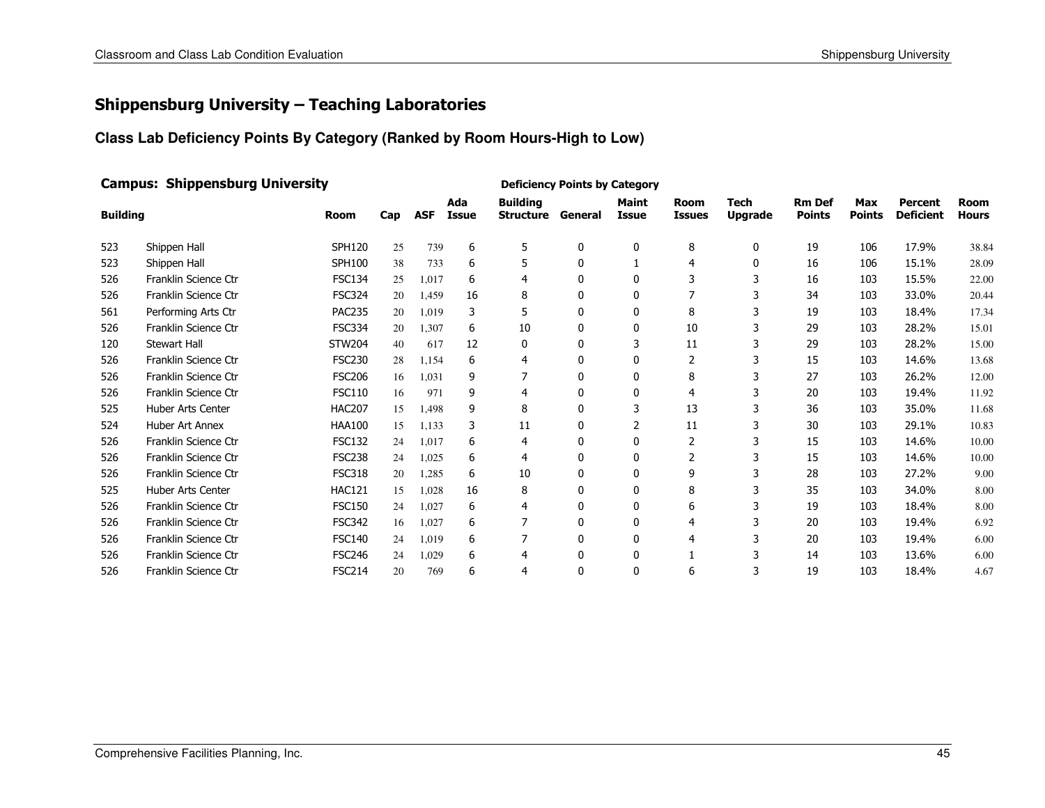## Shippensburg University – Teaching Laboratories

### Class Lab Deficiency Points By Category (Ranked by Room Hours-High to Low)

**Campus: Shippensburg University**

| Building | | Room | Cap | ASF | Ada Issue | Deficiency Points by Category Building Structure | General | Maint Issue | Room Issues | Tech Upgrade | Rm Def Points | Max Points | Percent Deficient | Room Hours |
|---|---|---|---|---|---|---|---|---|---|---|---|---|---|---|
| 523 | Shippen Hall | SPH120 | 25 | 739 | 6 | 5 | 0 | 0 | 8 | 0 | 19 | 106 | 17.9% | 38.84 |
| 523 | Shippen Hall | SPH100 | 38 | 733 | 6 | 5 | 0 | 1 | 4 | 0 | 16 | 106 | 15.1% | 28.09 |
| 526 | Franklin Science Ctr | FSC134 | 25 | 1,017 | 6 | 4 | 0 | 0 | 3 | 3 | 16 | 103 | 15.5% | 22.00 |
| 526 | Franklin Science Ctr | FSC324 | 20 | 1,459 | 16 | 8 | 0 | 0 | 7 | 3 | 34 | 103 | 33.0% | 20.44 |
| 561 | Performing Arts Ctr | PAC235 | 20 | 1,019 | 3 | 5 | 0 | 0 | 8 | 3 | 19 | 103 | 18.4% | 17.34 |
| 526 | Franklin Science Ctr | FSC334 | 20 | 1,307 | 6 | 10 | 0 | 0 | 10 | 3 | 29 | 103 | 28.2% | 15.01 |
| 120 | Stewart Hall | STW204 | 40 | 617 | 12 | 0 | 0 | 3 | 11 | 3 | 29 | 103 | 28.2% | 15.00 |
| 526 | Franklin Science Ctr | FSC230 | 28 | 1,154 | 6 | 4 | 0 | 0 | 2 | 3 | 15 | 103 | 14.6% | 13.68 |
| 526 | Franklin Science Ctr | FSC206 | 16 | 1,031 | 9 | 7 | 0 | 0 | 8 | 3 | 27 | 103 | 26.2% | 12.00 |
| 526 | Franklin Science Ctr | FSC110 | 16 | 971 | 9 | 4 | 0 | 0 | 4 | 3 | 20 | 103 | 19.4% | 11.92 |
| 525 | Huber Arts Center | HAC207 | 15 | 1,498 | 9 | 8 | 0 | 3 | 13 | 3 | 36 | 103 | 35.0% | 11.68 |
| 524 | Huber Art Annex | HAA100 | 15 | 1,133 | 3 | 11 | 0 | 2 | 11 | 3 | 30 | 103 | 29.1% | 10.83 |
| 526 | Franklin Science Ctr | FSC132 | 24 | 1,017 | 6 | 4 | 0 | 0 | 2 | 3 | 15 | 103 | 14.6% | 10.00 |
| 526 | Franklin Science Ctr | FSC238 | 24 | 1,025 | 6 | 4 | 0 | 0 | 2 | 3 | 15 | 103 | 14.6% | 10.00 |
| 526 | Franklin Science Ctr | FSC318 | 20 | 1,285 | 6 | 10 | 0 | 0 | 9 | 3 | 28 | 103 | 27.2% | 9.00 |
| 525 | Huber Arts Center | HAC121 | 15 | 1,028 | 16 | 8 | 0 | 0 | 8 | 3 | 35 | 103 | 34.0% | 8.00 |
| 526 | Franklin Science Ctr | FSC150 | 24 | 1,027 | 6 | 4 | 0 | 0 | 6 | 3 | 19 | 103 | 18.4% | 8.00 |
| 526 | Franklin Science Ctr | FSC342 | 16 | 1,027 | 6 | 7 | 0 | 0 | 4 | 3 | 20 | 103 | 19.4% | 6.92 |
| 526 | Franklin Science Ctr | FSC140 | 24 | 1,019 | 6 | 7 | 0 | 0 | 4 | 3 | 20 | 103 | 19.4% | 6.00 |
| 526 | Franklin Science Ctr | FSC246 | 24 | 1,029 | 6 | 4 | 0 | 0 | 1 | 3 | 14 | 103 | 13.6% | 6.00 |
| 526 | Franklin Science Ctr | FSC214 | 20 | 769 | 6 | 4 | 0 | 0 | 6 | 3 | 19 | 103 | 18.4% | 4.67 |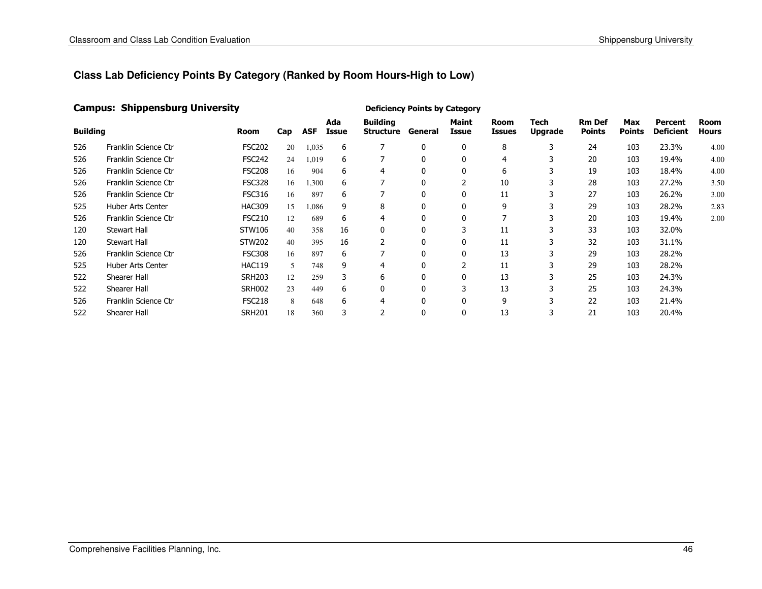## Class Lab Deficiency Points By Category (Ranked by Room Hours-High to Low)

### Campus: Shippensburg University

| Building | | Room | Cap | ASF | Ada Issue | Building Structure | General | Maint Issue | Room Issues | Tech Upgrade | Rm Def Points | Max Points | Percent Deficient | Room Hours |
|---|---|---|---|---|---|---|---|---|---|---|---|---|---|---|
| | | | | | | Deficiency Points by Category | | | | | | | | |
| 526 | Franklin Science Ctr | FSC202 | 20 | 1,035 | 6 | 7 | 0 | 0 | 8 | 3 | 24 | 103 | 23.3% | 4.00 |
| 526 | Franklin Science Ctr | FSC242 | 24 | 1,019 | 6 | 7 | 0 | 0 | 4 | 3 | 20 | 103 | 19.4% | 4.00 |
| 526 | Franklin Science Ctr | FSC208 | 16 | 904 | 6 | 4 | 0 | 0 | 6 | 3 | 19 | 103 | 18.4% | 4.00 |
| 526 | Franklin Science Ctr | FSC328 | 16 | 1,300 | 6 | 7 | 0 | 2 | 10 | 3 | 28 | 103 | 27.2% | 3.50 |
| 526 | Franklin Science Ctr | FSC316 | 16 | 897 | 6 | 7 | 0 | 0 | 11 | 3 | 27 | 103 | 26.2% | 3.00 |
| 525 | Huber Arts Center | HAC309 | 15 | 1,086 | 9 | 8 | 0 | 0 | 9 | 3 | 29 | 103 | 28.2% | 2.83 |
| 526 | Franklin Science Ctr | FSC210 | 12 | 689 | 6 | 4 | 0 | 0 | 7 | 3 | 20 | 103 | 19.4% | 2.00 |
| 120 | Stewart Hall | STW106 | 40 | 358 | 16 | 0 | 0 | 3 | 11 | 3 | 33 | 103 | 32.0% | |
| 120 | Stewart Hall | STW202 | 40 | 395 | 16 | 2 | 0 | 0 | 11 | 3 | 32 | 103 | 31.1% | |
| 526 | Franklin Science Ctr | FSC308 | 16 | 897 | 6 | 7 | 0 | 0 | 13 | 3 | 29 | 103 | 28.2% | |
| 525 | Huber Arts Center | HAC119 | 5 | 748 | 9 | 4 | 0 | 2 | 11 | 3 | 29 | 103 | 28.2% | |
| 522 | Shearer Hall | SRH203 | 12 | 259 | 3 | 6 | 0 | 0 | 13 | 3 | 25 | 103 | 24.3% | |
| 522 | Shearer Hall | SRH002 | 23 | 449 | 6 | 0 | 0 | 3 | 13 | 3 | 25 | 103 | 24.3% | |
| 526 | Franklin Science Ctr | FSC218 | 8 | 648 | 6 | 4 | 0 | 0 | 9 | 3 | 22 | 103 | 21.4% | |
| 522 | Shearer Hall | SRH201 | 18 | 360 | 3 | 2 | 0 | 0 | 13 | 3 | 21 | 103 | 20.4% | |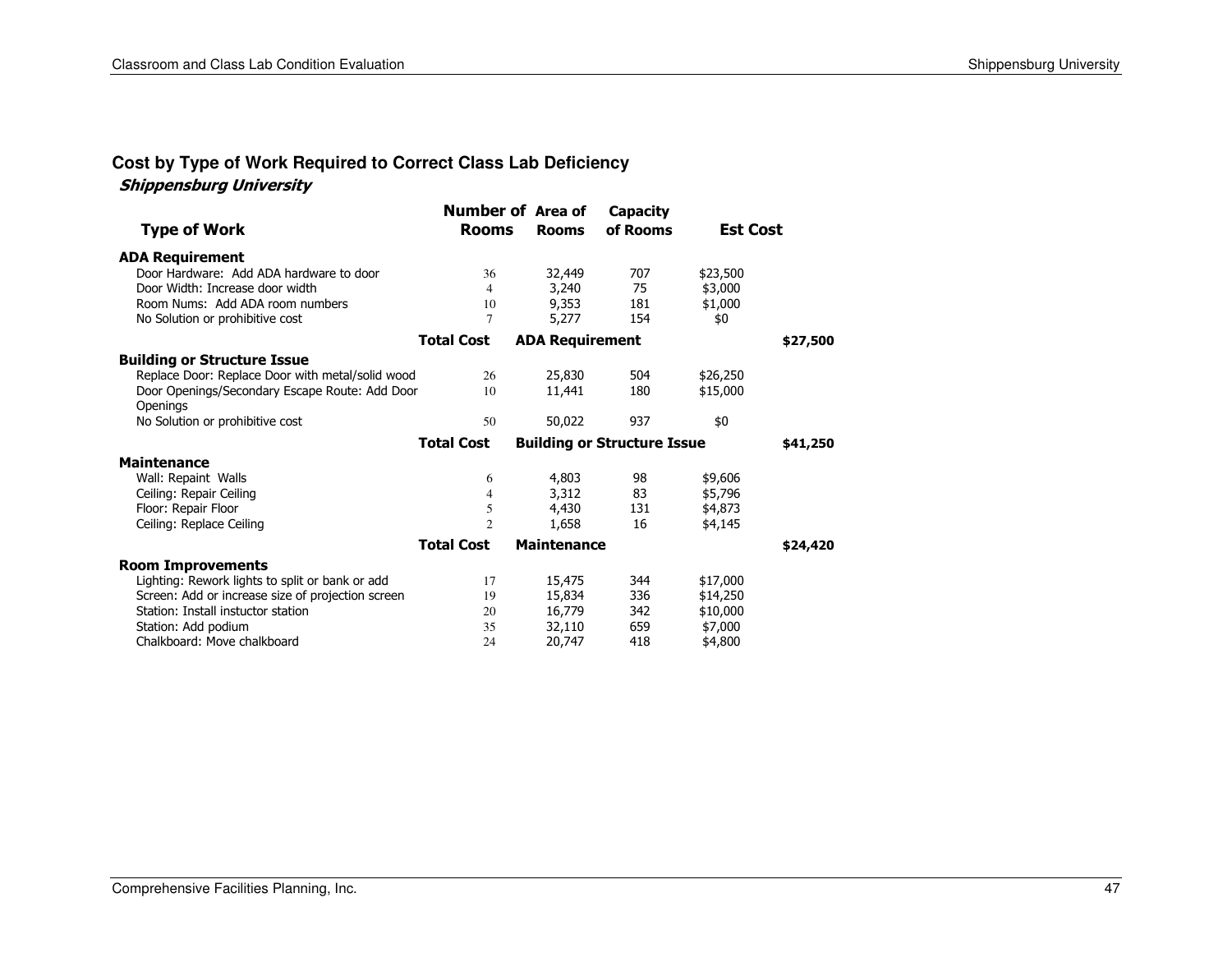## Cost by Type of Work Required to Correct Class Lab Deficiency

***Shippensburg University***

| Type of Work | Number of Rooms | Area of Rooms | Capacity of Rooms | Est Cost | |
|---|---|---|---|---|---|
| **ADA Requirement** | | | | | |
| Door Hardware: Add ADA hardware to door | 36 | 32,449 | 707 | $23,500 | |
| Door Width: Increase door width | 4 | 3,240 | 75 | $3,000 | |
| Room Nums: Add ADA room numbers | 10 | 9,353 | 181 | $1,000 | |
| No Solution or prohibitive cost | 7 | 5,277 | 154 | $0 | |
| | **Total Cost** | **ADA Requirement** | | | **$27,500** |
| **Building or Structure Issue** | | | | | |
| Replace Door: Replace Door with metal/solid wood | 26 | 25,830 | 504 | $26,250 | |
| Door Openings/Secondary Escape Route: Add Door Openings | 10 | 11,441 | 180 | $15,000 | |
| No Solution or prohibitive cost | 50 | 50,022 | 937 | $0 | |
| | **Total Cost** | **Building or Structure Issue** | | | **$41,250** |
| **Maintenance** | | | | | |
| Wall: Repaint Walls | 6 | 4,803 | 98 | $9,606 | |
| Ceiling: Repair Ceiling | 4 | 3,312 | 83 | $5,796 | |
| Floor: Repair Floor | 5 | 4,430 | 131 | $4,873 | |
| Ceiling: Replace Ceiling | 2 | 1,658 | 16 | $4,145 | |
| | **Total Cost** | **Maintenance** | | | **$24,420** |
| **Room Improvements** | | | | | |
| Lighting: Rework lights to split or bank or add | 17 | 15,475 | 344 | $17,000 | |
| Screen: Add or increase size of projection screen | 19 | 15,834 | 336 | $14,250 | |
| Station: Install instuctor station | 20 | 16,779 | 342 | $10,000 | |
| Station: Add podium | 35 | 32,110 | 659 | $7,000 | |
| Chalkboard: Move chalkboard | 24 | 20,747 | 418 | $4,800 | |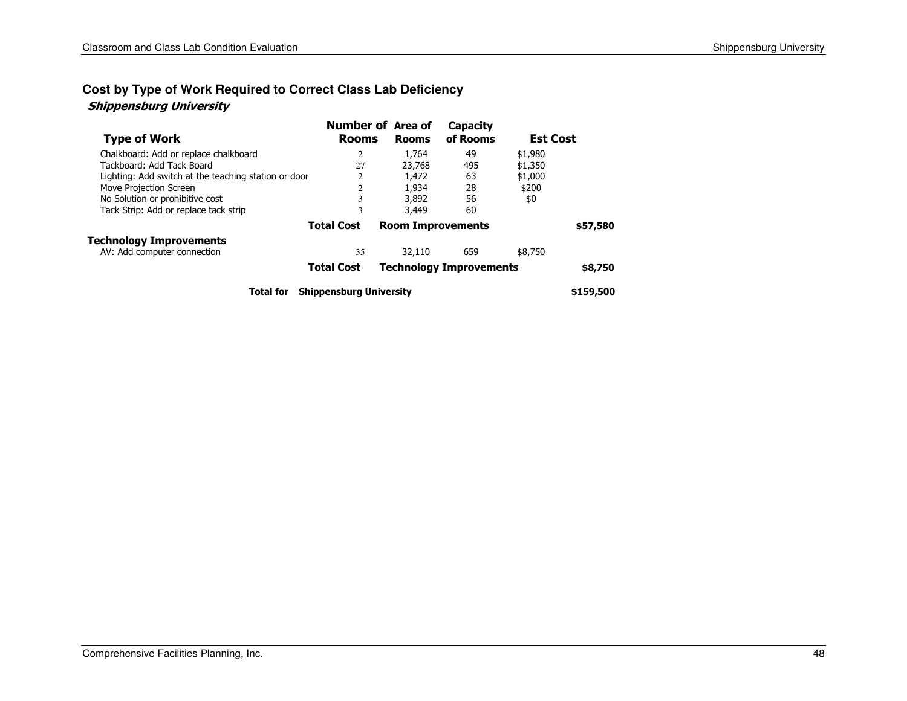## Cost by Type of Work Required to Correct Class Lab Deficiency

### *Shippensburg University*

| Type of Work | Number of Rooms | Area of Rooms | Capacity of Rooms | Est Cost | |
|---|---|---|---|---|---|
| Chalkboard: Add or replace chalkboard | 2 | 1,764 | 49 | $1,980 | |
| Tackboard: Add Tack Board | 27 | 23,768 | 495 | $1,350 | |
| Lighting: Add switch at the teaching station or door | 2 | 1,472 | 63 | $1,000 | |
| Move Projection Screen | 2 | 1,934 | 28 | $200 | |
| No Solution or prohibitive cost | 3 | 3,892 | 56 | $0 | |
| Tack Strip: Add or replace tack strip | 3 | 3,449 | 60 | | |
| | **Total Cost** | **Room Improvements** | | | **$57,580** |
| **Technology Improvements** | | | | | |
| AV: Add computer connection | 35 | 32,110 | 659 | $8,750 | |
| | **Total Cost** | **Technology Improvements** | | | **$8,750** |
| **Total for** | **Shippensburg University** | | | | **$159,500** |